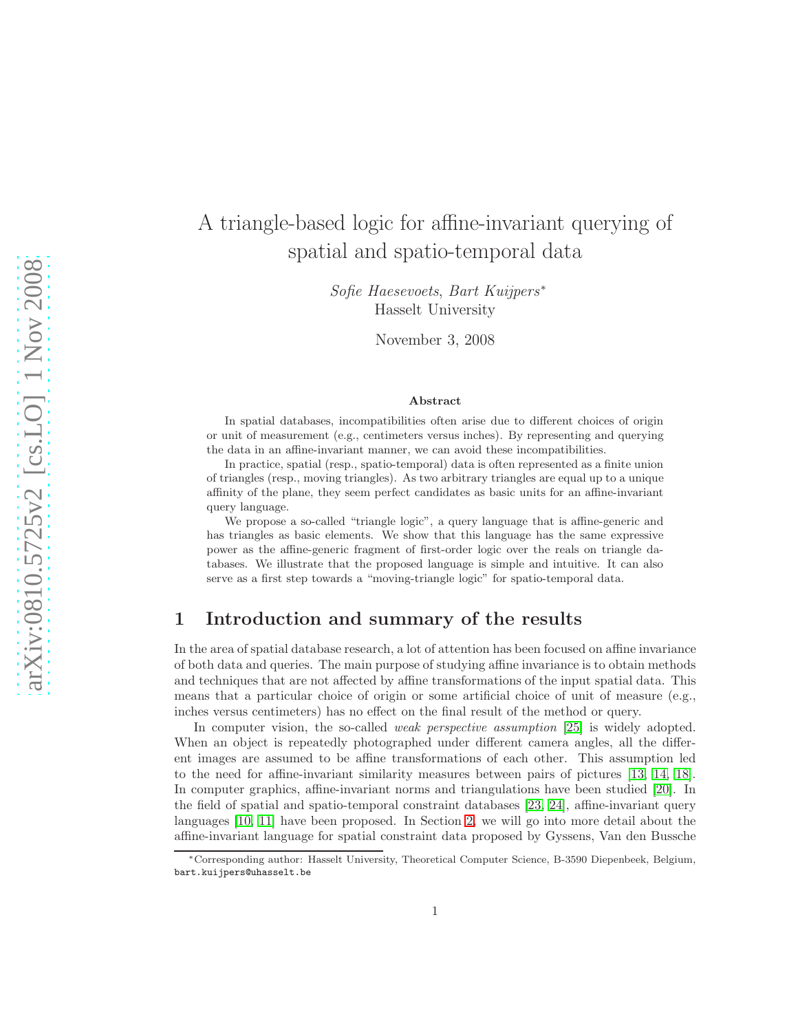# A triangle-based logic for affine-invariant querying of spatial and spatio-temporal data

*Sofie Haesevoets, Bart Kuijpers*[*]
Hasselt University

November 3, 2008

### Abstract

In spatial databases, incompatibilities often arise due to different choices of origin or unit of measurement (e.g., centimeters versus inches). By representing and querying the data in an affine-invariant manner, we can avoid these incompatibilities.

In practice, spatial (resp., spatio-temporal) data is often represented as a finite union of triangles (resp., moving triangles). As two arbitrary triangles are equal up to a unique affinity of the plane, they seem perfect candidates as basic units for an affine-invariant query language.

We propose a so-called "triangle logic", a query language that is affine-generic and has triangles as basic elements. We show that this language has the same expressive power as the affine-generic fragment of first-order logic over the reals on triangle databases. We illustrate that the proposed language is simple and intuitive. It can also serve as a first step towards a "moving-triangle logic" for spatio-temporal data.

## 1 Introduction and summary of the results

In the area of spatial database research, a lot of attention has been focused on affine invariance of both data and queries. The main purpose of studying affine invariance is to obtain methods and techniques that are not affected by affine transformations of the input spatial data. This means that a particular choice of origin or some artificial choice of unit of measure (e.g., inches versus centimeters) has no effect on the final result of the method or query.

In computer vision, the so-called *weak perspective assumption* [25] is widely adopted. When an object is repeatedly photographed under different camera angles, all the different images are assumed to be affine transformations of each other. This assumption led to the need for affine-invariant similarity measures between pairs of pictures [13, 14, 18]. In computer graphics, affine-invariant norms and triangulations have been studied [20]. In the field of spatial and spatio-temporal constraint databases [23, 24], affine-invariant query languages [10, 11] have been proposed. In Section 2, we will go into more detail about the affine-invariant language for spatial constraint data proposed by Gyssens, Van den Bussche

[*]Corresponding author: Hasselt University, Theoretical Computer Science, B-3590 Diepenbeek, Belgium, bart.kuijpers@uhasselt.be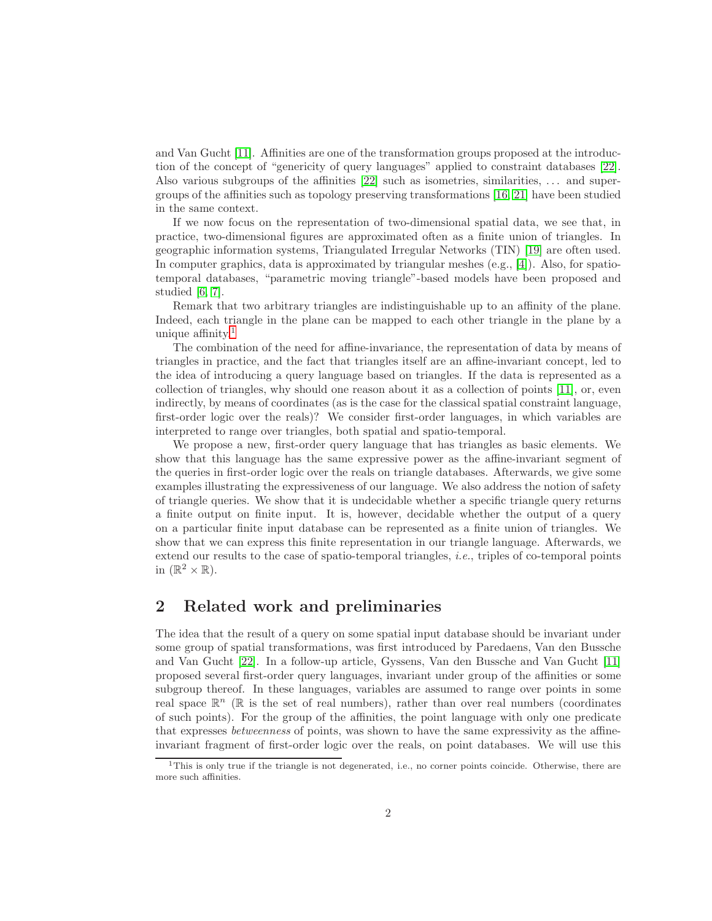and Van Gucht [11]. Affinities are one of the transformation groups proposed at the introduction of the concept of "genericity of query languages" applied to constraint databases [22]. Also various subgroups of the affinities [22] such as isometries, similarities, ... and supergroups of the affinities such as topology preserving transformations [16, 21] have been studied in the same context.

If we now focus on the representation of two-dimensional spatial data, we see that, in practice, two-dimensional figures are approximated often as a finite union of triangles. In geographic information systems, Triangulated Irregular Networks (TIN) [19] are often used. In computer graphics, data is approximated by triangular meshes (e.g., [4]). Also, for spatio-temporal databases, "parametric moving triangle"-based models have been proposed and studied [6, 7].

Remark that two arbitrary triangles are indistinguishable up to an affinity of the plane. Indeed, each triangle in the plane can be mapped to each other triangle in the plane by a unique affinity.[1]

The combination of the need for affine-invariance, the representation of data by means of triangles in practice, and the fact that triangles itself are an affine-invariant concept, led to the idea of introducing a query language based on triangles. If the data is represented as a collection of triangles, why should one reason about it as a collection of points [11], or, even indirectly, by means of coordinates (as is the case for the classical spatial constraint language, first-order logic over the reals)? We consider first-order languages, in which variables are interpreted to range over triangles, both spatial and spatio-temporal.

We propose a new, first-order query language that has triangles as basic elements. We show that this language has the same expressive power as the affine-invariant segment of the queries in first-order logic over the reals on triangle databases. Afterwards, we give some examples illustrating the expressiveness of our language. We also address the notion of safety of triangle queries. We show that it is undecidable whether a specific triangle query returns a finite output on finite input. It is, however, decidable whether the output of a query on a particular finite input database can be represented as a finite union of triangles. We show that we can express this finite representation in our triangle language. Afterwards, we extend our results to the case of spatio-temporal triangles, *i.e.*, triples of co-temporal points in $(\mathbb{R}^2 \times \mathbb{R})$.

## 2 Related work and preliminaries

The idea that the result of a query on some spatial input database should be invariant under some group of spatial transformations, was first introduced by Paredaens, Van den Bussche and Van Gucht [22]. In a follow-up article, Gyssens, Van den Bussche and Van Gucht [11] proposed several first-order query languages, invariant under group of the affinities or some subgroup thereof. In these languages, variables are assumed to range over points in some real space $\mathbb{R}^n$ ($\mathbb{R}$ is the set of real numbers), rather than over real numbers (coordinates of such points). For the group of the affinities, the point language with only one predicate that expresses *betweenness* of points, was shown to have the same expressivity as the affine-invariant fragment of first-order logic over the reals, on point databases. We will use this

[1] This is only true if the triangle is not degenerated, i.e., no corner points coincide. Otherwise, there are more such affinities.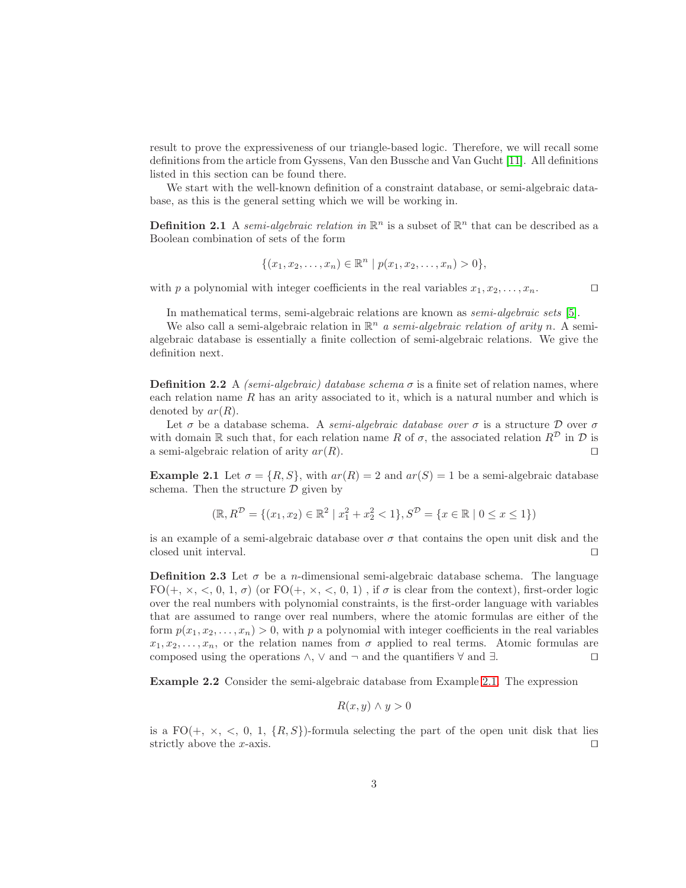result to prove the expressiveness of our triangle-based logic. Therefore, we will recall some definitions from the article from Gyssens, Van den Bussche and Van Gucht [11]. All definitions listed in this section can be found there.

We start with the well-known definition of a constraint database, or semi-algebraic database, as this is the general setting which we will be working in.

**Definition 2.1** A *semi-algebraic relation in* $\mathbb{R}^n$ is a subset of $\mathbb{R}^n$ that can be described as a Boolean combination of sets of the form

$$\{(x_1, x_2, \ldots, x_n) \in \mathbb{R}^n \mid p(x_1, x_2, \ldots, x_n) > 0\},$$

with $p$ a polynomial with integer coefficients in the real variables $x_1, x_2, \ldots, x_n$. ◻

In mathematical terms, semi-algebraic relations are known as *semi-algebraic sets* [5].

We also call a semi-algebraic relation in $\mathbb{R}^n$ *a semi-algebraic relation of arity n*. A semi-algebraic database is essentially a finite collection of semi-algebraic relations. We give the definition next.

**Definition 2.2** A *(semi-algebraic) database schema* $\sigma$ is a finite set of relation names, where each relation name $R$ has an arity associated to it, which is a natural number and which is denoted by $ar(R)$.

Let $\sigma$ be a database schema. A *semi-algebraic database over* $\sigma$ is a structure $\mathcal{D}$ over $\sigma$ with domain $\mathbb{R}$ such that, for each relation name $R$ of $\sigma$, the associated relation $R^{\mathcal{D}}$ in $\mathcal{D}$ is a semi-algebraic relation of arity $ar(R)$. ◻

**Example 2.1** Let $\sigma = \{R, S\}$, with $ar(R) = 2$ and $ar(S) = 1$ be a semi-algebraic database schema. Then the structure $\mathcal{D}$ given by

$$(\mathbb{R}, R^{\mathcal{D}} = \{(x_1, x_2) \in \mathbb{R}^2 \mid x_1^2 + x_2^2 < 1\}, S^{\mathcal{D}} = \{x \in \mathbb{R} \mid 0 \leq x \leq 1\})$$

is an example of a semi-algebraic database over $\sigma$ that contains the open unit disk and the closed unit interval. ◻

**Definition 2.3** Let $\sigma$ be a $n$-dimensional semi-algebraic database schema. The language FO(+, ×, <, 0, 1, $\sigma$) (or FO(+, ×, <, 0, 1) , if $\sigma$ is clear from the context), first-order logic over the real numbers with polynomial constraints, is the first-order language with variables that are assumed to range over real numbers, where the atomic formulas are either of the form $p(x_1, x_2, \ldots, x_n) > 0$, with $p$ a polynomial with integer coefficients in the real variables $x_1, x_2, \ldots, x_n$, or the relation names from $\sigma$ applied to real terms. Atomic formulas are composed using the operations $\wedge$, $\vee$ and $\neg$ and the quantifiers $\forall$ and $\exists$. ◻

**Example 2.2** Consider the semi-algebraic database from Example 2.1. The expression

$$R(x, y) \wedge y > 0$$

is a FO(+, ×, <, 0, 1, $\{R, S\}$)-formula selecting the part of the open unit disk that lies strictly above the $x$-axis. ◻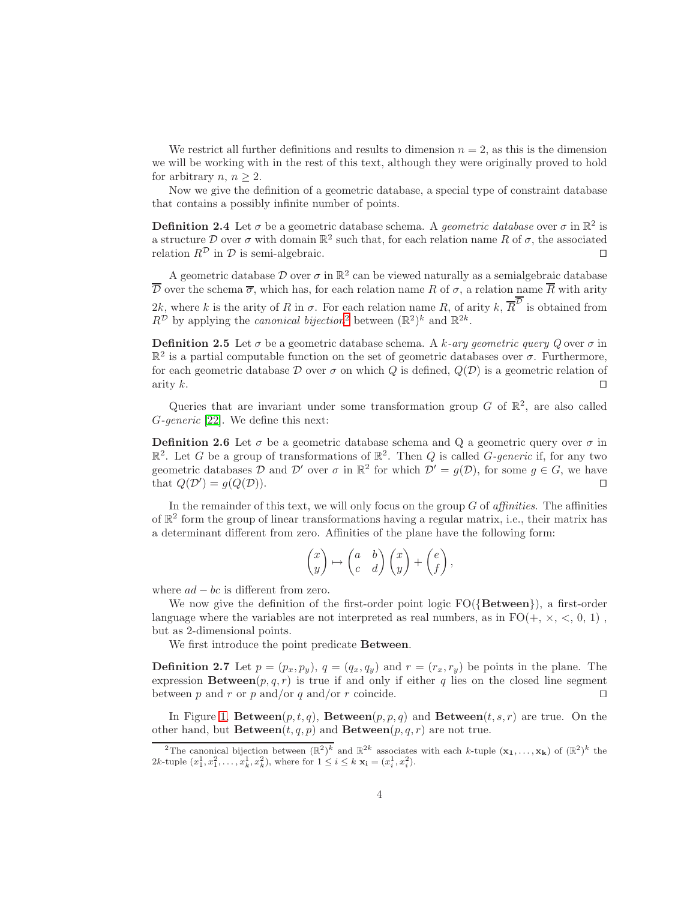We restrict all further definitions and results to dimension $n = 2$, as this is the dimension we will be working with in the rest of this text, although they were originally proved to hold for arbitrary $n$, $n \geq 2$.

Now we give the definition of a geometric database, a special type of constraint database that contains a possibly infinite number of points.

**Definition 2.4** Let $\sigma$ be a geometric database schema. A *geometric database* over $\sigma$ in $\mathbb{R}^2$ is a structure $\mathcal{D}$ over $\sigma$ with domain $\mathbb{R}^2$ such that, for each relation name $R$ of $\sigma$, the associated relation $R^{\mathcal{D}}$ in $\mathcal{D}$ is semi-algebraic. □

A geometric database $\mathcal{D}$ over $\sigma$ in $\mathbb{R}^2$ can be viewed naturally as a semialgebraic database $\overline{\mathcal{D}}$ over the schema $\overline{\sigma}$, which has, for each relation name $R$ of $\sigma$, a relation name $\overline{R}$ with arity $2k$, where $k$ is the arity of $R$ in $\sigma$. For each relation name $R$, of arity $k$, $\overline{R}^{\overline{\mathcal{D}}}$ is obtained from $R^{\mathcal{D}}$ by applying the *canonical bijection*[2] between $(\mathbb{R}^2)^k$ and $\mathbb{R}^{2k}$.

**Definition 2.5** Let $\sigma$ be a geometric database schema. A *k-ary geometric query* $Q$ over $\sigma$ in $\mathbb{R}^2$ is a partial computable function on the set of geometric databases over $\sigma$. Furthermore, for each geometric database $\mathcal{D}$ over $\sigma$ on which $Q$ is defined, $Q(\mathcal{D})$ is a geometric relation of arity $k$. □

Queries that are invariant under some transformation group $G$ of $\mathbb{R}^2$, are also called *G-generic* [22]. We define this next:

**Definition 2.6** Let $\sigma$ be a geometric database schema and Q a geometric query over $\sigma$ in $\mathbb{R}^2$. Let $G$ be a group of transformations of $\mathbb{R}^2$. Then $Q$ is called *G-generic* if, for any two geometric databases $\mathcal{D}$ and $\mathcal{D}'$ over $\sigma$ in $\mathbb{R}^2$ for which $\mathcal{D}' = g(\mathcal{D})$, for some $g \in G$, we have that $Q(\mathcal{D}') = g(Q(\mathcal{D}))$. □

In the remainder of this text, we will only focus on the group $G$ of *affinities*. The affinities of $\mathbb{R}^2$ form the group of linear transformations having a regular matrix, i.e., their matrix has a determinant different from zero. Affinities of the plane have the following form:

$$\begin{pmatrix} x \\ y \end{pmatrix} \mapsto \begin{pmatrix} a & b \\ c & d \end{pmatrix} \begin{pmatrix} x \\ y \end{pmatrix} + \begin{pmatrix} e \\ f \end{pmatrix},$$

where $ad - bc$ is different from zero.

We now give the definition of the first-order point logic FO({**Between**}), a first-order language where the variables are not interpreted as real numbers, as in FO($+, \times, <, 0, 1$) , but as 2-dimensional points.

We first introduce the point predicate **Between**.

**Definition 2.7** Let $p = (p_x, p_y)$, $q = (q_x, q_y)$ and $r = (r_x, r_y)$ be points in the plane. The expression **Between**$(p, q, r)$ is true if and only if either $q$ lies on the closed line segment between $p$ and $r$ or $p$ and/or $q$ and/or $r$ coincide. □

In Figure 1, **Between**$(p, t, q)$, **Between**$(p, p, q)$ and **Between**$(t, s, r)$ are true. On the other hand, but **Between**$(t, q, p)$ and **Between**$(p, q, r)$ are not true.

[2]The canonical bijection between $(\mathbb{R}^2)^k$ and $\mathbb{R}^{2k}$ associates with each $k$-tuple $(\mathbf{x_1}, \ldots, \mathbf{x_k})$ of $(\mathbb{R}^2)^k$ the $2k$-tuple $(x_1^1, x_1^2, \ldots, x_k^1, x_k^2)$, where for $1 \leq i \leq k$ $\mathbf{x_i} = (x_i^1, x_i^2)$.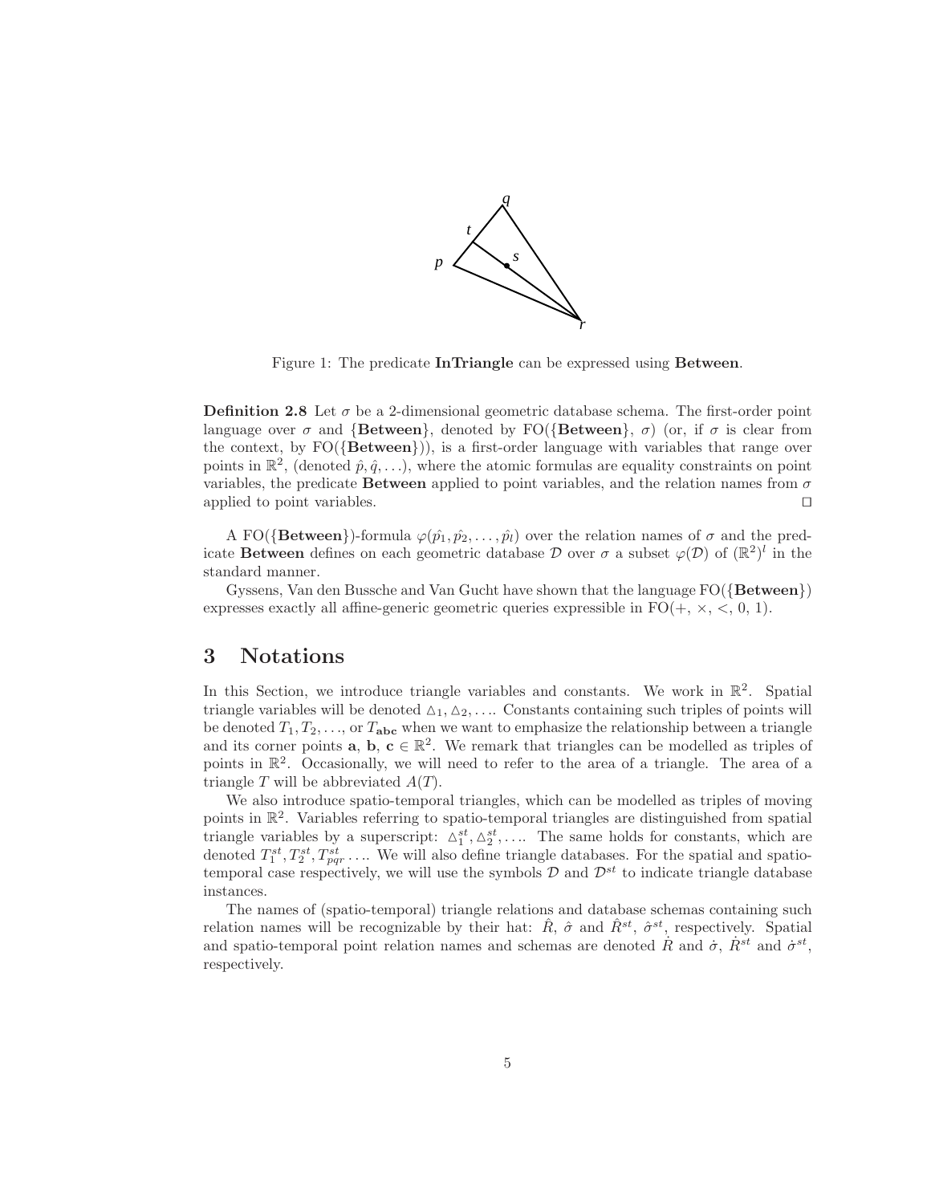Figure 1: The predicate **InTriangle** can be expressed using **Between**.

**Definition 2.8** Let $\sigma$ be a 2-dimensional geometric database schema. The first-order point language over $\sigma$ and $\{\textbf{Between}\}$, denoted by FO($\{\textbf{Between}\}$, $\sigma$) (or, if $\sigma$ is clear from the context, by FO($\{\textbf{Between}\}$)), is a first-order language with variables that range over points in $\mathbb{R}^2$, (denoted $\hat{p}, \hat{q}, \ldots$), where the atomic formulas are equality constraints on point variables, the predicate **Between** applied to point variables, and the relation names from $\sigma$ applied to point variables. □

A FO($\{\textbf{Between}\}$)-formula $\varphi(\hat{p_1}, \hat{p_2}, \ldots, \hat{p_l})$ over the relation names of $\sigma$ and the predicate **Between** defines on each geometric database $\mathcal{D}$ over $\sigma$ a subset $\varphi(\mathcal{D})$ of $(\mathbb{R}^2)^l$ in the standard manner.

Gyssens, Van den Bussche and Van Gucht have shown that the language FO($\{\textbf{Between}\}$) expresses exactly all affine-generic geometric queries expressible in FO($+$, $\times$, $<$, 0, 1).

# 3 Notations

In this Section, we introduce triangle variables and constants. We work in $\mathbb{R}^2$. Spatial triangle variables will be denoted $\triangle_1, \triangle_2, \ldots$. Constants containing such triples of points will be denoted $T_1, T_2, \ldots$, or $T_{\mathbf{abc}}$ when we want to emphasize the relationship between a triangle and its corner points $\mathbf{a}$, $\mathbf{b}$, $\mathbf{c} \in \mathbb{R}^2$. We remark that triangles can be modelled as triples of points in $\mathbb{R}^2$. Occasionally, we will need to refer to the area of a triangle. The area of a triangle $T$ will be abbreviated $A(T)$.

We also introduce spatio-temporal triangles, which can be modelled as triples of moving points in $\mathbb{R}^2$. Variables referring to spatio-temporal triangles are distinguished from spatial triangle variables by a superscript: $\triangle_1^{st}, \triangle_2^{st}, \ldots$. The same holds for constants, which are denoted $T_1^{st}, T_2^{st}, T_{pqr}^{st} \ldots$. We will also define triangle databases. For the spatial and spatio-temporal case respectively, we will use the symbols $\mathcal{D}$ and $\mathcal{D}^{st}$ to indicate triangle database instances.

The names of (spatio-temporal) triangle relations and database schemas containing such relation names will be recognizable by their hat: $\hat{R}$, $\hat{\sigma}$ and $\hat{R}^{st}$, $\hat{\sigma}^{st}$, respectively. Spatial and spatio-temporal point relation names and schemas are denoted $\dot{R}$ and $\dot{\sigma}$, $\dot{R}^{st}$ and $\dot{\sigma}^{st}$, respectively.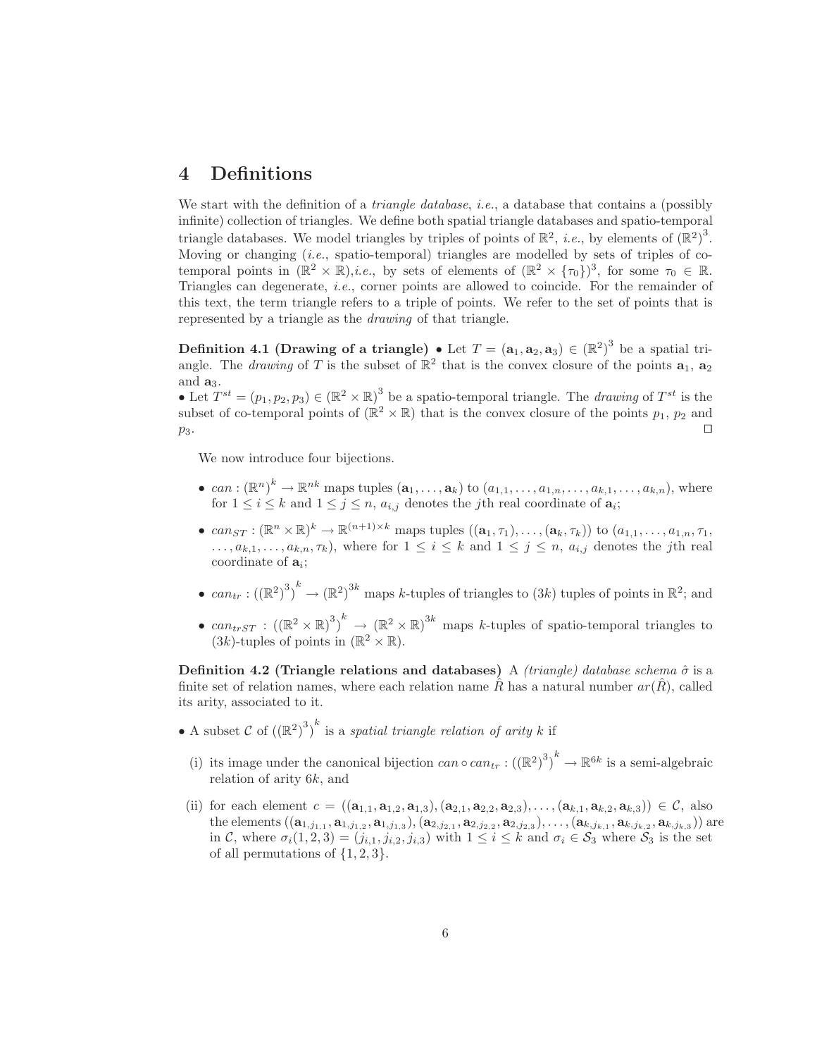## 4 Definitions

We start with the definition of a *triangle database*, *i.e.*, a database that contains a (possibly infinite) collection of triangles. We define both spatial triangle databases and spatio-temporal triangle databases. We model triangles by triples of points of $\mathbb{R}^2$, *i.e.*, by elements of $(\mathbb{R}^2)^3$. Moving or changing (*i.e.*, spatio-temporal) triangles are modelled by sets of triples of co-temporal points in $(\mathbb{R}^2 \times \mathbb{R})$,*i.e.*, by sets of elements of $(\mathbb{R}^2 \times \{\tau_0\})^3$, for some $\tau_0 \in \mathbb{R}$. Triangles can degenerate, *i.e.*, corner points are allowed to coincide. For the remainder of this text, the term triangle refers to a triple of points. We refer to the set of points that is represented by a triangle as the *drawing* of that triangle.

**Definition 4.1 (Drawing of a triangle)** • Let $T = (\mathbf{a}_1, \mathbf{a}_2, \mathbf{a}_3) \in (\mathbb{R}^2)^3$ be a spatial triangle. The *drawing* of $T$ is the subset of $\mathbb{R}^2$ that is the convex closure of the points $\mathbf{a}_1$, $\mathbf{a}_2$ and $\mathbf{a}_3$.
• Let $T^{st} = (p_1, p_2, p_3) \in (\mathbb{R}^2 \times \mathbb{R})^3$ be a spatio-temporal triangle. The *drawing* of $T^{st}$ is the subset of co-temporal points of $(\mathbb{R}^2 \times \mathbb{R})$ that is the convex closure of the points $p_1$, $p_2$ and $p_3$. $\square$

We now introduce four bijections.

- $can : (\mathbb{R}^n)^k \to \mathbb{R}^{nk}$ maps tuples $(\mathbf{a}_1, \ldots, \mathbf{a}_k)$ to $(a_{1,1}, \ldots, a_{1,n}, \ldots, a_{k,1}, \ldots, a_{k,n})$, where for $1 \leq i \leq k$ and $1 \leq j \leq n$, $a_{i,j}$ denotes the $j$th real coordinate of $\mathbf{a}_i$;
- $can_{ST} : (\mathbb{R}^n \times \mathbb{R})^k \to \mathbb{R}^{(n+1)\times k}$ maps tuples $((\mathbf{a}_1, \tau_1), \ldots, (\mathbf{a}_k, \tau_k))$ to $(a_{1,1}, \ldots, a_{1,n}, \tau_1, \ldots, a_{k,1}, \ldots, a_{k,n}, \tau_k)$, where for $1 \leq i \leq k$ and $1 \leq j \leq n$, $a_{i,j}$ denotes the $j$th real coordinate of $\mathbf{a}_i$;
- $can_{tr} : ((\mathbb{R}^2)^3)^k \to (\mathbb{R}^2)^{3k}$ maps $k$-tuples of triangles to $(3k)$ tuples of points in $\mathbb{R}^2$; and
- $can_{trST} : ((\mathbb{R}^2 \times \mathbb{R})^3)^k \to (\mathbb{R}^2 \times \mathbb{R})^{3k}$ maps $k$-tuples of spatio-temporal triangles to $(3k)$-tuples of points in $(\mathbb{R}^2 \times \mathbb{R})$.

**Definition 4.2 (Triangle relations and databases)** A *(triangle) database schema* $\hat{\sigma}$ is a finite set of relation names, where each relation name $\hat{R}$ has a natural number $ar(\hat{R})$, called its arity, associated to it.

• A subset $\mathcal{C}$ of $((\mathbb{R}^2)^3)^k$ is a *spatial triangle relation of arity $k$* if

(i) its image under the canonical bijection $can \circ can_{tr} : ((\mathbb{R}^2)^3)^k \to \mathbb{R}^{6k}$ is a semi-algebraic relation of arity $6k$, and

(ii) for each element $c = ((\mathbf{a}_{1,1}, \mathbf{a}_{1,2}, \mathbf{a}_{1,3}), (\mathbf{a}_{2,1}, \mathbf{a}_{2,2}, \mathbf{a}_{2,3}), \ldots, (\mathbf{a}_{k,1}, \mathbf{a}_{k,2}, \mathbf{a}_{k,3})) \in \mathcal{C}$, also the elements $((\mathbf{a}_{1,j_{1,1}}, \mathbf{a}_{1,j_{1,2}}, \mathbf{a}_{1,j_{1,3}}), (\mathbf{a}_{2,j_{2,1}}, \mathbf{a}_{2,j_{2,2}}, \mathbf{a}_{2,j_{2,3}}), \ldots, (\mathbf{a}_{k,j_{k,1}}, \mathbf{a}_{k,j_{k,2}}, \mathbf{a}_{k,j_{k,3}}))$ are in $\mathcal{C}$, where $\sigma_i(1, 2, 3) = (j_{i,1}, j_{i,2}, j_{i,3})$ with $1 \leq i \leq k$ and $\sigma_i \in \mathcal{S}_3$ where $\mathcal{S}_3$ is the set of all permutations of $\{1, 2, 3\}$.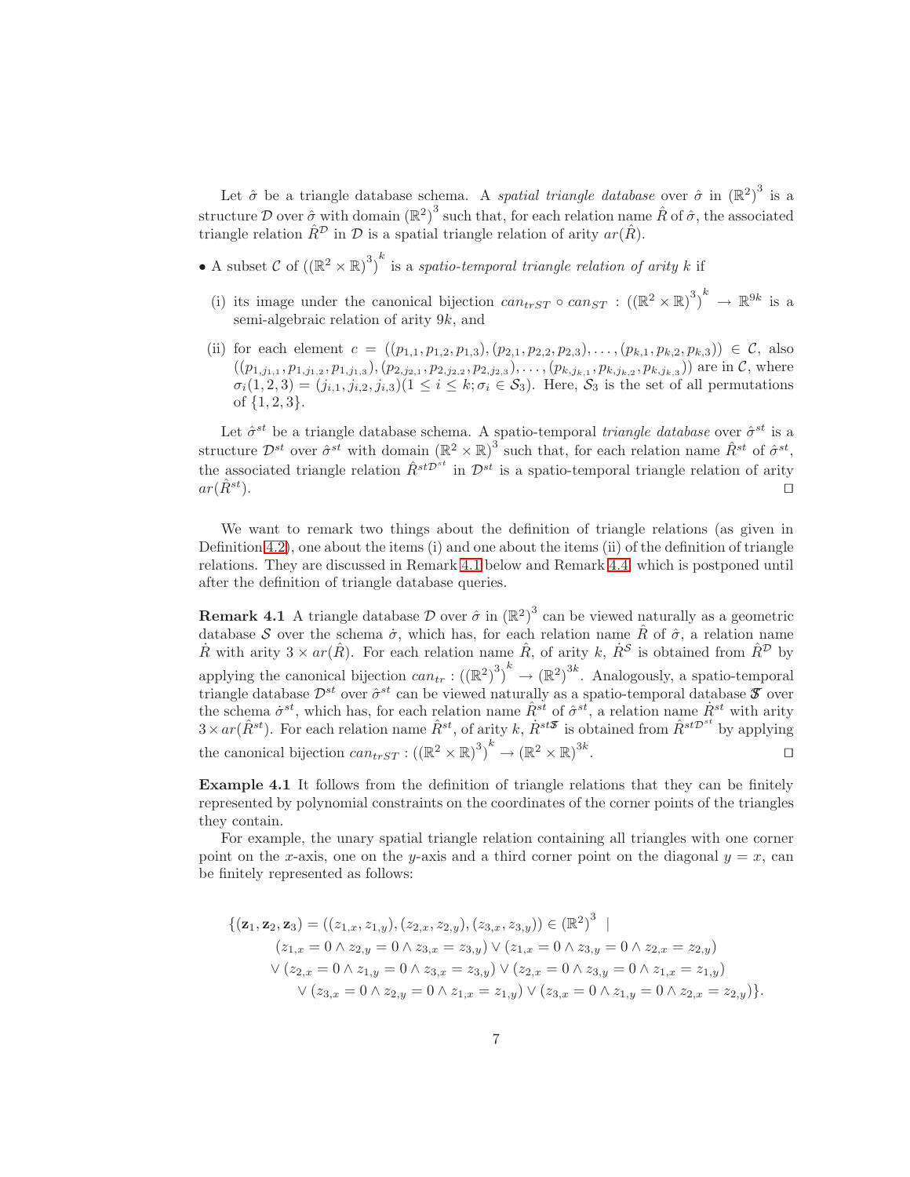Let $\hat{\sigma}$ be a triangle database schema. A *spatial triangle database* over $\hat{\sigma}$ in $\left(\mathbb{R}^2\right)^3$ is a structure $\mathcal{D}$ over $\hat{\sigma}$ with domain $\left(\mathbb{R}^2\right)^3$ such that, for each relation name $\hat{R}$ of $\hat{\sigma}$, the associated triangle relation $\hat{R}^{\mathcal{D}}$ in $\mathcal{D}$ is a spatial triangle relation of arity $ar(\hat{R})$.

- A subset $\mathcal{C}$ of $\left(\left(\mathbb{R}^2 \times \mathbb{R}\right)^3\right)^k$ is a *spatio-temporal triangle relation of arity* $k$ if

  (i) its image under the canonical bijection $can_{trST} \circ can_{ST} : \left(\left(\mathbb{R}^2 \times \mathbb{R}\right)^3\right)^k \rightarrow \mathbb{R}^{9k}$ is a semi-algebraic relation of arity $9k$, and

  (ii) for each element $c = ((p_{1,1}, p_{1,2}, p_{1,3}), (p_{2,1}, p_{2,2}, p_{2,3}), \ldots, (p_{k,1}, p_{k,2}, p_{k,3})) \in \mathcal{C}$, also $((p_{1,j_{1,1}}, p_{1,j_{1,2}}, p_{1,j_{1,3}}), (p_{2,j_{2,1}}, p_{2,j_{2,2}}, p_{2,j_{2,3}}), \ldots, (p_{k,j_{k,1}}, p_{k,j_{k,2}}, p_{k,j_{k,3}}))$ are in $\mathcal{C}$, where $\sigma_i(1,2,3) = (j_{i,1}, j_{i,2}, j_{i,3}) (1 \leq i \leq k; \sigma_i \in \mathcal{S}_3)$. Here, $\mathcal{S}_3$ is the set of all permutations of $\{1, 2, 3\}$.

Let $\hat{\sigma}^{st}$ be a triangle database schema. A spatio-temporal *triangle database* over $\hat{\sigma}^{st}$ is a structure $\mathcal{D}^{st}$ over $\hat{\sigma}^{st}$ with domain $\left(\mathbb{R}^2 \times \mathbb{R}\right)^3$ such that, for each relation name $\hat{R}^{st}$ of $\hat{\sigma}^{st}$, the associated triangle relation $\hat{R}^{st\mathcal{D}^{st}}$ in $\mathcal{D}^{st}$ is a spatio-temporal triangle relation of arity $ar(\hat{R}^{st})$. ◻

We want to remark two things about the definition of triangle relations (as given in Definition 4.2), one about the items (i) and one about the items (ii) of the definition of triangle relations. They are discussed in Remark 4.1 below and Remark 4.4, which is postponed until after the definition of triangle database queries.

**Remark 4.1** A triangle database $\mathcal{D}$ over $\hat{\sigma}$ in $\left(\mathbb{R}^2\right)^3$ can be viewed naturally as a geometric database $\mathcal{S}$ over the schema $\dot{\sigma}$, which has, for each relation name $\hat{R}$ of $\hat{\sigma}$, a relation name $\dot{R}$ with arity $3 \times ar(\hat{R})$. For each relation name $\hat{R}$, of arity $k$, $\dot{R}^{\mathcal{S}}$ is obtained from $\hat{R}^{\mathcal{D}}$ by applying the canonical bijection $can_{tr} : \left(\left(\mathbb{R}^2\right)^3\right)^k \rightarrow \left(\mathbb{R}^2\right)^{3k}$. Analogously, a spatio-temporal triangle database $\mathcal{D}^{st}$ over $\hat{\sigma}^{st}$ can be viewed naturally as a spatio-temporal database $\mathfrak{S}$ over the schema $\dot{\sigma}^{st}$, which has, for each relation name $\hat{R}^{st}$ of $\hat{\sigma}^{st}$, a relation name $\dot{R}^{st}$ with arity $3 \times ar(\hat{R}^{st})$. For each relation name $\hat{R}^{st}$, of arity $k$, $\dot{R}^{st\mathfrak{S}}$ is obtained from $\hat{R}^{st\mathcal{D}^{st}}$ by applying the canonical bijection $can_{trST} : \left(\left(\mathbb{R}^2 \times \mathbb{R}\right)^3\right)^k \rightarrow \left(\mathbb{R}^2 \times \mathbb{R}\right)^{3k}$. ◻

**Example 4.1** It follows from the definition of triangle relations that they can be finitely represented by polynomial constraints on the coordinates of the corner points of the triangles they contain.

For example, the unary spatial triangle relation containing all triangles with one corner point on the $x$-axis, one on the $y$-axis and a third corner point on the diagonal $y = x$, can be finitely represented as follows:

$$
\begin{aligned}
\{(\mathbf{z}_1, \mathbf{z}_2, \mathbf{z}_3) = ((z_{1,x}, z_{1,y}), (z_{2,x}, z_{2,y}), (z_{3,x}, z_{3,y})) \in \left(\mathbb{R}^2\right)^3 \mid \\
(z_{1,x} = 0 \wedge z_{2,y} = 0 \wedge z_{3,x} = z_{3,y}) \vee (z_{1,x} = 0 \wedge z_{3,y} = 0 \wedge z_{2,x} = z_{2,y}) \\
\vee (z_{2,x} = 0 \wedge z_{1,y} = 0 \wedge z_{3,x} = z_{3,y}) \vee (z_{2,x} = 0 \wedge z_{3,y} = 0 \wedge z_{1,x} = z_{1,y}) \\
\vee (z_{3,x} = 0 \wedge z_{2,y} = 0 \wedge z_{1,x} = z_{1,y}) \vee (z_{3,x} = 0 \wedge z_{1,y} = 0 \wedge z_{2,x} = z_{2,y})\}.
\end{aligned}
$$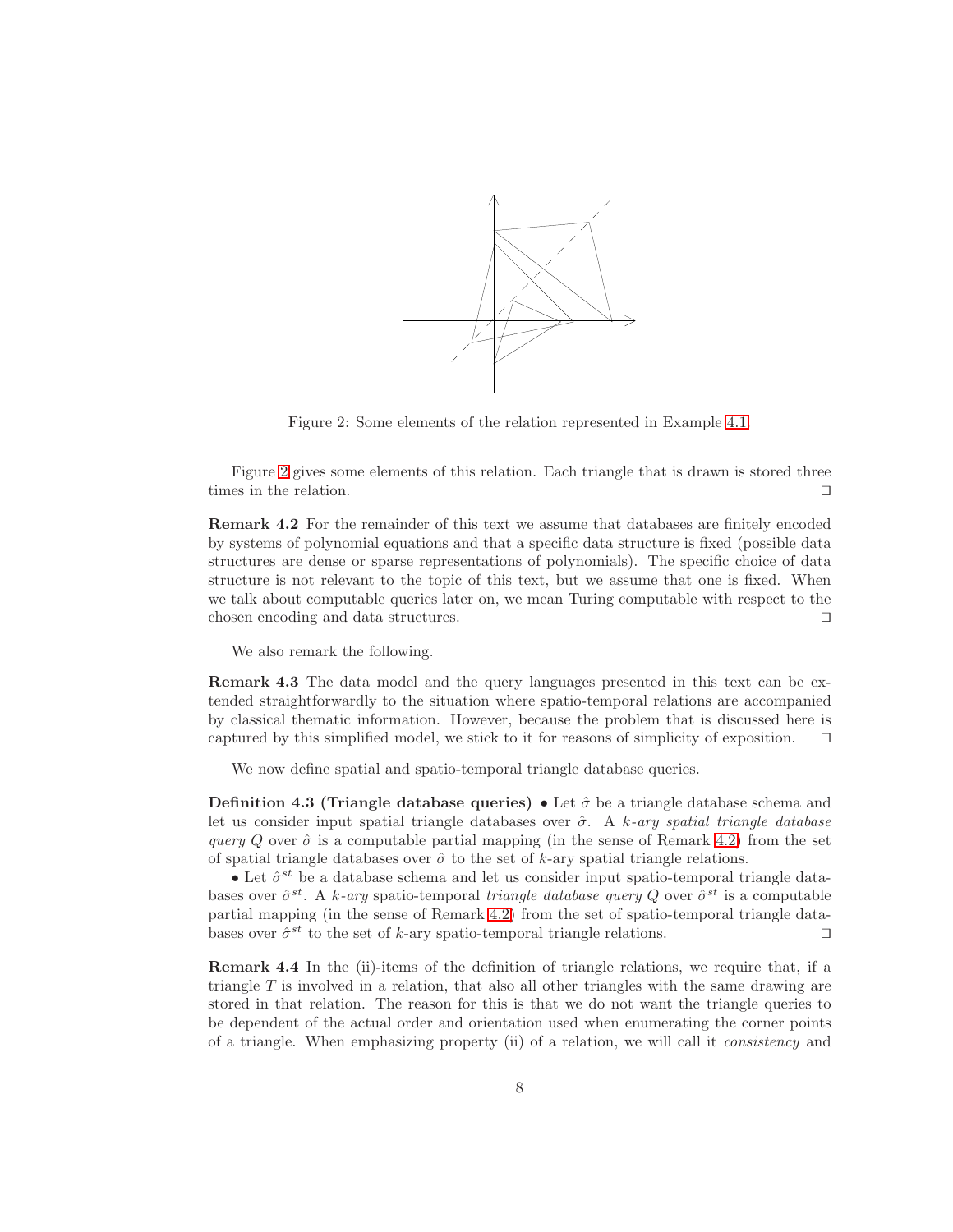Figure 2: Some elements of the relation represented in Example 4.1.

Figure 2 gives some elements of this relation. Each triangle that is drawn is stored three times in the relation. ◻

**Remark 4.2** For the remainder of this text we assume that databases are finitely encoded by systems of polynomial equations and that a specific data structure is fixed (possible data structures are dense or sparse representations of polynomials). The specific choice of data structure is not relevant to the topic of this text, but we assume that one is fixed. When we talk about computable queries later on, we mean Turing computable with respect to the chosen encoding and data structures. ◻

We also remark the following.

**Remark 4.3** The data model and the query languages presented in this text can be extended straightforwardly to the situation where spatio-temporal relations are accompanied by classical thematic information. However, because the problem that is discussed here is captured by this simplified model, we stick to it for reasons of simplicity of exposition. ◻

We now define spatial and spatio-temporal triangle database queries.

**Definition 4.3 (Triangle database queries)** • Let $\hat{\sigma}$ be a triangle database schema and let us consider input spatial triangle databases over $\hat{\sigma}$. A *$k$-ary spatial triangle database query* $Q$ over $\hat{\sigma}$ is a computable partial mapping (in the sense of Remark 4.2) from the set of spatial triangle databases over $\hat{\sigma}$ to the set of $k$-ary spatial triangle relations.

• Let $\hat{\sigma}^{st}$ be a database schema and let us consider input spatio-temporal triangle databases over $\hat{\sigma}^{st}$. A *$k$-ary* spatio-temporal *triangle database query* $Q$ over $\hat{\sigma}^{st}$ is a computable partial mapping (in the sense of Remark 4.2) from the set of spatio-temporal triangle databases over $\hat{\sigma}^{st}$ to the set of $k$-ary spatio-temporal triangle relations. ◻

**Remark 4.4** In the (ii)-items of the definition of triangle relations, we require that, if a triangle $T$ is involved in a relation, that also all other triangles with the same drawing are stored in that relation. The reason for this is that we do not want the triangle queries to be dependent of the actual order and orientation used when enumerating the corner points of a triangle. When emphasizing property (ii) of a relation, we will call it *consistency* and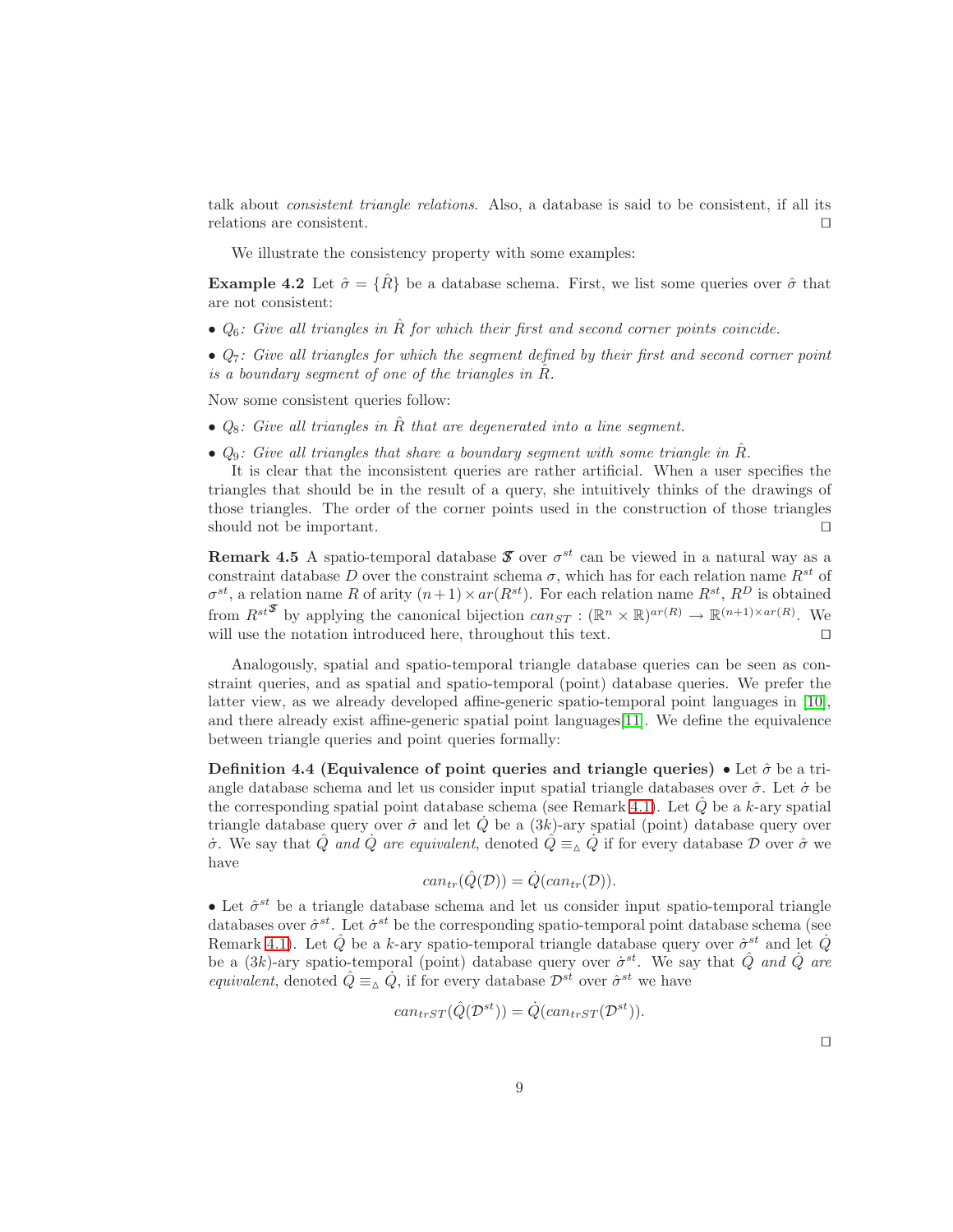talk about *consistent triangle relations*. Also, a database is said to be consistent, if all its relations are consistent. □

We illustrate the consistency property with some examples:

**Example 4.2** Let $\hat{\sigma} = \{\hat{R}\}$ be a database schema. First, we list some queries over $\hat{\sigma}$ that are not consistent:

- $Q_6$: *Give all triangles in $\hat{R}$ for which their first and second corner points coincide.*

- $Q_7$: *Give all triangles for which the segment defined by their first and second corner point is a boundary segment of one of the triangles in $\hat{R}$.*

Now some consistent queries follow:

- $Q_8$: *Give all triangles in $\hat{R}$ that are degenerated into a line segment.*

- $Q_9$: *Give all triangles that share a boundary segment with some triangle in $\hat{R}$.*

It is clear that the inconsistent queries are rather artificial. When a user specifies the triangles that should be in the result of a query, she intuitively thinks of the drawings of those triangles. The order of the corner points used in the construction of those triangles should not be important. □

**Remark 4.5** A spatio-temporal database $\mathfrak{F}$ over $\sigma^{st}$ can be viewed in a natural way as a constraint database $D$ over the constraint schema $\sigma$, which has for each relation name $R^{st}$ of $\sigma^{st}$, a relation name $R$ of arity $(n+1)\times ar(R^{st})$. For each relation name $R^{st}$, $R^D$ is obtained from $R^{st^{\mathfrak{F}}}$ by applying the canonical bijection $can_{ST} : (\mathbb{R}^n \times \mathbb{R})^{ar(R)} \to \mathbb{R}^{(n+1)\times ar(R)}$. We will use the notation introduced here, throughout this text. □

Analogously, spatial and spatio-temporal triangle database queries can be seen as constraint queries, and as spatial and spatio-temporal (point) database queries. We prefer the latter view, as we already developed affine-generic spatio-temporal point languages in [10], and there already exist affine-generic spatial point languages[11]. We define the equivalence between triangle queries and point queries formally:

**Definition 4.4 (Equivalence of point queries and triangle queries)** • Let $\hat{\sigma}$ be a triangle database schema and let us consider input spatial triangle databases over $\hat{\sigma}$. Let $\dot{\sigma}$ be the corresponding spatial point database schema (see Remark 4.1). Let $\hat{Q}$ be a $k$-ary spatial triangle database query over $\hat{\sigma}$ and let $\dot{Q}$ be a $(3k)$-ary spatial (point) database query over $\dot{\sigma}$. We say that $\hat{Q}$ *and* $\dot{Q}$ *are equivalent*, denoted $\hat{Q} \equiv_{\vartriangle} \dot{Q}$ if for every database $\mathcal{D}$ over $\hat{\sigma}$ we have

$$can_{tr}(\hat{Q}(\mathcal{D})) = \dot{Q}(can_{tr}(\mathcal{D})).$$

• Let $\hat{\sigma}^{st}$ be a triangle database schema and let us consider input spatio-temporal triangle databases over $\hat{\sigma}^{st}$. Let $\dot{\sigma}^{st}$ be the corresponding spatio-temporal point database schema (see Remark 4.1). Let $\hat{Q}$ be a $k$-ary spatio-temporal triangle database query over $\hat{\sigma}^{st}$ and let $\dot{Q}$ be a $(3k)$-ary spatio-temporal (point) database query over $\dot{\sigma}^{st}$. We say that $\hat{Q}$ *and* $\dot{Q}$ *are equivalent*, denoted $\hat{Q} \equiv_{\vartriangle} \dot{Q}$, if for every database $\mathcal{D}^{st}$ over $\hat{\sigma}^{st}$ we have

$$can_{trST}(\hat{Q}(\mathcal{D}^{st})) = \dot{Q}(can_{trST}(\mathcal{D}^{st})).$$

□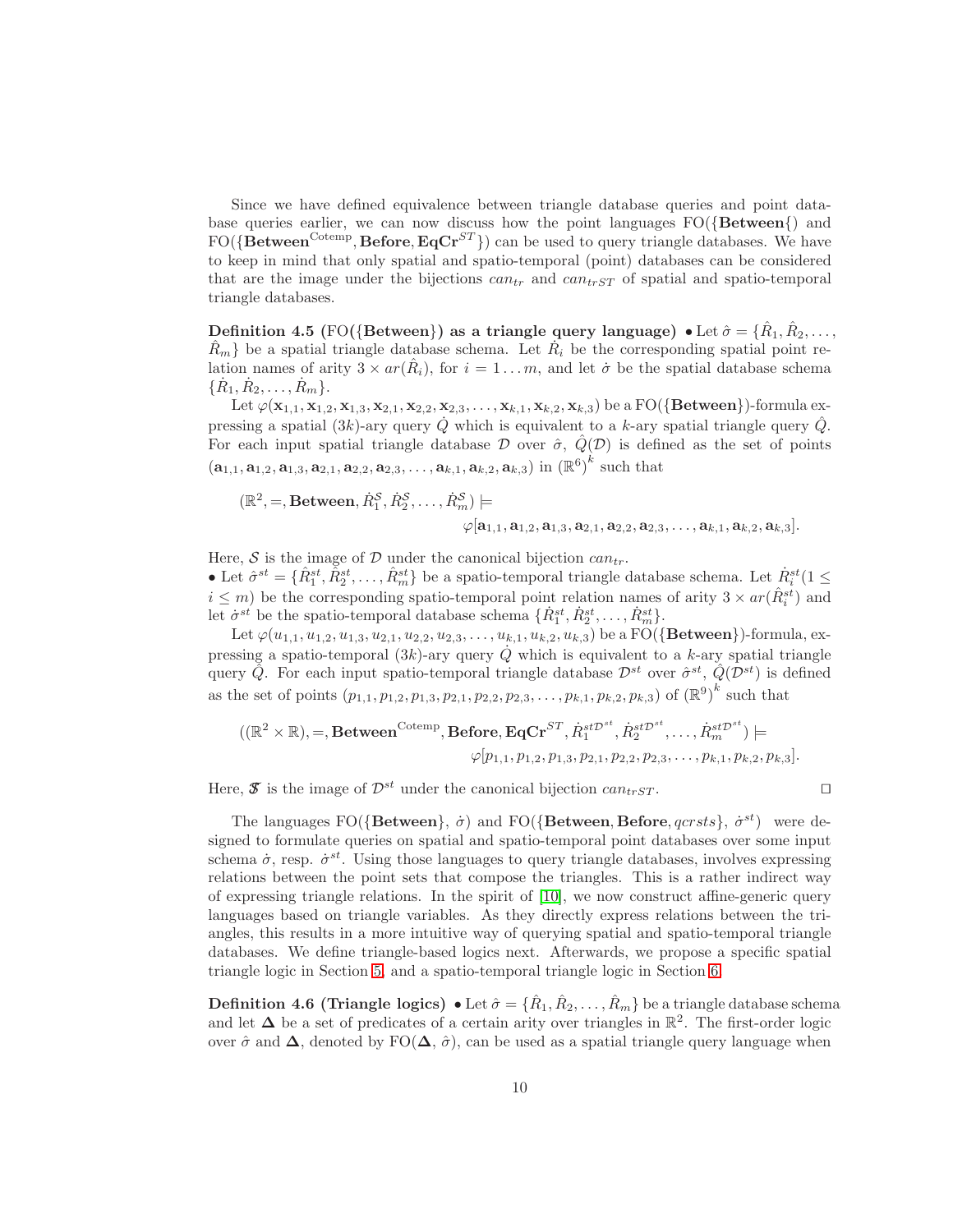Since we have defined equivalence between triangle database queries and point database queries earlier, we can now discuss how the point languages FO({**Between**}) and FO({$\mathbf{Between}^{\text{Cotemp}}$, **Before**, $\mathbf{EqCr}^{ST}$}) can be used to query triangle databases. We have to keep in mind that only spatial and spatio-temporal (point) databases can be considered that are the image under the bijections $can_{tr}$ and $can_{trST}$ of spatial and spatio-temporal triangle databases.

**Definition 4.5 (FO({Between}) as a triangle query language)** • Let $\hat{\sigma} = \{\hat{R}_1, \hat{R}_2, \ldots, \hat{R}_m\}$ be a spatial triangle database schema. Let $\dot{R}_i$ be the corresponding spatial point relation names of arity $3 \times ar(\hat{R}_i)$, for $i = 1 \ldots m$, and let $\dot{\sigma}$ be the spatial database schema $\{\dot{R}_1, \dot{R}_2, \ldots, \dot{R}_m\}$.

Let $\varphi(\mathbf{x}_{1,1}, \mathbf{x}_{1,2}, \mathbf{x}_{1,3}, \mathbf{x}_{2,1}, \mathbf{x}_{2,2}, \mathbf{x}_{2,3}, \ldots, \mathbf{x}_{k,1}, \mathbf{x}_{k,2}, \mathbf{x}_{k,3})$ be a FO({**Between**})-formula expressing a spatial $(3k)$-ary query $\dot{Q}$ which is equivalent to a $k$-ary spatial triangle query $\hat{Q}$. For each input spatial triangle database $\mathcal{D}$ over $\hat{\sigma}$, $\hat{Q}(\mathcal{D})$ is defined as the set of points $(\mathbf{a}_{1,1}, \mathbf{a}_{1,2}, \mathbf{a}_{1,3}, \mathbf{a}_{2,1}, \mathbf{a}_{2,2}, \mathbf{a}_{2,3}, \ldots, \mathbf{a}_{k,1}, \mathbf{a}_{k,2}, \mathbf{a}_{k,3})$ in $(\mathbb{R}^6)^k$ such that

$$(\mathbb{R}^2, =, \mathbf{Between}, \dot{R}_1^{\mathcal{S}}, \dot{R}_2^{\mathcal{S}}, \ldots, \dot{R}_m^{\mathcal{S}}) \models \varphi[\mathbf{a}_{1,1}, \mathbf{a}_{1,2}, \mathbf{a}_{1,3}, \mathbf{a}_{2,1}, \mathbf{a}_{2,2}, \mathbf{a}_{2,3}, \ldots, \mathbf{a}_{k,1}, \mathbf{a}_{k,2}, \mathbf{a}_{k,3}].$$

Here, $\mathcal{S}$ is the image of $\mathcal{D}$ under the canonical bijection $can_{tr}$.

• Let $\hat{\sigma}^{st} = \{\hat{R}_1^{st}, \hat{R}_2^{st}, \ldots, \hat{R}_m^{st}\}$ be a spatio-temporal triangle database schema. Let $\dot{R}_i^{st}(1 \leq i \leq m)$ be the corresponding spatio-temporal point relation names of arity $3 \times ar(\hat{R}_i^{st})$ and let $\dot{\sigma}^{st}$ be the spatio-temporal database schema $\{\dot{R}_1^{st}, \dot{R}_2^{st}, \ldots, \dot{R}_m^{st}\}$.

Let $\varphi(u_{1,1}, u_{1,2}, u_{1,3}, u_{2,1}, u_{2,2}, u_{2,3}, \ldots, u_{k,1}, u_{k,2}, u_{k,3})$ be a FO({**Between**})-formula, expressing a spatio-temporal $(3k)$-ary query $\dot{Q}$ which is equivalent to a $k$-ary spatial triangle query $\hat{Q}$. For each input spatio-temporal triangle database $\mathcal{D}^{st}$ over $\hat{\sigma}^{st}$, $\hat{Q}(\mathcal{D}^{st})$ is defined as the set of points $(p_{1,1}, p_{1,2}, p_{1,3}, p_{2,1}, p_{2,2}, p_{2,3}, \ldots, p_{k,1}, p_{k,2}, p_{k,3})$ of $(\mathbb{R}^9)^k$ such that

$$((\mathbb{R}^2 \times \mathbb{R}), =, \mathbf{Between}^{\text{Cotemp}}, \mathbf{Before}, \mathbf{EqCr}^{ST}, \dot{R}_1^{st\mathcal{D}^{st}}, \dot{R}_2^{st\mathcal{D}^{st}}, \ldots, \dot{R}_m^{st\mathcal{D}^{st}}) \models \varphi[p_{1,1}, p_{1,2}, p_{1,3}, p_{2,1}, p_{2,2}, p_{2,3}, \ldots, p_{k,1}, p_{k,2}, p_{k,3}].$$

Here, $\mathfrak{S}$ is the image of $\mathcal{D}^{st}$ under the canonical bijection $can_{trST}$. □

The languages FO({**Between**}, $\dot{\sigma}$) and FO({**Between**, **Before**, $qcrsts$}, $\dot{\sigma}^{st}$) were designed to formulate queries on spatial and spatio-temporal point databases over some input schema $\dot{\sigma}$, resp. $\dot{\sigma}^{st}$. Using those languages to query triangle databases, involves expressing relations between the point sets that compose the triangles. This is a rather indirect way of expressing triangle relations. In the spirit of [10], we now construct affine-generic query languages based on triangle variables. As they directly express relations between the triangles, this results in a more intuitive way of querying spatial and spatio-temporal triangle databases. We define triangle-based logics next. Afterwards, we propose a specific spatial triangle logic in Section 5, and a spatio-temporal triangle logic in Section 6.

**Definition 4.6 (Triangle logics)** • Let $\hat{\sigma} = \{\hat{R}_1, \hat{R}_2, \ldots, \hat{R}_m\}$ be a triangle database schema and let $\mathbf{\Delta}$ be a set of predicates of a certain arity over triangles in $\mathbb{R}^2$. The first-order logic over $\hat{\sigma}$ and $\mathbf{\Delta}$, denoted by FO($\mathbf{\Delta}$, $\hat{\sigma}$), can be used as a spatial triangle query language when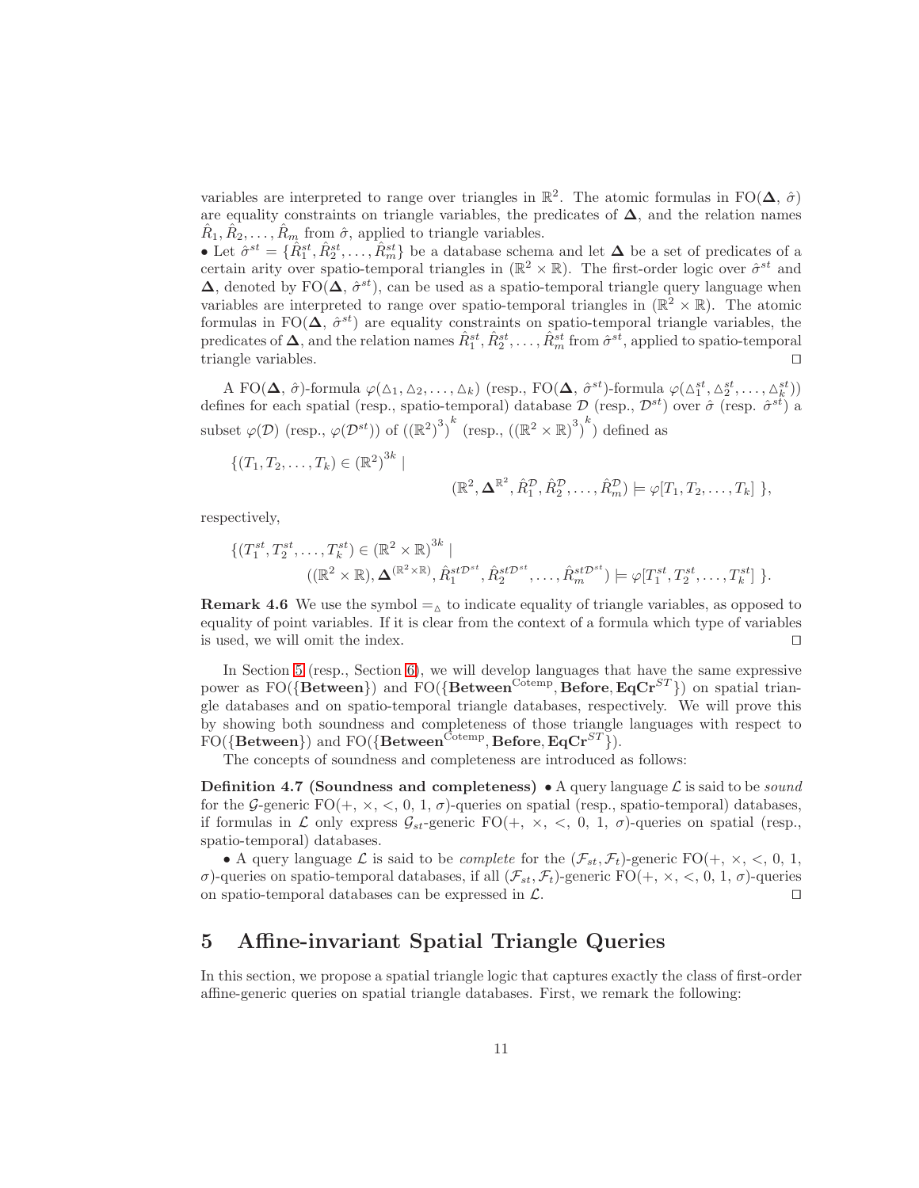variables are interpreted to range over triangles in $\mathbb{R}^2$. The atomic formulas in FO($\mathbf{\Delta}$, $\hat{\sigma}$) are equality constraints on triangle variables, the predicates of $\mathbf{\Delta}$, and the relation names $\hat{R}_1, \hat{R}_2, \ldots, \hat{R}_m$ from $\hat{\sigma}$, applied to triangle variables.

• Let $\hat{\sigma}^{st} = \{\hat{R}_1^{st}, \hat{R}_2^{st}, \ldots, \hat{R}_m^{st}\}$ be a database schema and let $\mathbf{\Delta}$ be a set of predicates of a certain arity over spatio-temporal triangles in $(\mathbb{R}^2 \times \mathbb{R})$. The first-order logic over $\hat{\sigma}^{st}$ and $\mathbf{\Delta}$, denoted by FO($\mathbf{\Delta}$, $\hat{\sigma}^{st}$), can be used as a spatio-temporal triangle query language when variables are interpreted to range over spatio-temporal triangles in $(\mathbb{R}^2 \times \mathbb{R})$. The atomic formulas in FO($\mathbf{\Delta}$, $\hat{\sigma}^{st}$) are equality constraints on spatio-temporal triangle variables, the predicates of $\mathbf{\Delta}$, and the relation names $\hat{R}_1^{st}, \hat{R}_2^{st}, \ldots, \hat{R}_m^{st}$ from $\hat{\sigma}^{st}$, applied to spatio-temporal triangle variables. □

A FO($\mathbf{\Delta}$, $\hat{\sigma}$)-formula $\varphi(\triangle_1, \triangle_2, \ldots, \triangle_k)$ (resp., FO($\mathbf{\Delta}$, $\hat{\sigma}^{st}$)-formula $\varphi(\triangle_1^{st}, \triangle_2^{st}, \ldots, \triangle_k^{st})$) defines for each spatial (resp., spatio-temporal) database $\mathcal{D}$ (resp., $\mathcal{D}^{st}$) over $\hat{\sigma}$ (resp. $\hat{\sigma}^{st}$) a subset $\varphi(\mathcal{D})$ (resp., $\varphi(\mathcal{D}^{st})$) of $((\mathbb{R}^2)^3)^k$ (resp., $((\mathbb{R}^2 \times \mathbb{R})^3)^k$) defined as

$$\{(T_1, T_2, \ldots, T_k) \in (\mathbb{R}^2)^{3k} \mid (\mathbb{R}^2, \mathbf{\Delta}^{\mathbb{R}^2}, \hat{R}_1^{\mathcal{D}}, \hat{R}_2^{\mathcal{D}}, \ldots, \hat{R}_m^{\mathcal{D}}) \models \varphi[T_1, T_2, \ldots, T_k]\ \},$$

respectively,

$$\{(T_1^{st}, T_2^{st}, \ldots, T_k^{st}) \in (\mathbb{R}^2 \times \mathbb{R})^{3k} \mid ((\mathbb{R}^2 \times \mathbb{R}), \mathbf{\Delta}^{(\mathbb{R}^2 \times \mathbb{R})}, \hat{R}_1^{st\mathcal{D}^{st}}, \hat{R}_2^{st\mathcal{D}^{st}}, \ldots, \hat{R}_m^{st\mathcal{D}^{st}}) \models \varphi[T_1^{st}, T_2^{st}, \ldots, T_k^{st}]\ \}.$$

**Remark 4.6** We use the symbol $=_\triangle$ to indicate equality of triangle variables, as opposed to equality of point variables. If it is clear from the context of a formula which type of variables is used, we will omit the index. □

In Section 5 (resp., Section 6), we will develop languages that have the same expressive power as FO($\{\mathbf{Between}\}$) and FO($\{\mathbf{Between}^{\text{Cotemp}}, \mathbf{Before}, \mathbf{EqCr}^{ST}\}$) on spatial triangle databases and on spatio-temporal triangle databases, respectively. We will prove this by showing both soundness and completeness of those triangle languages with respect to FO($\{\mathbf{Between}\}$) and FO($\{\mathbf{Between}^{\text{Cotemp}}, \mathbf{Before}, \mathbf{EqCr}^{ST}\}$).

The concepts of soundness and completeness are introduced as follows:

**Definition 4.7 (Soundness and completeness)** • A query language $\mathcal{L}$ is said to be *sound* for the $\mathcal{G}$-generic FO(+, ×, <, 0, 1, $\sigma$)-queries on spatial (resp., spatio-temporal) databases, if formulas in $\mathcal{L}$ only express $\mathcal{G}_{st}$-generic FO(+, ×, <, 0, 1, $\sigma$)-queries on spatial (resp., spatio-temporal) databases.

• A query language $\mathcal{L}$ is said to be *complete* for the $(\mathcal{F}_{st}, \mathcal{F}_t)$-generic FO(+, ×, <, 0, 1, $\sigma$)-queries on spatio-temporal databases, if all $(\mathcal{F}_{st}, \mathcal{F}_t)$-generic FO(+, ×, <, 0, 1, $\sigma$)-queries on spatio-temporal databases can be expressed in $\mathcal{L}$. □

# 5 Affine-invariant Spatial Triangle Queries

In this section, we propose a spatial triangle logic that captures exactly the class of first-order affine-generic queries on spatial triangle databases. First, we remark the following: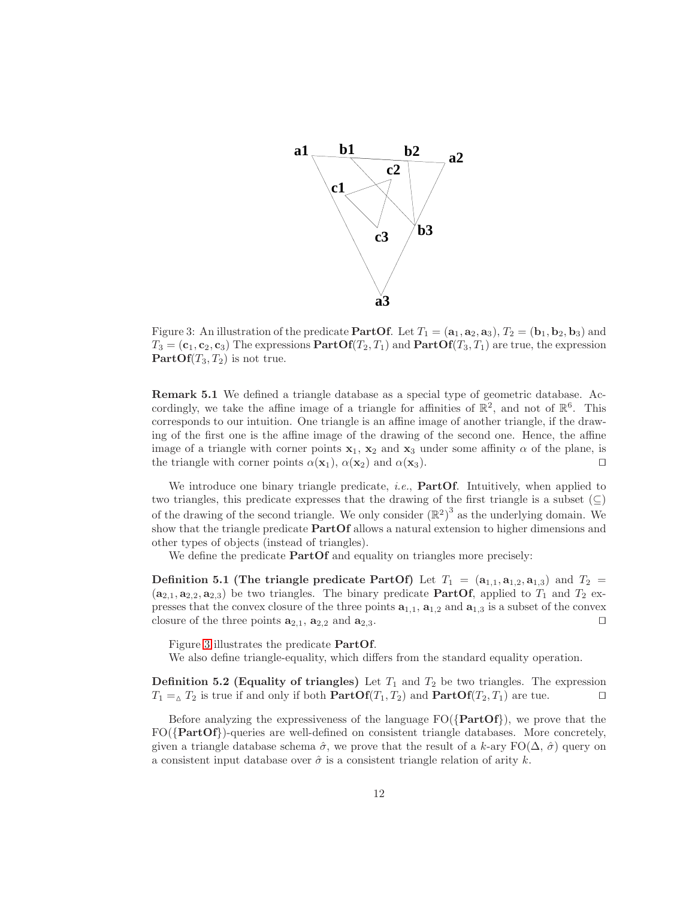Figure 3: An illustration of the predicate **PartOf**. Let $T_1 = (\mathbf{a}_1, \mathbf{a}_2, \mathbf{a}_3)$, $T_2 = (\mathbf{b}_1, \mathbf{b}_2, \mathbf{b}_3)$ and $T_3 = (\mathbf{c}_1, \mathbf{c}_2, \mathbf{c}_3)$ The expressions $\mathbf{PartOf}(T_2, T_1)$ and $\mathbf{PartOf}(T_3, T_1)$ are true, the expression $\mathbf{PartOf}(T_3, T_2)$ is not true.

**Remark 5.1** We defined a triangle database as a special type of geometric database. Accordingly, we take the affine image of a triangle for affinities of $\mathbb{R}^2$, and not of $\mathbb{R}^6$. This corresponds to our intuition. One triangle is an affine image of another triangle, if the drawing of the first one is the affine image of the drawing of the second one. Hence, the affine image of a triangle with corner points $\mathbf{x}_1$, $\mathbf{x}_2$ and $\mathbf{x}_3$ under some affinity $\alpha$ of the plane, is the triangle with corner points $\alpha(\mathbf{x}_1)$, $\alpha(\mathbf{x}_2)$ and $\alpha(\mathbf{x}_3)$. $\square$

We introduce one binary triangle predicate, *i.e.*, **PartOf**. Intuitively, when applied to two triangles, this predicate expresses that the drawing of the first triangle is a subset ($\subseteq$) of the drawing of the second triangle. We only consider $(\mathbb{R}^2)^3$ as the underlying domain. We show that the triangle predicate **PartOf** allows a natural extension to higher dimensions and other types of objects (instead of triangles).

We define the predicate **PartOf** and equality on triangles more precisely:

**Definition 5.1 (The triangle predicate PartOf)** Let $T_1 = (\mathbf{a}_{1,1}, \mathbf{a}_{1,2}, \mathbf{a}_{1,3})$ and $T_2 = (\mathbf{a}_{2,1}, \mathbf{a}_{2,2}, \mathbf{a}_{2,3})$ be two triangles. The binary predicate **PartOf**, applied to $T_1$ and $T_2$ expresses that the convex closure of the three points $\mathbf{a}_{1,1}$, $\mathbf{a}_{1,2}$ and $\mathbf{a}_{1,3}$ is a subset of the convex closure of the three points $\mathbf{a}_{2,1}$, $\mathbf{a}_{2,2}$ and $\mathbf{a}_{2,3}$. $\square$

Figure 3 illustrates the predicate **PartOf**.

We also define triangle-equality, which differs from the standard equality operation.

**Definition 5.2 (Equality of triangles)** Let $T_1$ and $T_2$ be two triangles. The expression $T_1 =_{\vartriangle} T_2$ is true if and only if both $\mathbf{PartOf}(T_1, T_2)$ and $\mathbf{PartOf}(T_2, T_1)$ are tue. $\square$

Before analyzing the expressiveness of the language FO($\{\mathbf{PartOf}\}$), we prove that the FO($\{\mathbf{PartOf}\}$)-queries are well-defined on consistent triangle databases. More concretely, given a triangle database schema $\hat{\sigma}$, we prove that the result of a $k$-ary FO($\Delta$, $\hat{\sigma}$) query on a consistent input database over $\hat{\sigma}$ is a consistent triangle relation of arity $k$.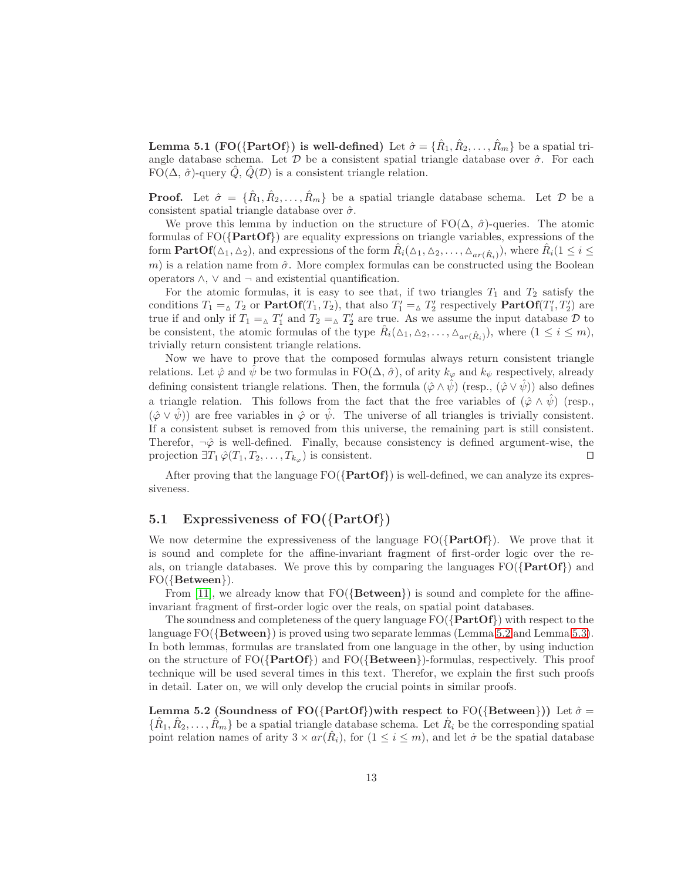**Lemma 5.1 (FO({PartOf}) is well-defined)** Let $\hat{\sigma} = \{\hat{R}_1, \hat{R}_2, \ldots, \hat{R}_m\}$ be a spatial triangle database schema. Let $\mathcal{D}$ be a consistent spatial triangle database over $\hat{\sigma}$. For each FO($\Delta$, $\hat{\sigma}$)-query $\hat{Q}$, $\hat{Q}(\mathcal{D})$ is a consistent triangle relation.

**Proof.** Let $\hat{\sigma} = \{\hat{R}_1, \hat{R}_2, \ldots, \hat{R}_m\}$ be a spatial triangle database schema. Let $\mathcal{D}$ be a consistent spatial triangle database over $\hat{\sigma}$.

We prove this lemma by induction on the structure of FO($\Delta$, $\hat{\sigma}$)-queries. The atomic formulas of FO({**PartOf**}) are equality expressions on triangle variables, expressions of the form **PartOf**($\triangle_1, \triangle_2$), and expressions of the form $\hat{R}_i(\triangle_1, \triangle_2, \ldots, \triangle_{ar(\hat{R}_i)})$, where $\hat{R}_i (1 \leq i \leq m)$ is a relation name from $\hat{\sigma}$. More complex formulas can be constructed using the Boolean operators $\wedge$, $\vee$ and $\neg$ and existential quantification.

For the atomic formulas, it is easy to see that, if two triangles $T_1$ and $T_2$ satisfy the conditions $T_1 =_{\triangle} T_2$ or **PartOf**$(T_1, T_2)$, that also $T_1' =_{\triangle} T_2'$ respectively **PartOf**$(T_1', T_2')$ are true if and only if $T_1 =_{\triangle} T_1'$ and $T_2 =_{\triangle} T_2'$ are true. As we assume the input database $\mathcal{D}$ to be consistent, the atomic formulas of the type $\hat{R}_i(\triangle_1, \triangle_2, \ldots, \triangle_{ar(\hat{R}_i)})$, where $(1 \leq i \leq m)$, trivially return consistent triangle relations.

Now we have to prove that the composed formulas always return consistent triangle relations. Let $\hat{\varphi}$ and $\hat{\psi}$ be two formulas in FO($\Delta$, $\hat{\sigma}$), of arity $k_{\varphi}$ and $k_{\psi}$ respectively, already defining consistent triangle relations. Then, the formula $(\hat{\varphi} \wedge \hat{\psi})$ (resp., $(\hat{\varphi} \vee \hat{\psi})$) also defines a triangle relation. This follows from the fact that the free variables of $(\hat{\varphi} \wedge \hat{\psi})$ (resp., $(\hat{\varphi} \vee \hat{\psi})$) are free variables in $\hat{\varphi}$ or $\hat{\psi}$. The universe of all triangles is trivially consistent. If a consistent subset is removed from this universe, the remaining part is still consistent. Therefor, $\neg\hat{\varphi}$ is well-defined. Finally, because consistency is defined argument-wise, the projection $\exists T_1\, \hat{\varphi}(T_1, T_2, \ldots, T_{k_{\varphi}})$ is consistent. ◻

After proving that the language FO({**PartOf**}) is well-defined, we can analyze its expressiveness.

## 5.1 Expressiveness of FO({PartOf})

We now determine the expressiveness of the language FO({**PartOf**}). We prove that it is sound and complete for the affine-invariant fragment of first-order logic over the reals, on triangle databases. We prove this by comparing the languages FO({**PartOf**}) and FO({**Between**}).

From [11], we already know that FO({**Between**}) is sound and complete for the affine-invariant fragment of first-order logic over the reals, on spatial point databases.

The soundness and completeness of the query language FO({**PartOf**}) with respect to the language FO({**Between**}) is proved using two separate lemmas (Lemma 5.2 and Lemma 5.3). In both lemmas, formulas are translated from one language in the other, by using induction on the structure of FO({**PartOf**}) and FO({**Between**})-formulas, respectively. This proof technique will be used several times in this text. Therefor, we explain the first such proofs in detail. Later on, we will only develop the crucial points in similar proofs.

**Lemma 5.2 (Soundness of FO({PartOf})with respect to FO({Between}))** Let $\hat{\sigma} = \{\hat{R}_1, \hat{R}_2, \ldots, \hat{R}_m\}$ be a spatial triangle database schema. Let $\dot{R}_i$ be the corresponding spatial point relation names of arity $3 \times ar(\hat{R}_i)$, for $(1 \leq i \leq m)$, and let $\dot{\sigma}$ be the spatial database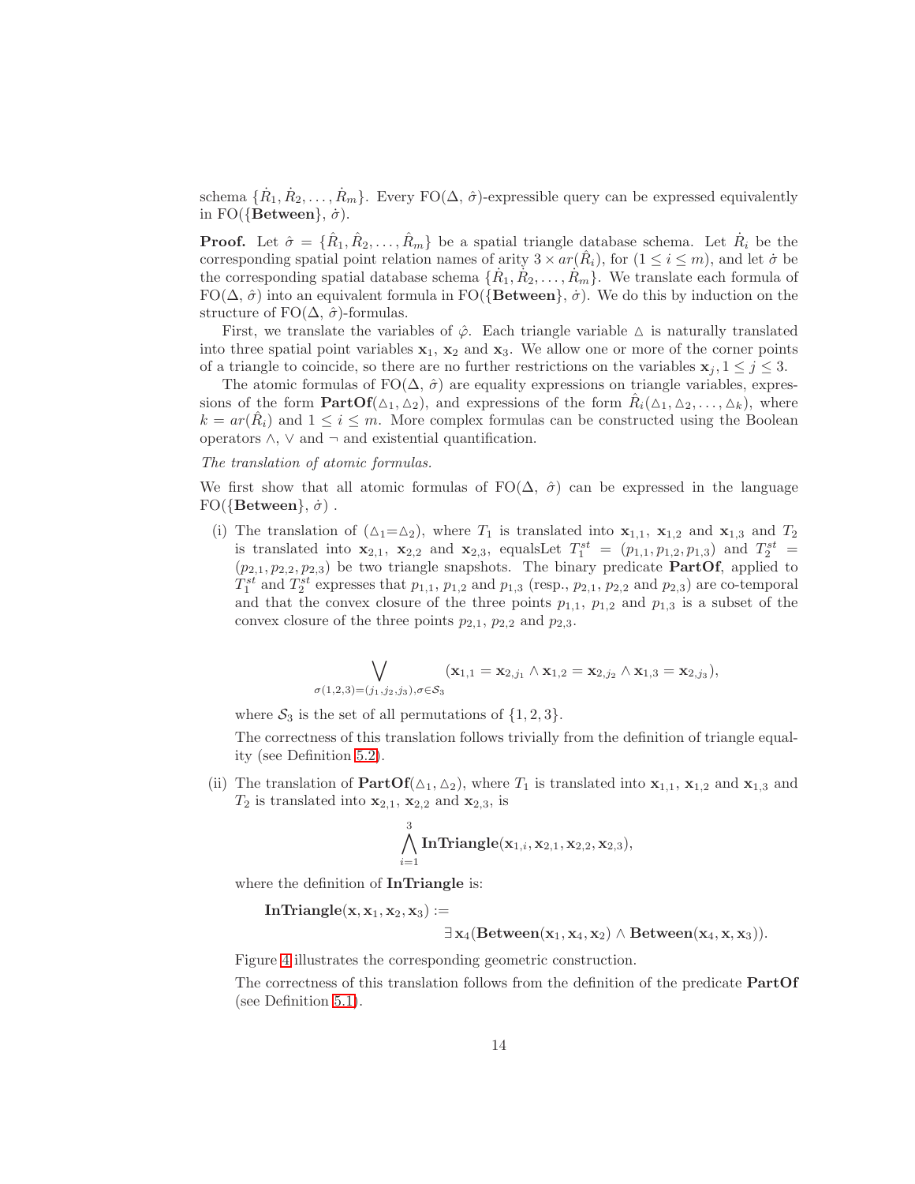schema $\{\dot{R}_1, \dot{R}_2, \ldots, \dot{R}_m\}$. Every FO($\Delta$, $\hat{\sigma}$)-expressible query can be expressed equivalently in FO($\{\textbf{Between}\}$, $\dot{\sigma}$).

**Proof.** Let $\hat{\sigma} = \{\hat{R}_1, \hat{R}_2, \ldots, \hat{R}_m\}$ be a spatial triangle database schema. Let $\dot{R}_i$ be the corresponding spatial point relation names of arity $3 \times ar(\hat{R}_i)$, for $(1 \leq i \leq m)$, and let $\dot{\sigma}$ be the corresponding spatial database schema $\{\dot{R}_1, \dot{R}_2, \ldots, \dot{R}_m\}$. We translate each formula of FO($\Delta$, $\hat{\sigma}$) into an equivalent formula in FO($\{\textbf{Between}\}$, $\dot{\sigma}$). We do this by induction on the structure of FO($\Delta$, $\hat{\sigma}$)-formulas.

First, we translate the variables of $\hat{\varphi}$. Each triangle variable $\vartriangle$ is naturally translated into three spatial point variables $\mathbf{x}_1$, $\mathbf{x}_2$ and $\mathbf{x}_3$. We allow one or more of the corner points of a triangle to coincide, so there are no further restrictions on the variables $\mathbf{x}_j, 1 \leq j \leq 3$.

The atomic formulas of FO($\Delta$, $\hat{\sigma}$) are equality expressions on triangle variables, expressions of the form $\textbf{PartOf}(\vartriangle_1, \vartriangle_2)$, and expressions of the form $\hat{R}_i(\vartriangle_1, \vartriangle_2, \ldots, \vartriangle_k)$, where $k = ar(\hat{R}_i)$ and $1 \leq i \leq m$. More complex formulas can be constructed using the Boolean operators $\wedge$, $\vee$ and $\neg$ and existential quantification.

*The translation of atomic formulas.*

We first show that all atomic formulas of FO($\Delta$, $\hat{\sigma}$) can be expressed in the language FO($\{\textbf{Between}\}$, $\dot{\sigma}$) .

(i) The translation of $(\vartriangle_1 = \vartriangle_2)$, where $T_1$ is translated into $\mathbf{x}_{1,1}$, $\mathbf{x}_{1,2}$ and $\mathbf{x}_{1,3}$ and $T_2$ is translated into $\mathbf{x}_{2,1}$, $\mathbf{x}_{2,2}$ and $\mathbf{x}_{2,3}$, equalsLet $T_1^{st} = (p_{1,1}, p_{1,2}, p_{1,3})$ and $T_2^{st} = (p_{2,1}, p_{2,2}, p_{2,3})$ be two triangle snapshots. The binary predicate **PartOf**, applied to $T_1^{st}$ and $T_2^{st}$ expresses that $p_{1,1}$, $p_{1,2}$ and $p_{1,3}$ (resp., $p_{2,1}$, $p_{2,2}$ and $p_{2,3}$) are co-temporal and that the convex closure of the three points $p_{1,1}$, $p_{1,2}$ and $p_{1,3}$ is a subset of the convex closure of the three points $p_{2,1}$, $p_{2,2}$ and $p_{2,3}$.

$$\bigvee_{\sigma(1,2,3)=(j_1,j_2,j_3), \sigma \in \mathcal{S}_3} (\mathbf{x}_{1,1} = \mathbf{x}_{2,j_1} \wedge \mathbf{x}_{1,2} = \mathbf{x}_{2,j_2} \wedge \mathbf{x}_{1,3} = \mathbf{x}_{2,j_3}),$$

where $\mathcal{S}_3$ is the set of all permutations of $\{1, 2, 3\}$.

The correctness of this translation follows trivially from the definition of triangle equality (see Definition 5.2).

(ii) The translation of $\textbf{PartOf}(\vartriangle_1, \vartriangle_2)$, where $T_1$ is translated into $\mathbf{x}_{1,1}$, $\mathbf{x}_{1,2}$ and $\mathbf{x}_{1,3}$ and $T_2$ is translated into $\mathbf{x}_{2,1}$, $\mathbf{x}_{2,2}$ and $\mathbf{x}_{2,3}$, is

$$\bigwedge_{i=1}^{3} \textbf{InTriangle}(\mathbf{x}_{1,i}, \mathbf{x}_{2,1}, \mathbf{x}_{2,2}, \mathbf{x}_{2,3}),$$

where the definition of **InTriangle** is:

$$\textbf{InTriangle}(\mathbf{x}, \mathbf{x}_1, \mathbf{x}_2, \mathbf{x}_3) := \exists \mathbf{x}_4 (\textbf{Between}(\mathbf{x}_1, \mathbf{x}_4, \mathbf{x}_2) \wedge \textbf{Between}(\mathbf{x}_4, \mathbf{x}, \mathbf{x}_3)).$$

Figure 4 illustrates the corresponding geometric construction.

The correctness of this translation follows from the definition of the predicate **PartOf** (see Definition 5.1).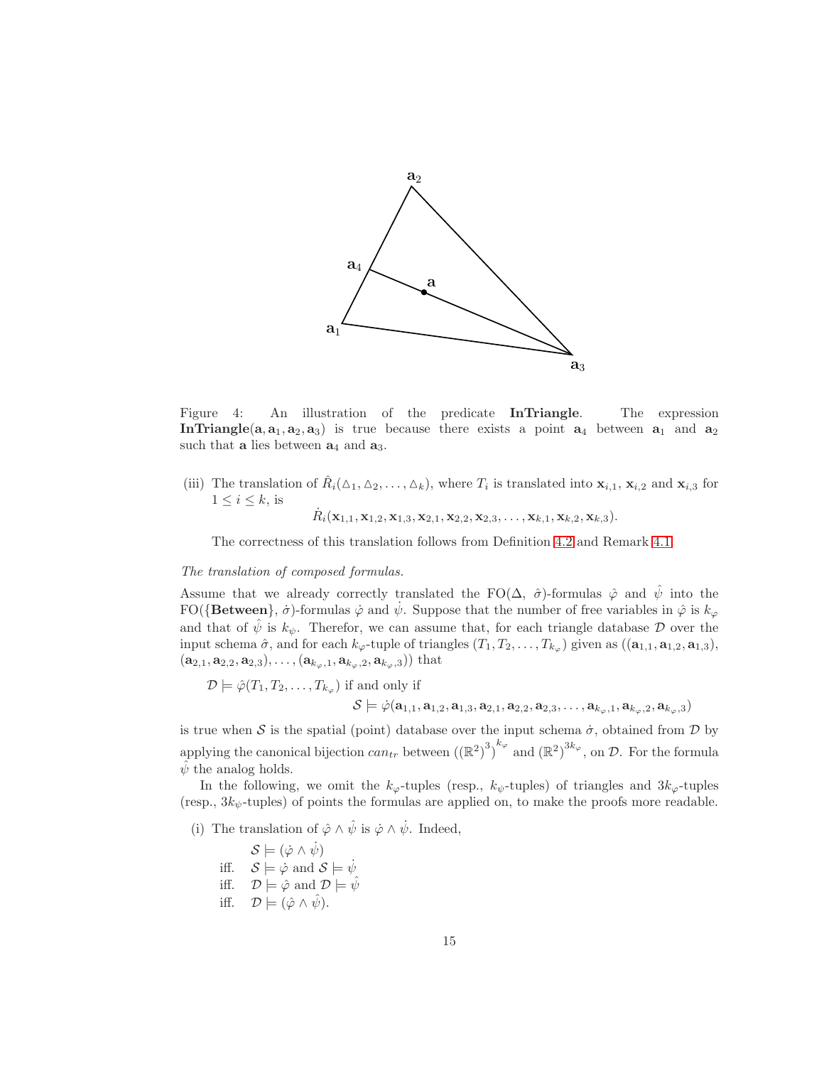Figure 4: An illustration of the predicate **InTriangle**. The expression $\textbf{InTriangle}(\mathbf{a}, \mathbf{a}_1, \mathbf{a}_2, \mathbf{a}_3)$ is true because there exists a point $\mathbf{a}_4$ between $\mathbf{a}_1$ and $\mathbf{a}_2$ such that $\mathbf{a}$ lies between $\mathbf{a}_4$ and $\mathbf{a}_3$.

(iii) The translation of $\hat{R}_i(\triangle_1, \triangle_2, \ldots, \triangle_k)$, where $T_i$ is translated into $\mathbf{x}_{i,1}$, $\mathbf{x}_{i,2}$ and $\mathbf{x}_{i,3}$ for $1 \le i \le k$, is

$$\dot{R}_i(\mathbf{x}_{1,1}, \mathbf{x}_{1,2}, \mathbf{x}_{1,3}, \mathbf{x}_{2,1}, \mathbf{x}_{2,2}, \mathbf{x}_{2,3}, \ldots, \mathbf{x}_{k,1}, \mathbf{x}_{k,2}, \mathbf{x}_{k,3}).$$

The correctness of this translation follows from Definition 4.2 and Remark 4.1.

*The translation of composed formulas.*

Assume that we already correctly translated the FO($\Delta$, $\hat{\sigma}$)-formulas $\hat{\varphi}$ and $\hat{\psi}$ into the FO($\{\textbf{Between}\}$, $\dot{\sigma}$)-formulas $\dot{\varphi}$ and $\dot{\psi}$. Suppose that the number of free variables in $\hat{\varphi}$ is $k_\varphi$ and that of $\hat{\psi}$ is $k_\psi$. Therefor, we can assume that, for each triangle database $\mathcal{D}$ over the input schema $\hat{\sigma}$, and for each $k_\varphi$-tuple of triangles $(T_1, T_2, \ldots, T_{k_\varphi})$ given as $((\mathbf{a}_{1,1}, \mathbf{a}_{1,2}, \mathbf{a}_{1,3}),$ $(\mathbf{a}_{2,1}, \mathbf{a}_{2,2}, \mathbf{a}_{2,3}), \ldots, (\mathbf{a}_{k_\varphi,1}, \mathbf{a}_{k_\varphi,2}, \mathbf{a}_{k_\varphi,3}))$ that

$\mathcal{D} \models \hat{\varphi}(T_1, T_2, \ldots, T_{k_\varphi})$ if and only if

$$\mathcal{S} \models \dot{\varphi}(\mathbf{a}_{1,1}, \mathbf{a}_{1,2}, \mathbf{a}_{1,3}, \mathbf{a}_{2,1}, \mathbf{a}_{2,2}, \mathbf{a}_{2,3}, \ldots, \mathbf{a}_{k_\varphi,1}, \mathbf{a}_{k_\varphi,2}, \mathbf{a}_{k_\varphi,3})$$

is true when $\mathcal{S}$ is the spatial (point) database over the input schema $\dot{\sigma}$, obtained from $\mathcal{D}$ by applying the canonical bijection $can_{tr}$ between $((\mathbb{R}^2)^3)^{k_\varphi}$ and $(\mathbb{R}^2)^{3k_\varphi}$, on $\mathcal{D}$. For the formula $\hat{\psi}$ the analog holds.

In the following, we omit the $k_\varphi$-tuples (resp., $k_\psi$-tuples) of triangles and $3k_\varphi$-tuples (resp., $3k_\psi$-tuples) of points the formulas are applied on, to make the proofs more readable.

(i) The translation of $\hat{\varphi} \wedge \hat{\psi}$ is $\dot{\varphi} \wedge \dot{\psi}$. Indeed,

$\mathcal{S} \models (\dot{\varphi} \wedge \dot{\psi})$
iff. $\mathcal{S} \models \dot{\varphi}$ and $\mathcal{S} \models \dot{\psi}$
iff. $\mathcal{D} \models \hat{\varphi}$ and $\mathcal{D} \models \hat{\psi}$
iff. $\mathcal{D} \models (\hat{\varphi} \wedge \hat{\psi})$.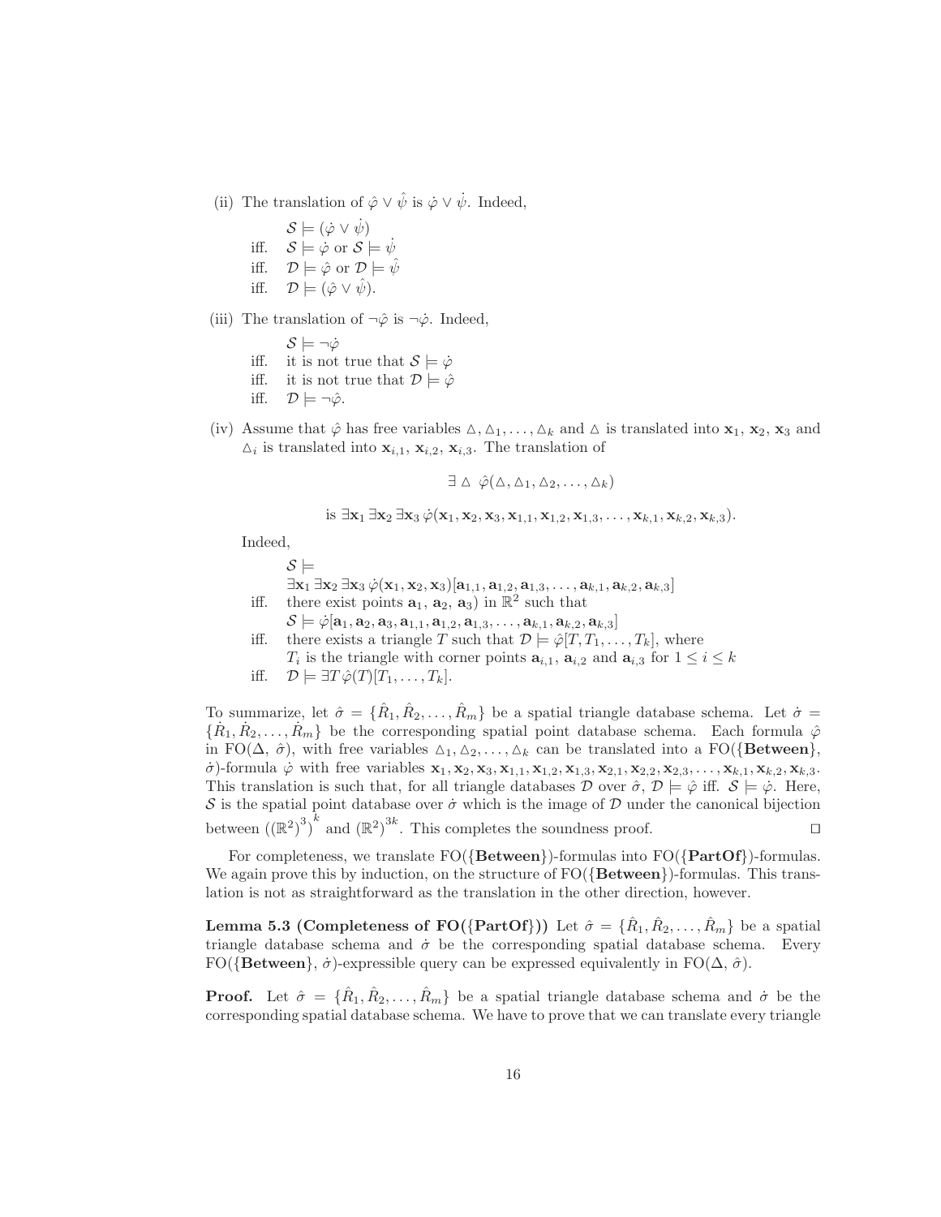(ii) The translation of $\hat{\varphi} \vee \hat{\psi}$ is $\dot{\varphi} \vee \dot{\psi}$. Indeed,

$$
\begin{aligned}
& \mathcal{S} \models (\dot{\varphi} \vee \dot{\psi}) \\
\text{iff.} \quad & \mathcal{S} \models \dot{\varphi} \text{ or } \mathcal{S} \models \dot{\psi} \\
\text{iff.} \quad & \mathcal{D} \models \hat{\varphi} \text{ or } \mathcal{D} \models \hat{\psi} \\
\text{iff.} \quad & \mathcal{D} \models (\hat{\varphi} \vee \hat{\psi}).
\end{aligned}
$$

(iii) The translation of $\neg\hat{\varphi}$ is $\neg\dot{\varphi}$. Indeed,

$$
\begin{aligned}
& \mathcal{S} \models \neg\dot{\varphi} \\
\text{iff.} \quad & \text{it is not true that } \mathcal{S} \models \dot{\varphi} \\
\text{iff.} \quad & \text{it is not true that } \mathcal{D} \models \hat{\varphi} \\
\text{iff.} \quad & \mathcal{D} \models \neg\hat{\varphi}.
\end{aligned}
$$

(iv) Assume that $\hat{\varphi}$ has free variables $\triangle, \triangle_1, \ldots, \triangle_k$ and $\triangle$ is translated into $\mathbf{x}_1$, $\mathbf{x}_2$, $\mathbf{x}_3$ and $\triangle_i$ is translated into $\mathbf{x}_{i,1}$, $\mathbf{x}_{i,2}$, $\mathbf{x}_{i,3}$. The translation of

$$\exists \triangle \;\; \hat{\varphi}(\triangle, \triangle_1, \triangle_2, \ldots, \triangle_k)$$

$$\text{is } \exists \mathbf{x}_1 \, \exists \mathbf{x}_2 \, \exists \mathbf{x}_3 \, \dot{\varphi}(\mathbf{x}_1, \mathbf{x}_2, \mathbf{x}_3, \mathbf{x}_{1,1}, \mathbf{x}_{1,2}, \mathbf{x}_{1,3}, \ldots, \mathbf{x}_{k,1}, \mathbf{x}_{k,2}, \mathbf{x}_{k,3}).$$

Indeed,

$$
\begin{aligned}
& \mathcal{S} \models \\
& \exists \mathbf{x}_1 \, \exists \mathbf{x}_2 \, \exists \mathbf{x}_3 \, \dot{\varphi}(\mathbf{x}_1, \mathbf{x}_2, \mathbf{x}_3)[\mathbf{a}_{1,1}, \mathbf{a}_{1,2}, \mathbf{a}_{1,3}, \ldots, \mathbf{a}_{k,1}, \mathbf{a}_{k,2}, \mathbf{a}_{k,3}] \\
\text{iff.} \quad & \text{there exist points } \mathbf{a}_1, \, \mathbf{a}_2, \, \mathbf{a}_3) \text{ in } \mathbb{R}^2 \text{ such that} \\
& \mathcal{S} \models \dot{\varphi}[\mathbf{a}_1, \mathbf{a}_2, \mathbf{a}_3, \mathbf{a}_{1,1}, \mathbf{a}_{1,2}, \mathbf{a}_{1,3}, \ldots, \mathbf{a}_{k,1}, \mathbf{a}_{k,2}, \mathbf{a}_{k,3}] \\
\text{iff.} \quad & \text{there exists a triangle } T \text{ such that } \mathcal{D} \models \hat{\varphi}[T, T_1, \ldots, T_k], \text{ where} \\
& T_i \text{ is the triangle with corner points } \mathbf{a}_{i,1}, \, \mathbf{a}_{i,2} \text{ and } \mathbf{a}_{i,3} \text{ for } 1 \leq i \leq k \\
\text{iff.} \quad & \mathcal{D} \models \exists T \, \hat{\varphi}(T)[T_1, \ldots, T_k].
\end{aligned}
$$

To summarize, let $\hat{\sigma} = \{\hat{R}_1, \hat{R}_2, \ldots, \hat{R}_m\}$ be a spatial triangle database schema. Let $\dot{\sigma} = \{\dot{R}_1, \dot{R}_2, \ldots, \dot{R}_m\}$ be the corresponding spatial point database schema. Each formula $\hat{\varphi}$ in FO($\Delta$, $\hat{\sigma}$), with free variables $\triangle_1, \triangle_2, \ldots, \triangle_k$ can be translated into a FO({**Between**}, $\dot{\sigma}$)-formula $\dot{\varphi}$ with free variables $\mathbf{x}_1, \mathbf{x}_2, \mathbf{x}_3, \mathbf{x}_{1,1}, \mathbf{x}_{1,2}, \mathbf{x}_{1,3}, \mathbf{x}_{2,1}, \mathbf{x}_{2,2}, \mathbf{x}_{2,3}, \ldots, \mathbf{x}_{k,1}, \mathbf{x}_{k,2}, \mathbf{x}_{k,3}$. This translation is such that, for all triangle databases $\mathcal{D}$ over $\hat{\sigma}$, $\mathcal{D} \models \hat{\varphi}$ iff. $\mathcal{S} \models \dot{\varphi}$. Here, $\mathcal{S}$ is the spatial point database over $\dot{\sigma}$ which is the image of $\mathcal{D}$ under the canonical bijection between $((\mathbb{R}^2)^3)^k$ and $(\mathbb{R}^2)^{3k}$. This completes the soundness proof. $\square$

For completeness, we translate FO({**Between**})-formulas into FO({**PartOf**})-formulas. We again prove this by induction, on the structure of FO({**Between**})-formulas. This translation is not as straightforward as the translation in the other direction, however.

**Lemma 5.3 (Completeness of FO({PartOf}))** Let $\hat{\sigma} = \{\hat{R}_1, \hat{R}_2, \ldots, \hat{R}_m\}$ be a spatial triangle database schema and $\dot{\sigma}$ be the corresponding spatial database schema. Every FO({**Between**}, $\dot{\sigma}$)-expressible query can be expressed equivalently in FO($\Delta$, $\hat{\sigma}$).

**Proof.** Let $\hat{\sigma} = \{\hat{R}_1, \hat{R}_2, \ldots, \hat{R}_m\}$ be a spatial triangle database schema and $\dot{\sigma}$ be the corresponding spatial database schema. We have to prove that we can translate every triangle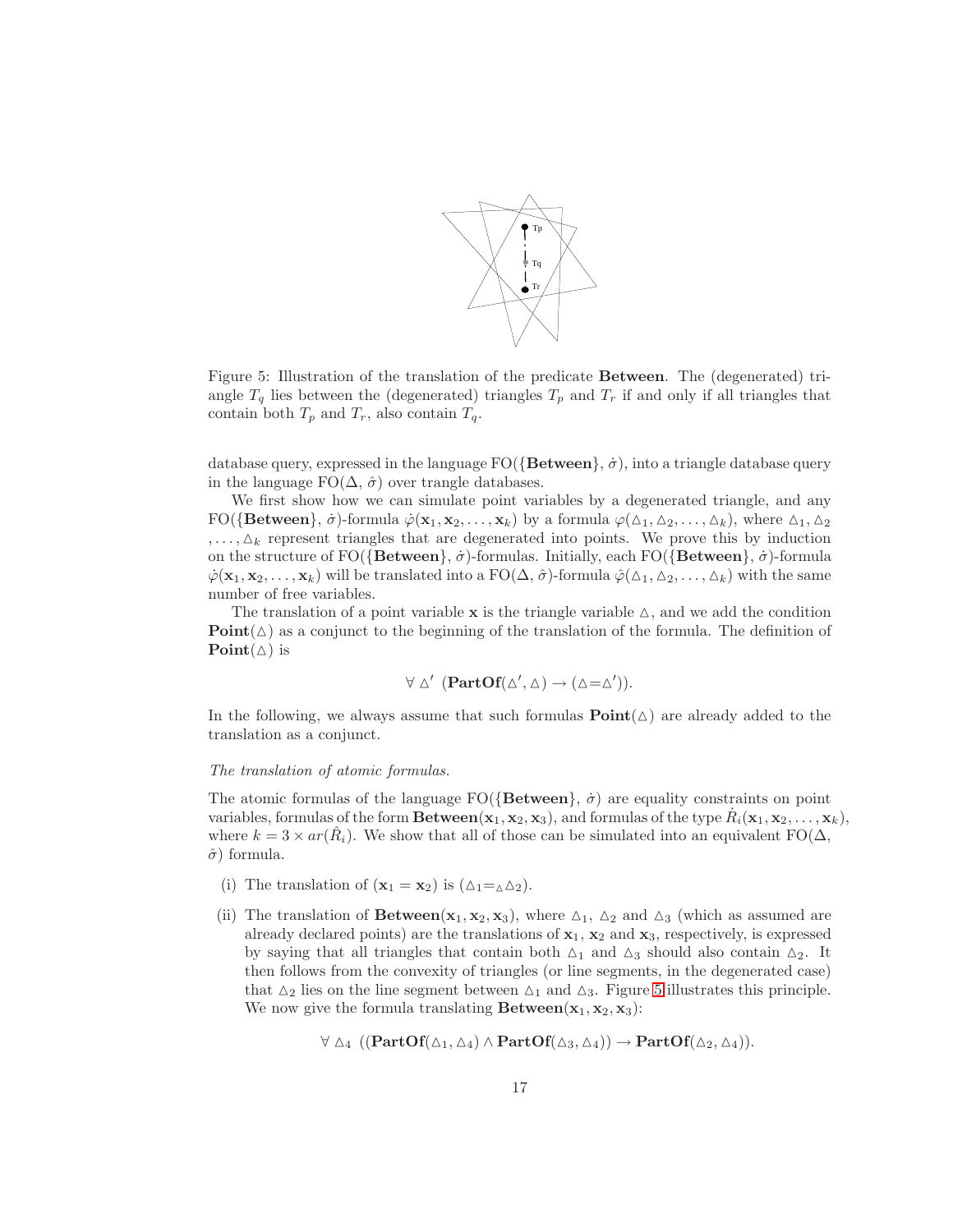Figure 5: Illustration of the translation of the predicate **Between**. The (degenerated) triangle $T_q$ lies between the (degenerated) triangles $T_p$ and $T_r$ if and only if all triangles that contain both $T_p$ and $T_r$, also contain $T_q$.

database query, expressed in the language FO({**Between**}, $\dot{\sigma}$), into a triangle database query in the language FO($\Delta$, $\hat{\sigma}$) over trangle databases.

We first show how we can simulate point variables by a degenerated triangle, and any FO({**Between**}, $\dot{\sigma}$)-formula $\dot{\varphi}(\mathbf{x}_1, \mathbf{x}_2, \ldots, \mathbf{x}_k)$ by a formula $\varphi(\triangle_1, \triangle_2, \ldots, \triangle_k)$, where $\triangle_1$, $\triangle_2$ $, \ldots, \triangle_k$ represent triangles that are degenerated into points. We prove this by induction on the structure of FO({**Between**}, $\dot{\sigma}$)-formulas. Initially, each FO({**Between**}, $\dot{\sigma}$)-formula $\dot{\varphi}(\mathbf{x}_1, \mathbf{x}_2, \ldots, \mathbf{x}_k)$ will be translated into a FO($\Delta$, $\hat{\sigma}$)-formula $\hat{\varphi}(\triangle_1, \triangle_2, \ldots, \triangle_k)$ with the same number of free variables.

The translation of a point variable $\mathbf{x}$ is the triangle variable $\triangle$, and we add the condition **Point**($\triangle$) as a conjunct to the beginning of the translation of the formula. The definition of **Point**($\triangle$) is

$$\forall \triangle' \ (\mathbf{PartOf}(\triangle', \triangle) \rightarrow (\triangle = \triangle')).$$

In the following, we always assume that such formulas **Point**($\triangle$) are already added to the translation as a conjunct.

*The translation of atomic formulas.*

The atomic formulas of the language FO({**Between**}, $\dot{\sigma}$) are equality constraints on point variables, formulas of the form **Between**($\mathbf{x}_1, \mathbf{x}_2, \mathbf{x}_3$), and formulas of the type $\dot{R}_i(\mathbf{x}_1, \mathbf{x}_2, \ldots, \mathbf{x}_k)$, where $k = 3 \times ar(\hat{R}_i)$. We show that all of those can be simulated into an equivalent FO($\Delta$, $\hat{\sigma}$) formula.

(i) The translation of $(\mathbf{x}_1 = \mathbf{x}_2)$ is $(\triangle_1 {=_{\triangle}} \triangle_2)$.

(ii) The translation of **Between**($\mathbf{x}_1, \mathbf{x}_2, \mathbf{x}_3$), where $\triangle_1$, $\triangle_2$ and $\triangle_3$ (which as assumed are already declared points) are the translations of $\mathbf{x}_1$, $\mathbf{x}_2$ and $\mathbf{x}_3$, respectively, is expressed by saying that all triangles that contain both $\triangle_1$ and $\triangle_3$ should also contain $\triangle_2$. It then follows from the convexity of triangles (or line segments, in the degenerated case) that $\triangle_2$ lies on the line segment between $\triangle_1$ and $\triangle_3$. Figure 5 illustrates this principle. We now give the formula translating **Between**($\mathbf{x}_1, \mathbf{x}_2, \mathbf{x}_3$):

$$\forall \triangle_4 \ ((\mathbf{PartOf}(\triangle_1, \triangle_4) \wedge \mathbf{PartOf}(\triangle_3, \triangle_4)) \rightarrow \mathbf{PartOf}(\triangle_2, \triangle_4)).$$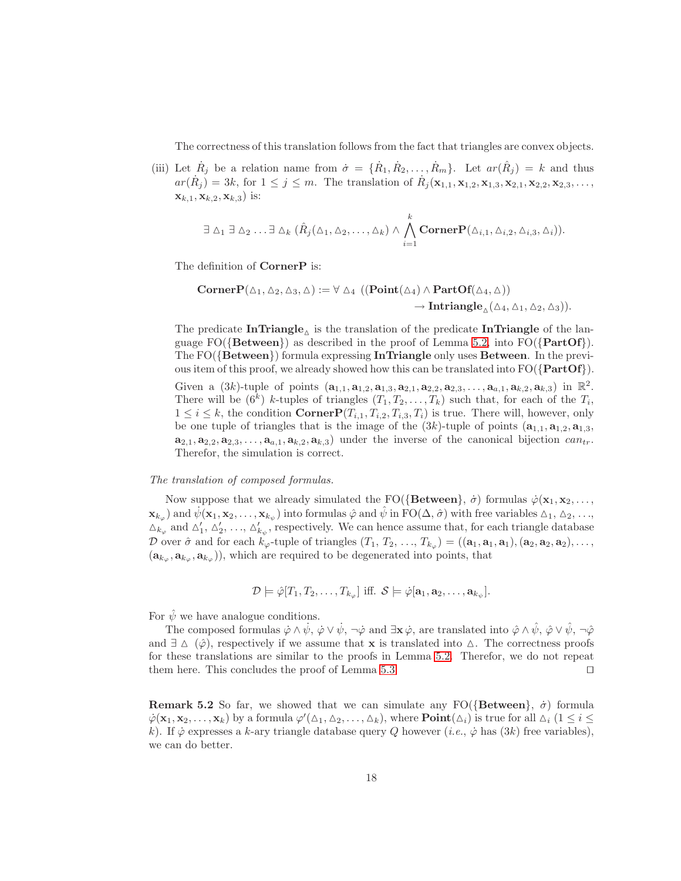The correctness of this translation follows from the fact that triangles are convex objects.

(iii) Let $\dot{R}_j$ be a relation name from $\dot{\sigma} = \{\dot{R}_1, \dot{R}_2, \ldots, \dot{R}_m\}$. Let $ar(\hat{R}_j) = k$ and thus $ar(\dot{R}_j) = 3k$, for $1 \leq j \leq m$. The translation of $\dot{R}_j(\mathbf{x}_{1,1}, \mathbf{x}_{1,2}, \mathbf{x}_{1,3}, \mathbf{x}_{2,1}, \mathbf{x}_{2,2}, \mathbf{x}_{2,3}, \ldots, \mathbf{x}_{k,1}, \mathbf{x}_{k,2}, \mathbf{x}_{k,3})$ is:

$$\exists \vartriangle_1 \exists \vartriangle_2 \ldots \exists \vartriangle_k (\hat{R}_j(\vartriangle_1, \vartriangle_2, \ldots, \vartriangle_k) \wedge \bigwedge_{i=1}^{k} \mathbf{CornerP}(\vartriangle_{i,1}, \vartriangle_{i,2}, \vartriangle_{i,3}, \vartriangle_i)).$$

The definition of **CornerP** is:

$$\mathbf{CornerP}(\vartriangle_1, \vartriangle_2, \vartriangle_3, \vartriangle) := \forall \vartriangle_4 \ ((\mathbf{Point}(\vartriangle_4) \wedge \mathbf{PartOf}(\vartriangle_4, \vartriangle)) \\ \rightarrow \mathbf{Intriangle}_{\vartriangle}(\vartriangle_4, \vartriangle_1, \vartriangle_2, \vartriangle_3)).$$

The predicate $\mathbf{InTriangle}_{\vartriangle}$ is the translation of the predicate **InTriangle** of the language FO({**Between**}) as described in the proof of Lemma 5.2, into FO({**PartOf**}). The FO({**Between**}) formula expressing **InTriangle** only uses **Between**. In the previous item of this proof, we already showed how this can be translated into FO({**PartOf**}).

Given a $(3k)$-tuple of points $(\mathbf{a}_{1,1}, \mathbf{a}_{1,2}, \mathbf{a}_{1,3}, \mathbf{a}_{2,1}, \mathbf{a}_{2,2}, \mathbf{a}_{2,3}, \ldots, \mathbf{a}_{a,1}, \mathbf{a}_{k,2}, \mathbf{a}_{k,3})$ in $\mathbb{R}^2$. There will be $(6^k)$ $k$-tuples of triangles $(T_1, T_2, \ldots, T_k)$ such that, for each of the $T_i$, $1 \leq i \leq k$, the condition $\mathbf{CornerP}(T_{i,1}, T_{i,2}, T_{i,3}, T_i)$ is true. There will, however, only be one tuple of triangles that is the image of the $(3k)$-tuple of points $(\mathbf{a}_{1,1}, \mathbf{a}_{1,2}, \mathbf{a}_{1,3}, \mathbf{a}_{2,1}, \mathbf{a}_{2,2}, \mathbf{a}_{2,3}, \ldots, \mathbf{a}_{a,1}, \mathbf{a}_{k,2}, \mathbf{a}_{k,3})$ under the inverse of the canonical bijection $can_{tr}$. Therefor, the simulation is correct.

*The translation of composed formulas.*

Now suppose that we already simulated the FO({**Between**}, $\dot{\sigma}$) formulas $\dot{\varphi}(\mathbf{x}_1, \mathbf{x}_2, \ldots, \mathbf{x}_{k_\varphi})$ and $\dot{\psi}(\mathbf{x}_1, \mathbf{x}_2, \ldots, \mathbf{x}_{k_\psi})$ into formulas $\hat{\varphi}$ and $\hat{\psi}$ in FO($\Delta$, $\hat{\sigma}$) with free variables $\vartriangle_1$, $\vartriangle_2$, ..., $\vartriangle_{k_\varphi}$ and $\vartriangle'_1$, $\vartriangle'_2$, ..., $\vartriangle'_{k_\psi}$, respectively. We can hence assume that, for each triangle database $\mathcal{D}$ over $\hat{\sigma}$ and for each $k_\varphi$-tuple of triangles $(T_1, T_2, \ldots, T_{k_\varphi}) = ((\mathbf{a}_1, \mathbf{a}_1, \mathbf{a}_1), (\mathbf{a}_2, \mathbf{a}_2, \mathbf{a}_2), \ldots, (\mathbf{a}_{k_\varphi}, \mathbf{a}_{k_\varphi}, \mathbf{a}_{k_\varphi}))$, which are required to be degenerated into points, that

$$\mathcal{D} \models \hat{\varphi}[T_1, T_2, \ldots, T_{k_\varphi}] \text{ iff. } \mathcal{S} \models \dot{\varphi}[\mathbf{a}_1, \mathbf{a}_2, \ldots, \mathbf{a}_{k_\psi}].$$

For $\hat{\psi}$ we have analogue conditions.

The composed formulas $\dot{\varphi} \wedge \dot{\psi}$, $\dot{\varphi} \vee \dot{\psi}$, $\neg\dot{\varphi}$ and $\exists \mathbf{x}\, \dot{\varphi}$, are translated into $\hat{\varphi} \wedge \hat{\psi}$, $\hat{\varphi} \vee \hat{\psi}$, $\neg\hat{\varphi}$ and $\exists \vartriangle (\hat{\varphi})$, respectively if we assume that $\mathbf{x}$ is translated into $\vartriangle$. The correctness proofs for these translations are similar to the proofs in Lemma 5.2. Therefor, we do not repeat them here. This concludes the proof of Lemma 5.3. ◻

**Remark 5.2** So far, we showed that we can simulate any FO({**Between**}, $\dot{\sigma}$) formula $\dot{\varphi}(\mathbf{x}_1, \mathbf{x}_2, \ldots, \mathbf{x}_k)$ by a formula $\varphi'(\vartriangle_1, \vartriangle_2, \ldots, \vartriangle_k)$, where $\mathbf{Point}(\vartriangle_i)$ is true for all $\vartriangle_i$ $(1 \leq i \leq k)$. If $\dot{\varphi}$ expresses a $k$-ary triangle database query $Q$ however (*i.e.*, $\dot{\varphi}$ has $(3k)$ free variables), we can do better.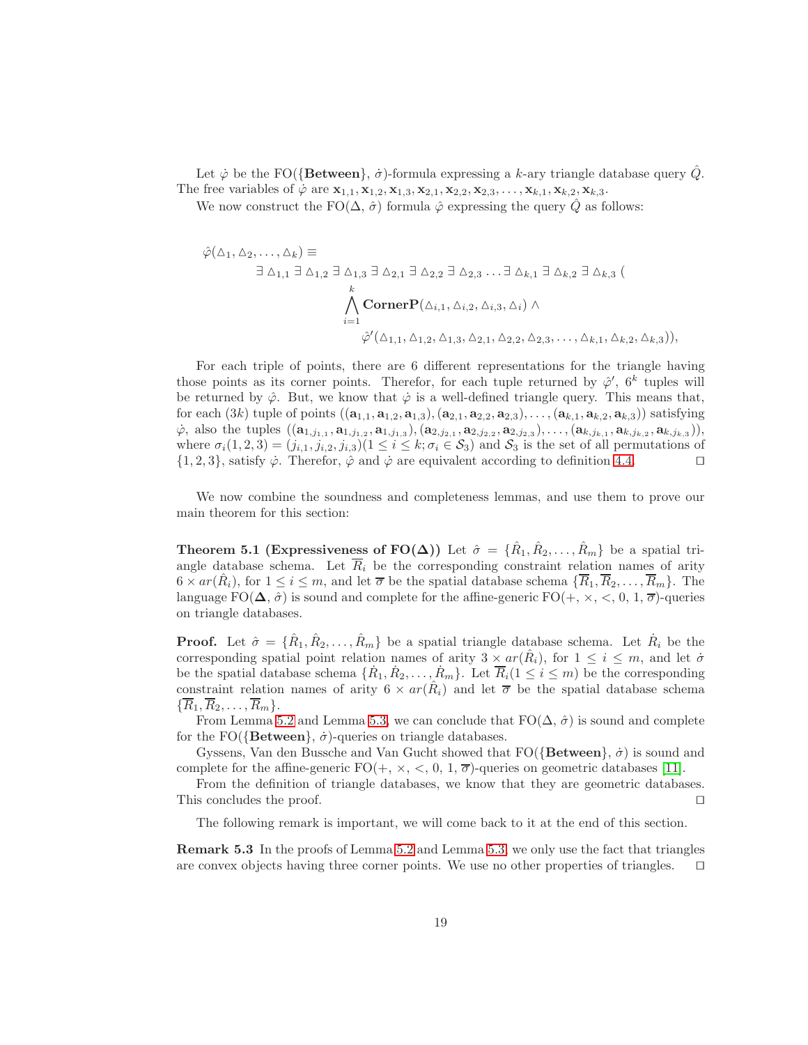Let $\dot{\varphi}$ be the FO({**Between**}, $\dot{\sigma}$)-formula expressing a $k$-ary triangle database query $\hat{Q}$. The free variables of $\dot{\varphi}$ are $\mathbf{x}_{1,1}, \mathbf{x}_{1,2}, \mathbf{x}_{1,3}, \mathbf{x}_{2,1}, \mathbf{x}_{2,2}, \mathbf{x}_{2,3}, \ldots, \mathbf{x}_{k,1}, \mathbf{x}_{k,2}, \mathbf{x}_{k,3}$.

We now construct the FO($\Delta$, $\hat{\sigma}$) formula $\hat{\varphi}$ expressing the query $\hat{Q}$ as follows:

$$
\begin{aligned}
\hat{\varphi}(\triangle_1, \triangle_2, \ldots, \triangle_k) \equiv \\
&\exists \triangle_{1,1} \exists \triangle_{1,2} \exists \triangle_{1,3} \exists \triangle_{2,1} \exists \triangle_{2,2} \exists \triangle_{2,3} \ldots \exists \triangle_{k,1} \exists \triangle_{k,2} \exists \triangle_{k,3} ( \\
&\qquad \bigwedge_{i=1}^{k} \mathbf{CornerP}(\triangle_{i,1}, \triangle_{i,2}, \triangle_{i,3}, \triangle_i) \wedge \\
&\qquad\qquad \hat{\varphi}'(\triangle_{1,1}, \triangle_{1,2}, \triangle_{1,3}, \triangle_{2,1}, \triangle_{2,2}, \triangle_{2,3}, \ldots, \triangle_{k,1}, \triangle_{k,2}, \triangle_{k,3})),
\end{aligned}
$$

For each triple of points, there are 6 different representations for the triangle having those points as its corner points. Therefor, for each tuple returned by $\hat{\varphi}'$, $6^k$ tuples will be returned by $\hat{\varphi}$. But, we know that $\dot{\varphi}$ is a well-defined triangle query. This means that, for each $(3k)$ tuple of points $((\mathbf{a}_{1,1}, \mathbf{a}_{1,2}, \mathbf{a}_{1,3}), (\mathbf{a}_{2,1}, \mathbf{a}_{2,2}, \mathbf{a}_{2,3}), \ldots, (\mathbf{a}_{k,1}, \mathbf{a}_{k,2}, \mathbf{a}_{k,3}))$ satisfying $\dot{\varphi}$, also the tuples $((\mathbf{a}_{1,j_{1,1}}, \mathbf{a}_{1,j_{1,2}}, \mathbf{a}_{1,j_{1,3}}), (\mathbf{a}_{2,j_{2,1}}, \mathbf{a}_{2,j_{2,2}}, \mathbf{a}_{2,j_{2,3}}), \ldots, (\mathbf{a}_{k,j_{k,1}}, \mathbf{a}_{k,j_{k,2}}, \mathbf{a}_{k,j_{k,3}}))$, where $\sigma_i(1,2,3) = (j_{i,1}, j_{i,2}, j_{i,3}) (1 \le i \le k; \sigma_i \in \mathcal{S}_3)$ and $\mathcal{S}_3$ is the set of all permutations of $\{1,2,3\}$, satisfy $\dot{\varphi}$. Therefor, $\hat{\varphi}$ and $\dot{\varphi}$ are equivalent according to definition 4.4. $\square$

We now combine the soundness and completeness lemmas, and use them to prove our main theorem for this section:

**Theorem 5.1 (Expressiveness of FO($\mathbf{\Delta}$))** Let $\hat{\sigma} = \{\hat{R}_1, \hat{R}_2, \ldots, \hat{R}_m\}$ be a spatial triangle database schema. Let $\overline{R}_i$ be the corresponding constraint relation names of arity $6 \times ar(\hat{R}_i)$, for $1 \le i \le m$, and let $\overline{\sigma}$ be the spatial database schema $\{\overline{R}_1, \overline{R}_2, \ldots, \overline{R}_m\}$. The language FO($\mathbf{\Delta}$, $\hat{\sigma}$) is sound and complete for the affine-generic FO(+, ×, <, 0, 1, $\overline{\sigma}$)-queries on triangle databases.

**Proof.** Let $\hat{\sigma} = \{\hat{R}_1, \hat{R}_2, \ldots, \hat{R}_m\}$ be a spatial triangle database schema. Let $\dot{R}_i$ be the corresponding spatial point relation names of arity $3 \times ar(\hat{R}_i)$, for $1 \le i \le m$, and let $\dot{\sigma}$ be the spatial database schema $\{\dot{R}_1, \dot{R}_2, \ldots, \dot{R}_m\}$. Let $\overline{R}_i (1 \le i \le m)$ be the corresponding constraint relation names of arity $6 \times ar(\hat{R}_i)$ and let $\overline{\sigma}$ be the spatial database schema $\{\overline{R}_1, \overline{R}_2, \ldots, \overline{R}_m\}$.

From Lemma 5.2 and Lemma 5.3, we can conclude that FO($\Delta$, $\hat{\sigma}$) is sound and complete for the FO({**Between**}, $\dot{\sigma}$)-queries on triangle databases.

Gyssens, Van den Bussche and Van Gucht showed that FO({**Between**}, $\dot{\sigma}$) is sound and complete for the affine-generic FO(+, ×, <, 0, 1, $\overline{\sigma}$)-queries on geometric databases [11].

From the definition of triangle databases, we know that they are geometric databases. This concludes the proof. $\square$

The following remark is important, we will come back to it at the end of this section.

**Remark 5.3** In the proofs of Lemma 5.2 and Lemma 5.3, we only use the fact that triangles are convex objects having three corner points. We use no other properties of triangles. $\square$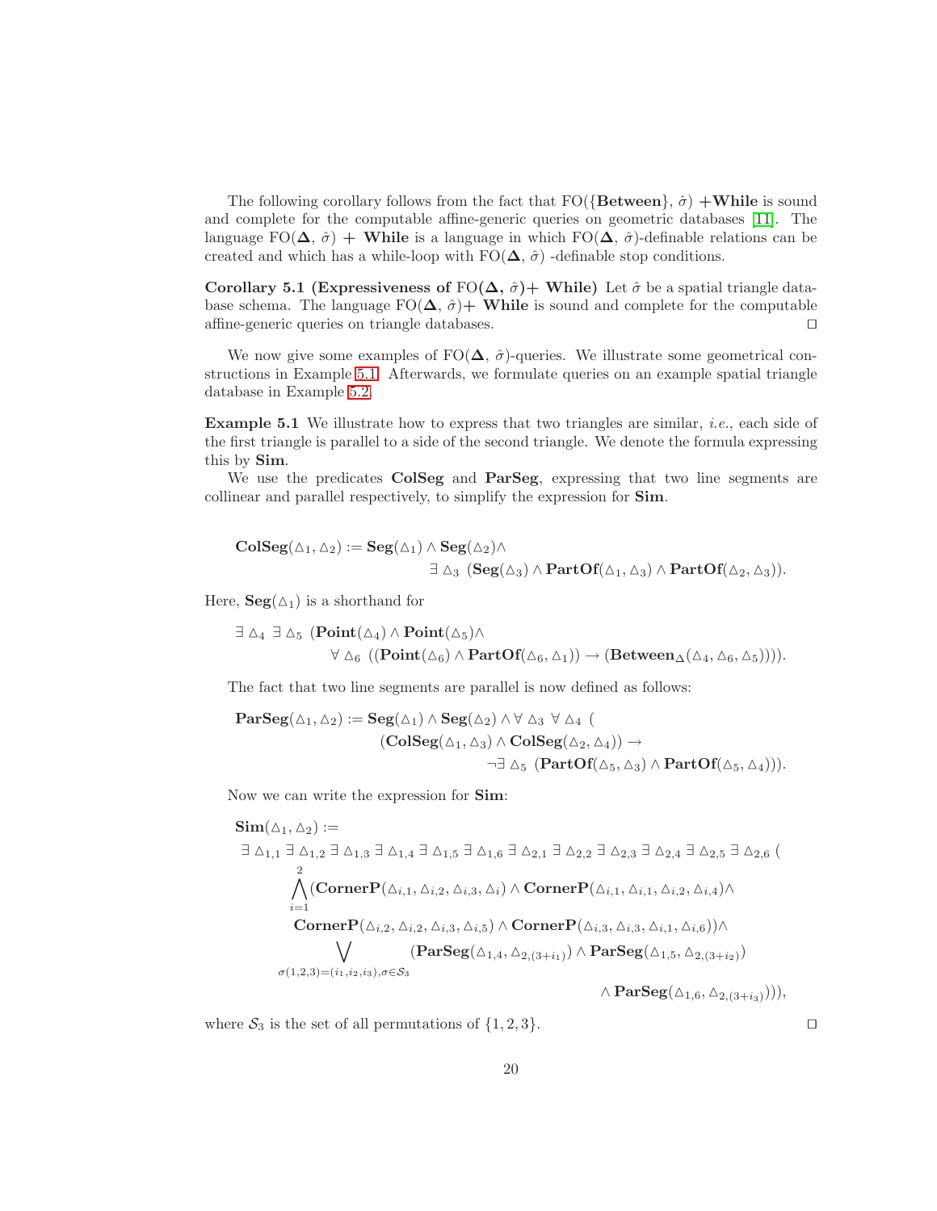The following corollary follows from the fact that FO({**Between**}, $\dot{\sigma}$) **+While** is sound and complete for the computable affine-generic queries on geometric databases [11]. The language FO($\mathbf{\Delta}$, $\hat{\sigma}$) + **While** is a language in which FO($\mathbf{\Delta}$, $\hat{\sigma}$)-definable relations can be created and which has a while-loop with FO($\mathbf{\Delta}$, $\hat{\sigma}$) -definable stop conditions.

**Corollary 5.1 (Expressiveness of FO($\mathbf{\Delta}$, $\hat{\sigma}$)+ While)** Let $\hat{\sigma}$ be a spatial triangle database schema. The language FO($\mathbf{\Delta}$, $\hat{\sigma}$)+ **While** is sound and complete for the computable affine-generic queries on triangle databases. □

We now give some examples of FO($\mathbf{\Delta}$, $\hat{\sigma}$)-queries. We illustrate some geometrical constructions in Example 5.1. Afterwards, we formulate queries on an example spatial triangle database in Example 5.2.

**Example 5.1** We illustrate how to express that two triangles are similar, *i.e.*, each side of the first triangle is parallel to a side of the second triangle. We denote the formula expressing this by **Sim**.

We use the predicates **ColSeg** and **ParSeg**, expressing that two line segments are collinear and parallel respectively, to simplify the expression for **Sim**.

$$\begin{aligned}\mathbf{ColSeg}(\triangle_1, \triangle_2) := {} & \mathbf{Seg}(\triangle_1) \wedge \mathbf{Seg}(\triangle_2) \wedge \\ & \exists\, \triangle_3\ (\mathbf{Seg}(\triangle_3) \wedge \mathbf{PartOf}(\triangle_1, \triangle_3) \wedge \mathbf{PartOf}(\triangle_2, \triangle_3)).\end{aligned}$$

Here, $\mathbf{Seg}(\triangle_1)$ is a shorthand for

$$\begin{aligned}& \exists\, \triangle_4\ \exists\, \triangle_5\ (\mathbf{Point}(\triangle_4) \wedge \mathbf{Point}(\triangle_5) \wedge \\ & \quad \forall\, \triangle_6\ ((\mathbf{Point}(\triangle_6) \wedge \mathbf{PartOf}(\triangle_6, \triangle_1)) \rightarrow (\mathbf{Between}_{\Delta}(\triangle_4, \triangle_6, \triangle_5)))).\end{aligned}$$

The fact that two line segments are parallel is now defined as follows:

$$\begin{aligned}\mathbf{ParSeg}(\triangle_1, \triangle_2) := {} & \mathbf{Seg}(\triangle_1) \wedge \mathbf{Seg}(\triangle_2) \wedge \forall\, \triangle_3\ \forall\, \triangle_4\ ( \\ & (\mathbf{ColSeg}(\triangle_1, \triangle_3) \wedge \mathbf{ColSeg}(\triangle_2, \triangle_4)) \rightarrow \\ & \neg\exists\, \triangle_5\ (\mathbf{PartOf}(\triangle_5, \triangle_3) \wedge \mathbf{PartOf}(\triangle_5, \triangle_4))).\end{aligned}$$

Now we can write the expression for **Sim**:

$$\begin{aligned}& \mathbf{Sim}(\triangle_1, \triangle_2) := \\ & \exists\, \triangle_{1,1}\ \exists\, \triangle_{1,2}\ \exists\, \triangle_{1,3}\ \exists\, \triangle_{1,4}\ \exists\, \triangle_{1,5}\ \exists\, \triangle_{1,6}\ \exists\, \triangle_{2,1}\ \exists\, \triangle_{2,2}\ \exists\, \triangle_{2,3}\ \exists\, \triangle_{2,4}\ \exists\, \triangle_{2,5}\ \exists\, \triangle_{2,6}\ ( \\ & \quad \bigwedge_{i=1}^{2} (\mathbf{CornerP}(\triangle_{i,1}, \triangle_{i,2}, \triangle_{i,3}, \triangle_i) \wedge \mathbf{CornerP}(\triangle_{i,1}, \triangle_{i,1}, \triangle_{i,2}, \triangle_{i,4}) \wedge \\ & \quad \mathbf{CornerP}(\triangle_{i,2}, \triangle_{i,2}, \triangle_{i,3}, \triangle_{i,5}) \wedge \mathbf{CornerP}(\triangle_{i,3}, \triangle_{i,3}, \triangle_{i,1}, \triangle_{i,6})) \wedge \\ & \quad \bigvee_{\sigma(1,2,3)=(i_1,i_2,i_3),\sigma\in\mathcal{S}_3} (\mathbf{ParSeg}(\triangle_{1,4}, \triangle_{2,(3+i_1)}) \wedge \mathbf{ParSeg}(\triangle_{1,5}, \triangle_{2,(3+i_2)}) \\ & \quad \wedge \mathbf{ParSeg}(\triangle_{1,6}, \triangle_{2,(3+i_3)}))),\end{aligned}$$

where $\mathcal{S}_3$ is the set of all permutations of $\{1, 2, 3\}$. □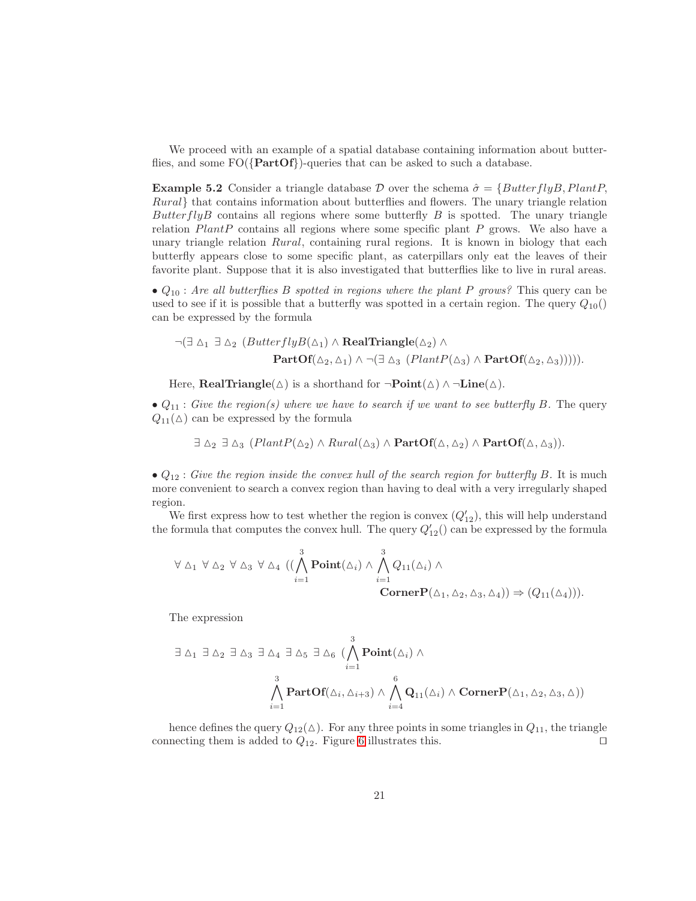We proceed with an example of a spatial database containing information about butterflies, and some FO({**PartOf**})-queries that can be asked to such a database.

**Example 5.2** Consider a triangle database $\mathcal{D}$ over the schema $\hat{\sigma} = \{ButterflyB, PlantP, Rural\}$ that contains information about butterflies and flowers. The unary triangle relation $ButterflyB$ contains all regions where some butterfly $B$ is spotted. The unary triangle relation $PlantP$ contains all regions where some specific plant $P$ grows. We also have a unary triangle relation $Rural$, containing rural regions. It is known in biology that each butterfly appears close to some specific plant, as caterpillars only eat the leaves of their favorite plant. Suppose that it is also investigated that butterflies like to live in rural areas.

• $Q_{10}$ : *Are all butterflies $B$ spotted in regions where the plant $P$ grows?* This query can be used to see if it is possible that a butterfly was spotted in a certain region. The query $Q_{10}()$ can be expressed by the formula

$$\neg(\exists \triangle_1 \ \exists \triangle_2 \ (ButterflyB(\triangle_1) \wedge \mathbf{RealTriangle}(\triangle_2) \wedge \mathbf{PartOf}(\triangle_2, \triangle_1) \wedge \neg(\exists \triangle_3 \ (PlantP(\triangle_3) \wedge \mathbf{PartOf}(\triangle_2, \triangle_3))))).$$

Here, $\mathbf{RealTriangle}(\triangle)$ is a shorthand for $\neg\mathbf{Point}(\triangle) \wedge \neg\mathbf{Line}(\triangle)$.

• $Q_{11}$ : *Give the region(s) where we have to search if we want to see butterfly $B$.* The query $Q_{11}(\triangle)$ can be expressed by the formula

$$\exists \triangle_2 \ \exists \triangle_3 \ (PlantP(\triangle_2) \wedge Rural(\triangle_3) \wedge \mathbf{PartOf}(\triangle, \triangle_2) \wedge \mathbf{PartOf}(\triangle, \triangle_3)).$$

• $Q_{12}$ : *Give the region inside the convex hull of the search region for butterfly $B$.* It is much more convenient to search a convex region than having to deal with a very irregularly shaped region.

We first express how to test whether the region is convex ($Q'_{12}$), this will help understand the formula that computes the convex hull. The query $Q'_{12}()$ can be expressed by the formula

$$\forall \triangle_1 \ \forall \triangle_2 \ \forall \triangle_3 \ \forall \triangle_4 \ ((\bigwedge_{i=1}^{3} \mathbf{Point}(\triangle_i) \wedge \bigwedge_{i=1}^{3} Q_{11}(\triangle_i) \wedge \mathbf{CornerP}(\triangle_1, \triangle_2, \triangle_3, \triangle_4)) \Rightarrow (Q_{11}(\triangle_4))).$$

The expression

$$\exists \triangle_1 \ \exists \triangle_2 \ \exists \triangle_3 \ \exists \triangle_4 \ \exists \triangle_5 \ \exists \triangle_6 \ (\bigwedge_{i=1}^{3} \mathbf{Point}(\triangle_i) \wedge \bigwedge_{i=1}^{3} \mathbf{PartOf}(\triangle_i, \triangle_{i+3}) \wedge \bigwedge_{i=4}^{6} \mathbf{Q}_{11}(\triangle_i) \wedge \mathbf{CornerP}(\triangle_1, \triangle_2, \triangle_3, \triangle))$$

hence defines the query $Q_{12}(\triangle)$. For any three points in some triangles in $Q_{11}$, the triangle connecting them is added to $Q_{12}$. Figure 6 illustrates this. □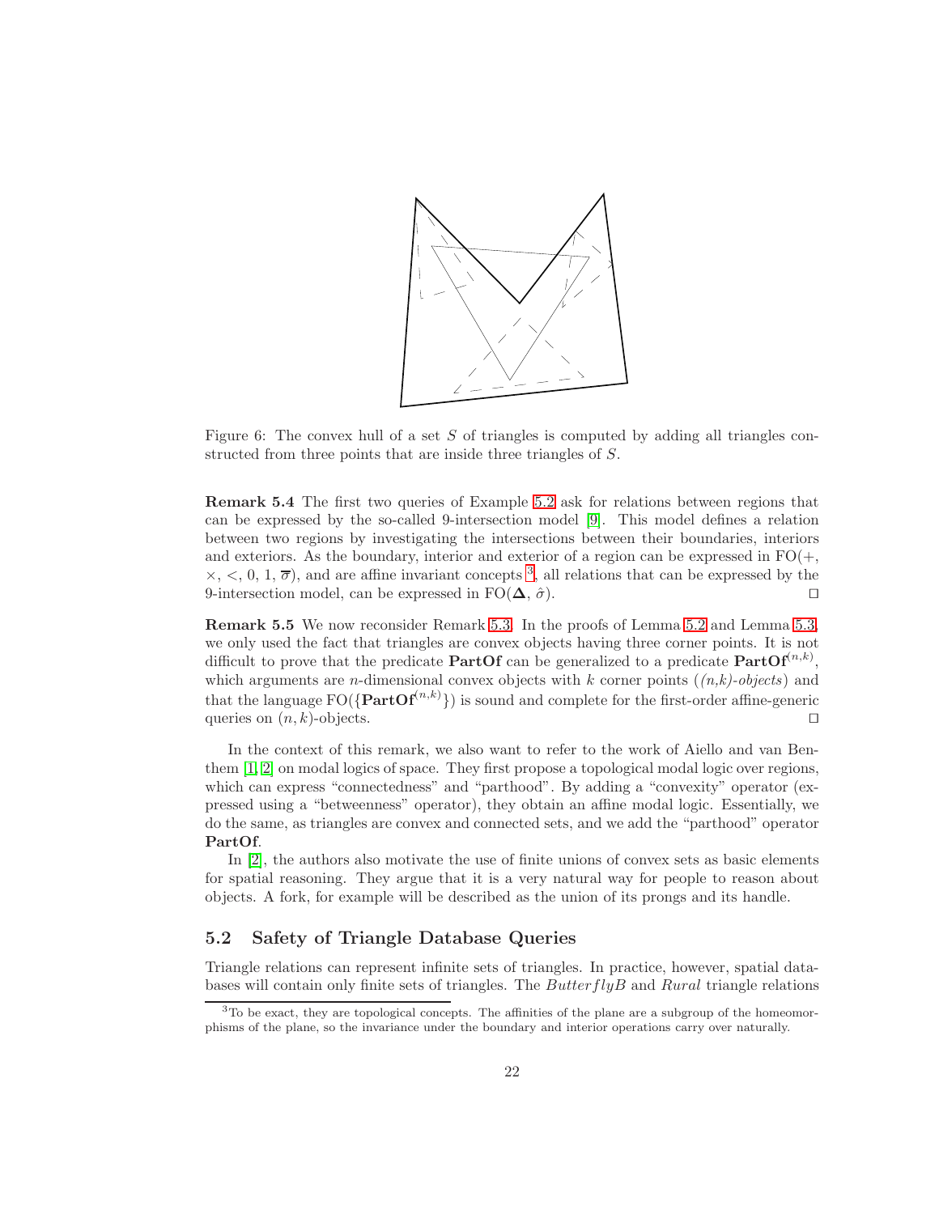Figure 6: The convex hull of a set $S$ of triangles is computed by adding all triangles constructed from three points that are inside three triangles of $S$.

**Remark 5.4** The first two queries of Example 5.2 ask for relations between regions that can be expressed by the so-called 9-intersection model [9]. This model defines a relation between two regions by investigating the intersections between their boundaries, interiors and exteriors. As the boundary, interior and exterior of a region can be expressed in FO($+$, $\times$, $<$, 0, 1, $\overline{\sigma}$), and are affine invariant concepts [3], all relations that can be expressed by the 9-intersection model, can be expressed in FO($\mathbf{\Delta}$, $\hat{\sigma}$). $\square$

**Remark 5.5** We now reconsider Remark 5.3. In the proofs of Lemma 5.2 and Lemma 5.3, we only used the fact that triangles are convex objects having three corner points. It is not difficult to prove that the predicate **PartOf** can be generalized to a predicate $\mathbf{PartOf}^{(n,k)}$, which arguments are $n$-dimensional convex objects with $k$ corner points (*(n,k)-objects*) and that the language FO($\{\mathbf{PartOf}^{(n,k)}\}$) is sound and complete for the first-order affine-generic queries on $(n,k)$-objects. $\square$

In the context of this remark, we also want to refer to the work of Aiello and van Benthem [1, 2] on modal logics of space. They first propose a topological modal logic over regions, which can express "connectedness" and "parthood". By adding a "convexity" operator (expressed using a "betweenness" operator), they obtain an affine modal logic. Essentially, we do the same, as triangles are convex and connected sets, and we add the "parthood" operator **PartOf**.

In [2], the authors also motivate the use of finite unions of convex sets as basic elements for spatial reasoning. They argue that it is a very natural way for people to reason about objects. A fork, for example will be described as the union of its prongs and its handle.

## 5.2 Safety of Triangle Database Queries

Triangle relations can represent infinite sets of triangles. In practice, however, spatial databases will contain only finite sets of triangles. The *ButterflyB* and *Rural* triangle relations

[3] To be exact, they are topological concepts. The affinities of the plane are a subgroup of the homeomorphisms of the plane, so the invariance under the boundary and interior operations carry over naturally.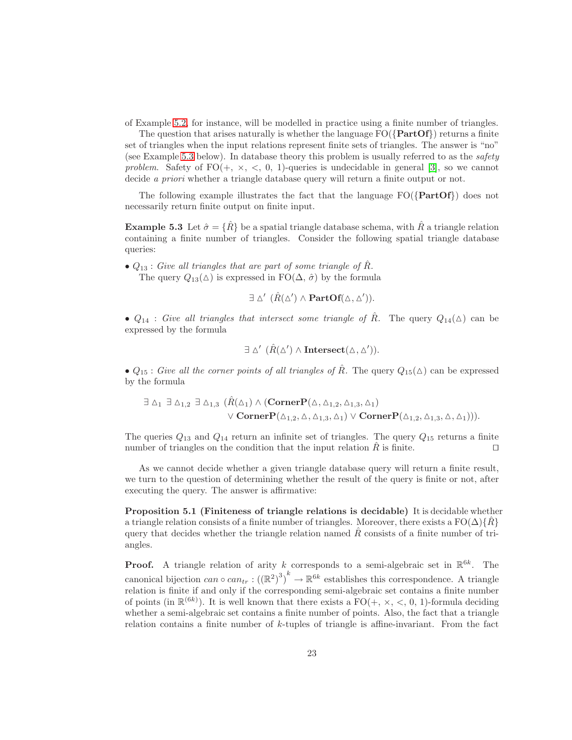of Example 5.2, for instance, will be modelled in practice using a finite number of triangles.

The question that arises naturally is whether the language FO({**PartOf**}) returns a finite set of triangles when the input relations represent finite sets of triangles. The answer is "no" (see Example 5.3 below). In database theory this problem is usually referred to as the *safety problem.* Safety of FO(+, ×, <, 0, 1)-queries is undecidable in general [3], so we cannot decide *a priori* whether a triangle database query will return a finite output or not.

The following example illustrates the fact that the language FO({**PartOf**}) does not necessarily return finite output on finite input.

**Example 5.3** Let $\hat{\sigma} = \{\hat{R}\}$ be a spatial triangle database schema, with $\hat{R}$ a triangle relation containing a finite number of triangles. Consider the following spatial triangle database queries:

- $Q_{13}$ : *Give all triangles that are part of some triangle of* $\hat{R}$.
  The query $Q_{13}(\triangle)$ is expressed in FO($\Delta$, $\hat{\sigma}$) by the formula

$$\exists \triangle' \; (\hat{R}(\triangle') \wedge \textbf{PartOf}(\triangle, \triangle')).$$

- $Q_{14}$ : *Give all triangles that intersect some triangle of* $\hat{R}$. The query $Q_{14}(\triangle)$ can be expressed by the formula

$$\exists \triangle' \; (\hat{R}(\triangle') \wedge \textbf{Intersect}(\triangle, \triangle')).$$

- $Q_{15}$ : *Give all the corner points of all triangles of* $\hat{R}$. The query $Q_{15}(\triangle)$ can be expressed by the formula

$$\begin{aligned}\exists \triangle_1 \; \exists \triangle_{1,2} \; \exists \triangle_{1,3} \; (\hat{R}(\triangle_1) \wedge (&\textbf{CornerP}(\triangle, \triangle_{1,2}, \triangle_{1,3}, \triangle_1) \\ &\vee \textbf{CornerP}(\triangle_{1,2}, \triangle, \triangle_{1,3}, \triangle_1) \vee \textbf{CornerP}(\triangle_{1,2}, \triangle_{1,3}, \triangle, \triangle_1))).\end{aligned}$$

The queries $Q_{13}$ and $Q_{14}$ return an infinite set of triangles. The query $Q_{15}$ returns a finite number of triangles on the condition that the input relation $\hat{R}$ is finite. □

As we cannot decide whether a given triangle database query will return a finite result, we turn to the question of determining whether the result of the query is finite or not, after executing the query. The answer is affirmative:

**Proposition 5.1 (Finiteness of triangle relations is decidable)** It is decidable whether a triangle relation consists of a finite number of triangles. Moreover, there exists a FO($\Delta$){$\hat{R}$} query that decides whether the triangle relation named $\hat{R}$ consists of a finite number of triangles.

**Proof.** A triangle relation of arity $k$ corresponds to a semi-algebraic set in $\mathbb{R}^{6k}$. The canonical bijection $can \circ can_{tr} : ((\mathbb{R}^2)^3)^k \rightarrow \mathbb{R}^{6k}$ establishes this correspondence. A triangle relation is finite if and only if the corresponding semi-algebraic set contains a finite number of points (in $\mathbb{R}^{(6k)}$). It is well known that there exists a FO(+, ×, <, 0, 1)-formula deciding whether a semi-algebraic set contains a finite number of points. Also, the fact that a triangle relation contains a finite number of $k$-tuples of triangle is affine-invariant. From the fact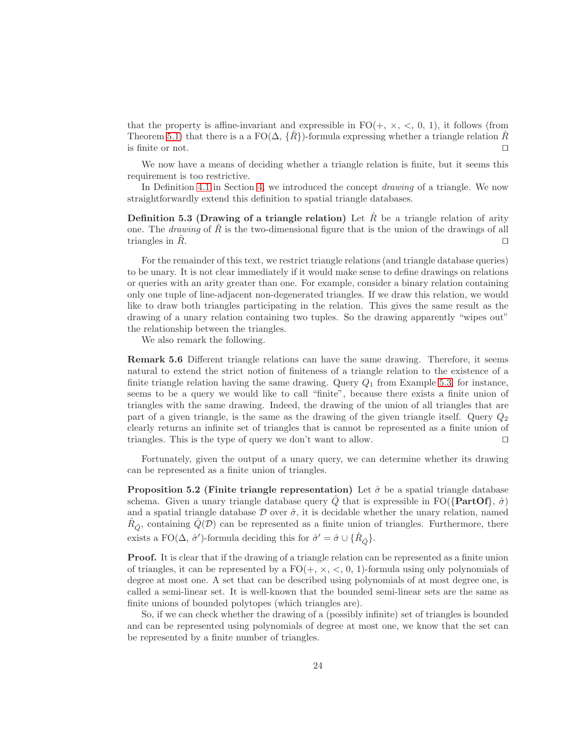that the property is affine-invariant and expressible in FO($+$, $\times$, $<$, 0, 1), it follows (from Theorem 5.1) that there is a a FO($\Delta$, $\{\hat{R}\}$)-formula expressing whether a triangle relation $\hat{R}$ is finite or not. ◻

We now have a means of deciding whether a triangle relation is finite, but it seems this requirement is too restrictive.

In Definition 4.1 in Section 4, we introduced the concept *drawing* of a triangle. We now straightforwardly extend this definition to spatial triangle databases.

**Definition 5.3 (Drawing of a triangle relation)** Let $\hat{R}$ be a triangle relation of arity one. The *drawing* of $\hat{R}$ is the two-dimensional figure that is the union of the drawings of all triangles in $\hat{R}$. ◻

For the remainder of this text, we restrict triangle relations (and triangle database queries) to be unary. It is not clear immediately if it would make sense to define drawings on relations or queries with an arity greater than one. For example, consider a binary relation containing only one tuple of line-adjacent non-degenerated triangles. If we draw this relation, we would like to draw both triangles participating in the relation. This gives the same result as the drawing of a unary relation containing two tuples. So the drawing apparently "wipes out" the relationship between the triangles.

We also remark the following.

**Remark 5.6** Different triangle relations can have the same drawing. Therefore, it seems natural to extend the strict notion of finiteness of a triangle relation to the existence of a finite triangle relation having the same drawing. Query $Q_1$ from Example 5.3, for instance, seems to be a query we would like to call "finite", because there exists a finite union of triangles with the same drawing. Indeed, the drawing of the union of all triangles that are part of a given triangle, is the same as the drawing of the given triangle itself. Query $Q_2$ clearly returns an infinite set of triangles that is cannot be represented as a finite union of triangles. This is the type of query we don't want to allow. ◻

Fortunately, given the output of a unary query, we can determine whether its drawing can be represented as a finite union of triangles.

**Proposition 5.2 (Finite triangle representation)** Let $\hat{\sigma}$ be a spatial triangle database schema. Given a unary triangle database query $\hat{Q}$ that is expressible in FO($\{$**PartOf**$\}$, $\hat{\sigma}$) and a spatial triangle database $\mathcal{D}$ over $\hat{\sigma}$, it is decidable whether the unary relation, named $\hat{R}_{\hat{Q}}$, containing $\hat{Q}(\mathcal{D})$ can be represented as a finite union of triangles. Furthermore, there exists a FO($\Delta$, $\hat{\sigma}'$)-formula deciding this for $\hat{\sigma}' = \hat{\sigma} \cup \{\hat{R}_{\hat{Q}}\}$.

**Proof.** It is clear that if the drawing of a triangle relation can be represented as a finite union of triangles, it can be represented by a FO($+$, $\times$, $<$, 0, 1)-formula using only polynomials of degree at most one. A set that can be described using polynomials of at most degree one, is called a semi-linear set. It is well-known that the bounded semi-linear sets are the same as finite unions of bounded polytopes (which triangles are).

So, if we can check whether the drawing of a (possibly infinite) set of triangles is bounded and can be represented using polynomials of degree at most one, we know that the set can be represented by a finite number of triangles.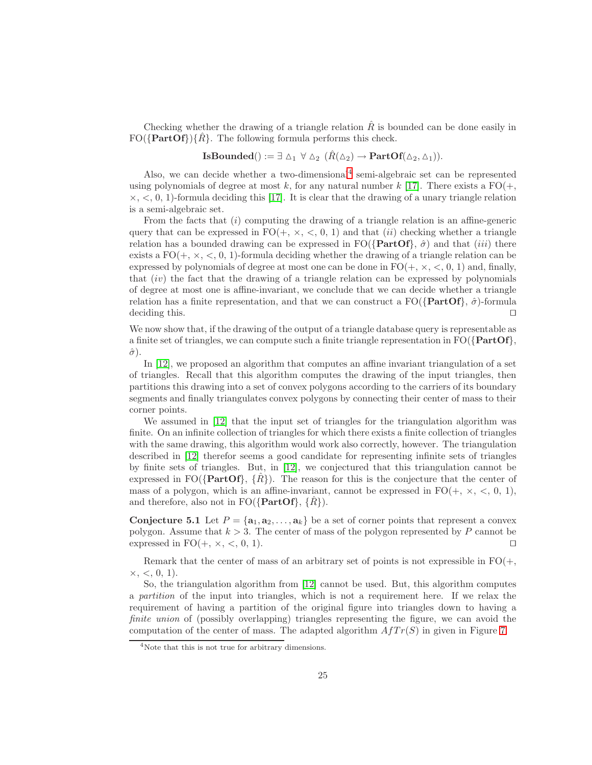Checking whether the drawing of a triangle relation $\hat{R}$ is bounded can be done easily in FO($\{\mathbf{PartOf}\}$)$\{\hat{R}\}$. The following formula performs this check.

$$\mathbf{IsBounded}() := \exists \triangle_1 \; \forall \triangle_2 \; (\hat{R}(\triangle_2) \rightarrow \mathbf{PartOf}(\triangle_2, \triangle_1)).$$

Also, we can decide whether a two-dimensional[4] semi-algebraic set can be represented using polynomials of degree at most $k$, for any natural number $k$ [17]. There exists a FO(+, $\times$, <, 0, 1)-formula deciding this [17]. It is clear that the drawing of a unary triangle relation is a semi-algebraic set.

From the facts that $(i)$ computing the drawing of a triangle relation is an affine-generic query that can be expressed in FO(+, $\times$, <, 0, 1) and that $(ii)$ checking whether a triangle relation has a bounded drawing can be expressed in FO($\{\mathbf{PartOf}\}$, $\hat{\sigma}$) and that $(iii)$ there exists a FO(+, $\times$, <, 0, 1)-formula deciding whether the drawing of a triangle relation can be expressed by polynomials of degree at most one can be done in FO(+, $\times$, <, 0, 1) and, finally, that $(iv)$ the fact that the drawing of a triangle relation can be expressed by polynomials of degree at most one is affine-invariant, we conclude that we can decide whether a triangle relation has a finite representation, and that we can construct a FO($\{\mathbf{PartOf}\}$, $\hat{\sigma}$)-formula deciding this. □

We now show that, if the drawing of the output of a triangle database query is representable as a finite set of triangles, we can compute such a finite triangle representation in FO($\{\mathbf{PartOf}\}$, $\hat{\sigma}$).

In [12], we proposed an algorithm that computes an affine invariant triangulation of a set of triangles. Recall that this algorithm computes the drawing of the input triangles, then partitions this drawing into a set of convex polygons according to the carriers of its boundary segments and finally triangulates convex polygons by connecting their center of mass to their corner points.

We assumed in [12] that the input set of triangles for the triangulation algorithm was finite. On an infinite collection of triangles for which there exists a finite collection of triangles with the same drawing, this algorithm would work also correctly, however. The triangulation described in [12] therefor seems a good candidate for representing infinite sets of triangles by finite sets of triangles. But, in [12], we conjectured that this triangulation cannot be expressed in FO($\{\mathbf{PartOf}\}$, $\{\hat{R}\}$). The reason for this is the conjecture that the center of mass of a polygon, which is an affine-invariant, cannot be expressed in FO(+, $\times$, <, 0, 1), and therefore, also not in FO($\{\mathbf{PartOf}\}$, $\{\hat{R}\}$).

**Conjecture 5.1** Let $P = \{\mathbf{a}_1, \mathbf{a}_2, \ldots, \mathbf{a}_k\}$ be a set of corner points that represent a convex polygon. Assume that $k > 3$. The center of mass of the polygon represented by $P$ cannot be expressed in FO(+, $\times$, <, 0, 1). □

Remark that the center of mass of an arbitrary set of points is not expressible in FO(+, $\times$, <, 0, 1).

So, the triangulation algorithm from [12] cannot be used. But, this algorithm computes a *partition* of the input into triangles, which is not a requirement here. If we relax the requirement of having a partition of the original figure into triangles down to having a *finite union* of (possibly overlapping) triangles representing the figure, we can avoid the computation of the center of mass. The adapted algorithm $AfTr(S)$ in given in Figure 7.

[4] Note that this is not true for arbitrary dimensions.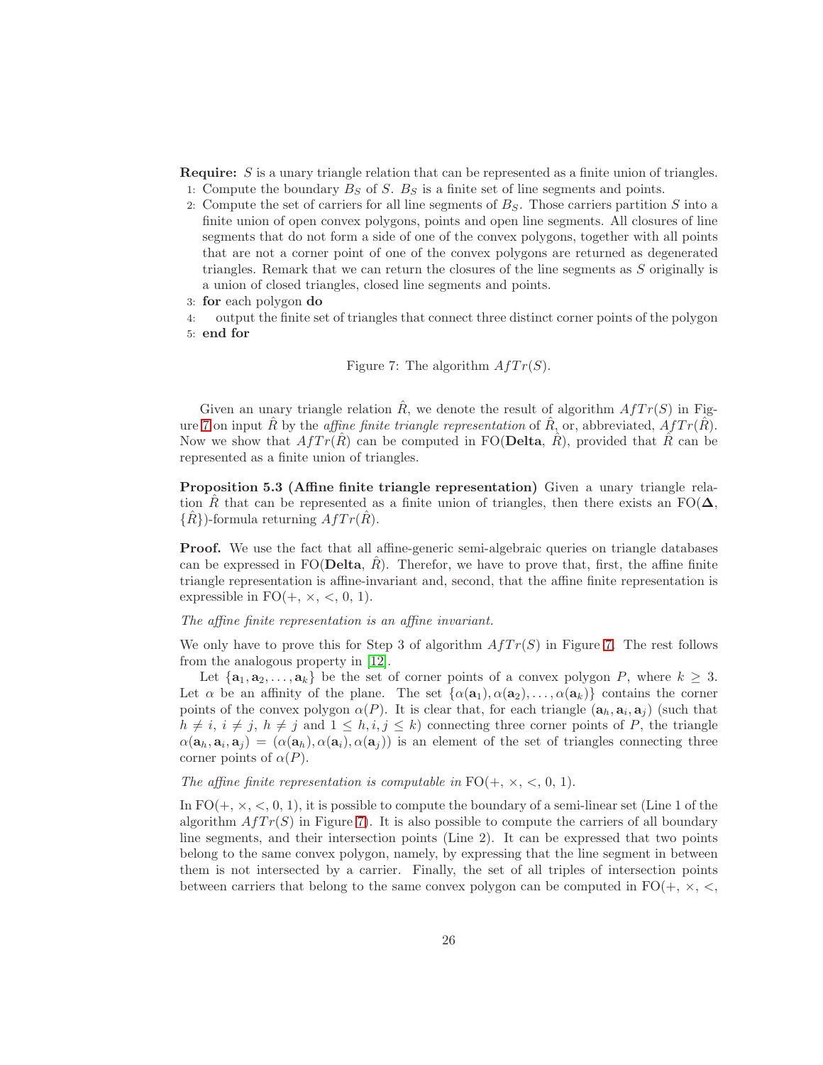**Require:** $S$ is a unary triangle relation that can be represented as a finite union of triangles.

1: Compute the boundary $B_S$ of $S$. $B_S$ is a finite set of line segments and points.

2: Compute the set of carriers for all line segments of $B_S$. Those carriers partition $S$ into a finite union of open convex polygons, points and open line segments. All closures of line segments that do not form a side of one of the convex polygons, together with all points that are not a corner point of one of the convex polygons are returned as degenerated triangles. Remark that we can return the closures of the line segments as $S$ originally is a union of closed triangles, closed line segments and points.

3: **for** each polygon **do**

4: output the finite set of triangles that connect three distinct corner points of the polygon

5: **end for**

Figure 7: The algorithm $AfTr(S)$.

Given an unary triangle relation $\hat{R}$, we denote the result of algorithm $AfTr(S)$ in Figure 7 on input $\hat{R}$ by the *affine finite triangle representation* of $\hat{R}$, or, abbreviated, $AfTr(\hat{R})$. Now we show that $AfTr(\hat{R})$ can be computed in FO(**Delta**, $\hat{R}$), provided that $\hat{R}$ can be represented as a finite union of triangles.

**Proposition 5.3 (Affine finite triangle representation)** Given a unary triangle relation $\hat{R}$ that can be represented as a finite union of triangles, then there exists an FO($\mathbf{\Delta}$, $\{\hat{R}\}$)-formula returning $AfTr(\hat{R})$.

**Proof.** We use the fact that all affine-generic semi-algebraic queries on triangle databases can be expressed in FO(**Delta**, $\hat{R}$). Therefor, we have to prove that, first, the affine finite triangle representation is affine-invariant and, second, that the affine finite representation is expressible in FO(+, $\times$, <, 0, 1).

*The affine finite representation is an affine invariant.*

We only have to prove this for Step 3 of algorithm $AfTr(S)$ in Figure 7. The rest follows from the analogous property in [12].

Let $\{\mathbf{a}_1, \mathbf{a}_2, \ldots, \mathbf{a}_k\}$ be the set of corner points of a convex polygon $P$, where $k \geq 3$. Let $\alpha$ be an affinity of the plane. The set $\{\alpha(\mathbf{a}_1), \alpha(\mathbf{a}_2), \ldots, \alpha(\mathbf{a}_k)\}$ contains the corner points of the convex polygon $\alpha(P)$. It is clear that, for each triangle $(\mathbf{a}_h, \mathbf{a}_i, \mathbf{a}_j)$ (such that $h \neq i$, $i \neq j$, $h \neq j$ and $1 \leq h, i, j \leq k$) connecting three corner points of $P$, the triangle $\alpha(\mathbf{a}_h, \mathbf{a}_i, \mathbf{a}_j) = (\alpha(\mathbf{a}_h), \alpha(\mathbf{a}_i), \alpha(\mathbf{a}_j))$ is an element of the set of triangles connecting three corner points of $\alpha(P)$.

*The affine finite representation is computable in* FO(+, $\times$, <, 0, 1).

In FO(+, $\times$, <, 0, 1), it is possible to compute the boundary of a semi-linear set (Line 1 of the algorithm $AfTr(S)$ in Figure 7). It is also possible to compute the carriers of all boundary line segments, and their intersection points (Line 2). It can be expressed that two points belong to the same convex polygon, namely, by expressing that the line segment in between them is not intersected by a carrier. Finally, the set of all triples of intersection points between carriers that belong to the same convex polygon can be computed in FO(+, $\times$, <,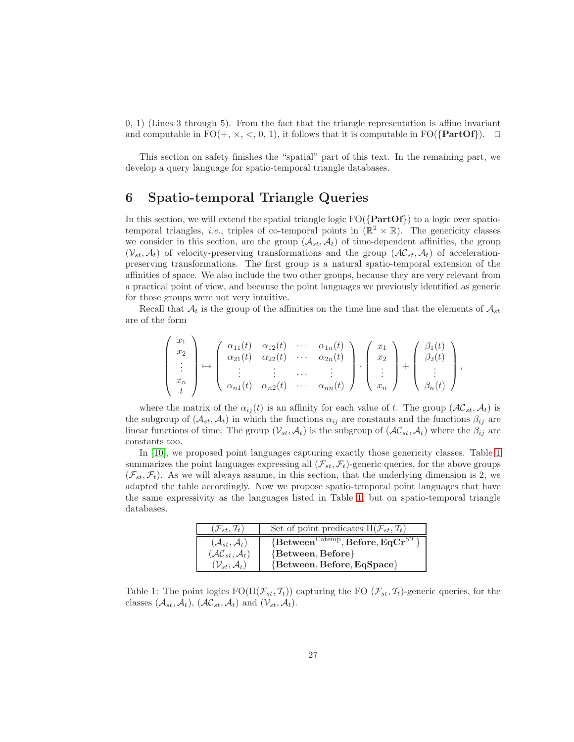0, 1) (Lines 3 through 5). From the fact that the triangle representation is affine invariant and computable in FO(+, ×, <, 0, 1), it follows that it is computable in FO({**PartOf**}). ◻

This section on safety finishes the "spatial" part of this text. In the remaining part, we develop a query language for spatio-temporal triangle databases.

# 6 Spatio-temporal Triangle Queries

In this section, we will extend the spatial triangle logic FO({**PartOf**}) to a logic over spatio-temporal triangles, *i.e.*, triples of co-temporal points in $(\mathbb{R}^2 \times \mathbb{R})$. The genericity classes we consider in this section, are the group $(\mathcal{A}_{st}, \mathcal{A}_t)$ of time-dependent affinities, the group $(\mathcal{V}_{st}, \mathcal{A}_t)$ of velocity-preserving transformations and the group $(\mathcal{AC}_{st}, \mathcal{A}_t)$ of acceleration-preserving transformations. The first group is a natural spatio-temporal extension of the affinities of space. We also include the two other groups, because they are very relevant from a practical point of view, and because the point languages we previously identified as generic for those groups were not very intuitive.

Recall that $\mathcal{A}_t$ is the group of the affinities on the time line and that the elements of $\mathcal{A}_{st}$ are of the form

$$\begin{pmatrix} x_1 \\ x_2 \\ \vdots \\ x_n \\ t \end{pmatrix} \mapsto \begin{pmatrix} \alpha_{11}(t) & \alpha_{12}(t) & \cdots & \alpha_{1n}(t) \\ \alpha_{21}(t) & \alpha_{22}(t) & \cdots & \alpha_{2n}(t) \\ \vdots & \vdots & \cdots & \vdots \\ \alpha_{n1}(t) & \alpha_{n2}(t) & \cdots & \alpha_{nn}(t) \end{pmatrix} \cdot \begin{pmatrix} x_1 \\ x_2 \\ \vdots \\ x_n \end{pmatrix} + \begin{pmatrix} \beta_1(t) \\ \beta_2(t) \\ \vdots \\ \beta_n(t) \end{pmatrix},$$

where the matrix of the $\alpha_{ij}(t)$ is an affinity for each value of $t$. The group $(\mathcal{AC}_{st}, \mathcal{A}_t)$ is the subgroup of $(\mathcal{A}_{st}, \mathcal{A}_t)$ in which the functions $\alpha_{ij}$ are constants and the functions $\beta_{ij}$ are linear functions of time. The group $(\mathcal{V}_{st}, \mathcal{A}_t)$ is the subgroup of $(\mathcal{AC}_{st}, \mathcal{A}_t)$ where the $\beta_{ij}$ are constants too.

In [10], we proposed point languages capturing exactly those genericity classes. Table 1 summarizes the point languages expressing all $(\mathcal{F}_{st}, \mathcal{F}_t)$-generic queries, for the above groups $(\mathcal{F}_{st}, \mathcal{F}_t)$. As we will always assume, in this section, that the underlying dimension is 2, we adapted the table accordingly. Now we propose spatio-temporal point languages that have the same expressivity as the languages listed in Table 1, but on spatio-temporal triangle databases.

| $(\mathcal{F}_{st}, \mathcal{T}_t)$ | Set of point predicates $\Pi(\mathcal{F}_{st}, \mathcal{T}_t)$ |
|---|---|
| $(\mathcal{A}_{st}, \mathcal{A}_t)$ | $\{\textbf{Between}^{\text{Cotemp}}, \textbf{Before}, \textbf{EqCr}^{ST}\}$ |
| $(\mathcal{AC}_{st}, \mathcal{A}_t)$ | $\{\textbf{Between}, \textbf{Before}\}$ |
| $(\mathcal{V}_{st}, \mathcal{A}_t)$ | $\{\textbf{Between}, \textbf{Before}, \textbf{EqSpace}\}$ |

Table 1: The point logics $\text{FO}(\Pi(\mathcal{F}_{st}, \mathcal{T}_t))$ capturing the FO $(\mathcal{F}_{st}, \mathcal{T}_t)$-generic queries, for the classes $(\mathcal{A}_{st}, \mathcal{A}_t)$, $(\mathcal{AC}_{st}, \mathcal{A}_t)$ and $(\mathcal{V}_{st}, \mathcal{A}_t)$.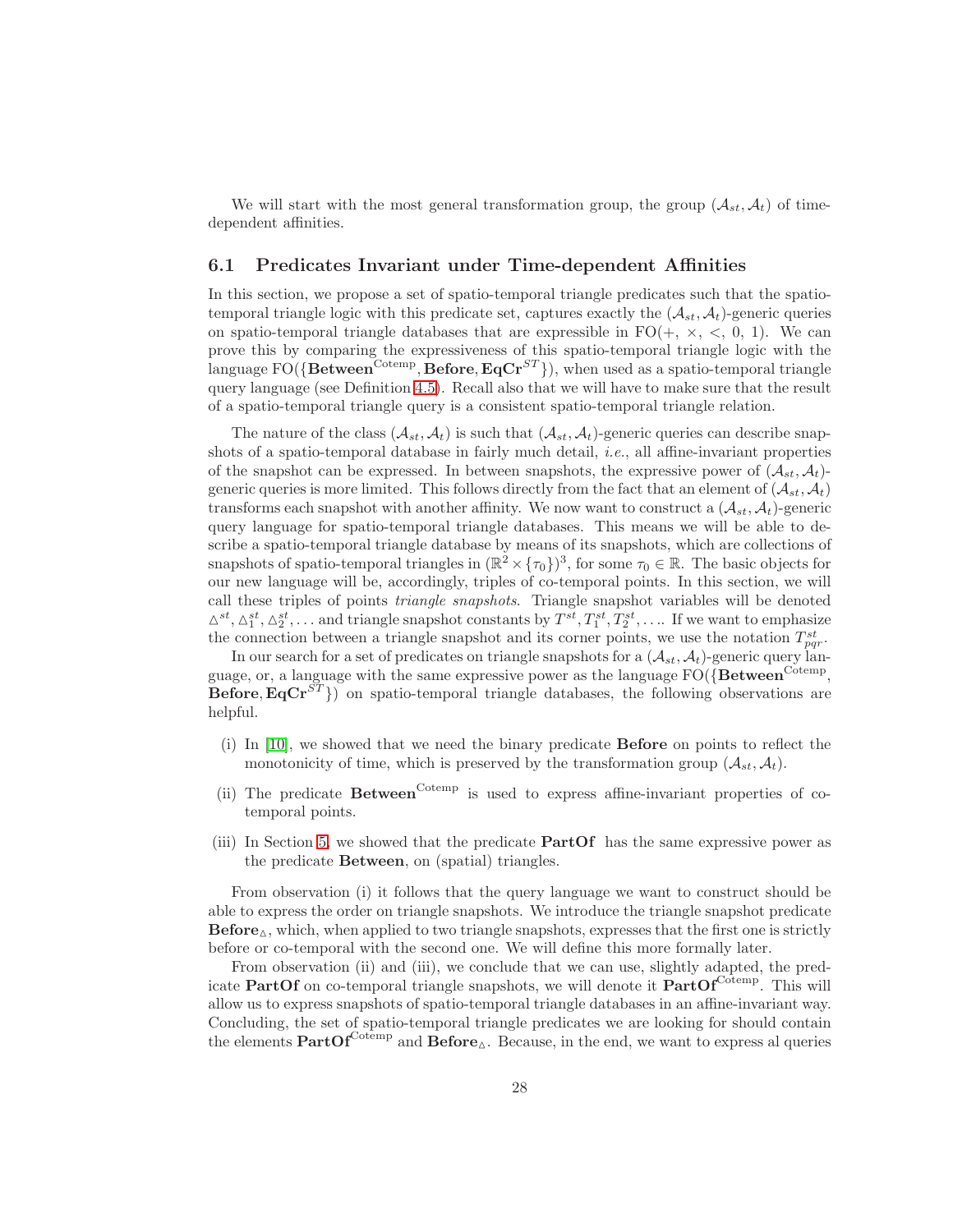We will start with the most general transformation group, the group $(\mathcal{A}_{st}, \mathcal{A}_t)$ of time-dependent affinities.

### 6.1 Predicates Invariant under Time-dependent Affinities

In this section, we propose a set of spatio-temporal triangle predicates such that the spatio-temporal triangle logic with this predicate set, captures exactly the $(\mathcal{A}_{st}, \mathcal{A}_t)$-generic queries on spatio-temporal triangle databases that are expressible in FO($+$, $\times$, $<$, 0, 1). We can prove this by comparing the expressiveness of this spatio-temporal triangle logic with the language FO($\{\mathbf{Between}^{\text{Cotemp}}, \mathbf{Before}, \mathbf{EqCr}^{ST}\}$), when used as a spatio-temporal triangle query language (see Definition 4.5). Recall also that we will have to make sure that the result of a spatio-temporal triangle query is a consistent spatio-temporal triangle relation.

The nature of the class $(\mathcal{A}_{st}, \mathcal{A}_t)$ is such that $(\mathcal{A}_{st}, \mathcal{A}_t)$-generic queries can describe snapshots of a spatio-temporal database in fairly much detail, *i.e.*, all affine-invariant properties of the snapshot can be expressed. In between snapshots, the expressive power of $(\mathcal{A}_{st}, \mathcal{A}_t)$-generic queries is more limited. This follows directly from the fact that an element of $(\mathcal{A}_{st}, \mathcal{A}_t)$ transforms each snapshot with another affinity. We now want to construct a $(\mathcal{A}_{st}, \mathcal{A}_t)$-generic query language for spatio-temporal triangle databases. This means we will be able to describe a spatio-temporal triangle database by means of its snapshots, which are collections of snapshots of spatio-temporal triangles in $(\mathbb{R}^2 \times \{\tau_0\})^3$, for some $\tau_0 \in \mathbb{R}$. The basic objects for our new language will be, accordingly, triples of co-temporal points. In this section, we will call these triples of points *triangle snapshots*. Triangle snapshot variables will be denoted $\triangle^{st}, \triangle_1^{st}, \triangle_2^{st}, \ldots$ and triangle snapshot constants by $T^{st}, T_1^{st}, T_2^{st}, \ldots$. If we want to emphasize the connection between a triangle snapshot and its corner points, we use the notation $T_{pqr}^{st}$.

In our search for a set of predicates on triangle snapshots for a $(\mathcal{A}_{st}, \mathcal{A}_t)$-generic query language, or, a language with the same expressive power as the language FO($\{\mathbf{Between}^{\text{Cotemp}}$, $\mathbf{Before}, \mathbf{EqCr}^{ST}\}$) on spatio-temporal triangle databases, the following observations are helpful.

(i) In [10], we showed that we need the binary predicate **Before** on points to reflect the monotonicity of time, which is preserved by the transformation group $(\mathcal{A}_{st}, \mathcal{A}_t)$.

(ii) The predicate $\mathbf{Between}^{\text{Cotemp}}$ is used to express affine-invariant properties of co-temporal points.

(iii) In Section 5, we showed that the predicate **PartOf** has the same expressive power as the predicate **Between**, on (spatial) triangles.

From observation (i) it follows that the query language we want to construct should be able to express the order on triangle snapshots. We introduce the triangle snapshot predicate $\mathbf{Before}_{\triangle}$, which, when applied to two triangle snapshots, expresses that the first one is strictly before or co-temporal with the second one. We will define this more formally later.

From observation (ii) and (iii), we conclude that we can use, slightly adapted, the predicate **PartOf** on co-temporal triangle snapshots, we will denote it $\mathbf{PartOf}^{\text{Cotemp}}$. This will allow us to express snapshots of spatio-temporal triangle databases in an affine-invariant way. Concluding, the set of spatio-temporal triangle predicates we are looking for should contain the elements $\mathbf{PartOf}^{\text{Cotemp}}$ and $\mathbf{Before}_{\triangle}$. Because, in the end, we want to express al queries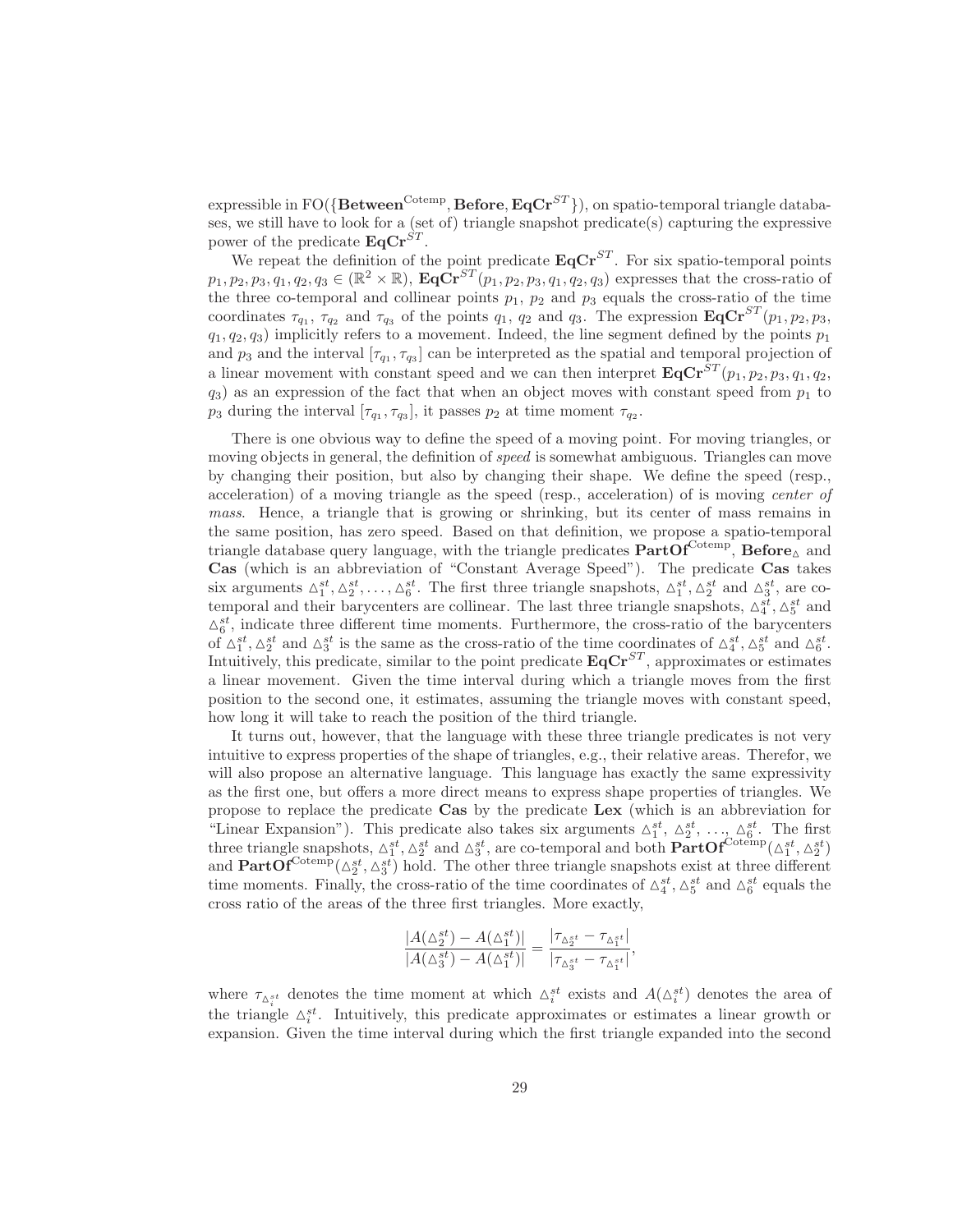expressible in FO($\{\mathbf{Between}^{\text{Cotemp}}, \mathbf{Before}, \mathbf{EqCr}^{ST}\}$), on spatio-temporal triangle databases, we still have to look for a (set of) triangle snapshot predicate(s) capturing the expressive power of the predicate $\mathbf{EqCr}^{ST}$.

We repeat the definition of the point predicate $\mathbf{EqCr}^{ST}$. For six spatio-temporal points $p_1, p_2, p_3, q_1, q_2, q_3 \in (\mathbb{R}^2 \times \mathbb{R})$, $\mathbf{EqCr}^{ST}(p_1, p_2, p_3, q_1, q_2, q_3)$ expresses that the cross-ratio of the three co-temporal and collinear points $p_1$, $p_2$ and $p_3$ equals the cross-ratio of the time coordinates $\tau_{q_1}$, $\tau_{q_2}$ and $\tau_{q_3}$ of the points $q_1$, $q_2$ and $q_3$. The expression $\mathbf{EqCr}^{ST}(p_1, p_2, p_3, q_1, q_2, q_3)$ implicitly refers to a movement. Indeed, the line segment defined by the points $p_1$ and $p_3$ and the interval $[\tau_{q_1}, \tau_{q_3}]$ can be interpreted as the spatial and temporal projection of a linear movement with constant speed and we can then interpret $\mathbf{EqCr}^{ST}(p_1, p_2, p_3, q_1, q_2, q_3)$ as an expression of the fact that when an object moves with constant speed from $p_1$ to $p_3$ during the interval $[\tau_{q_1}, \tau_{q_3}]$, it passes $p_2$ at time moment $\tau_{q_2}$.

There is one obvious way to define the speed of a moving point. For moving triangles, or moving objects in general, the definition of *speed* is somewhat ambiguous. Triangles can move by changing their position, but also by changing their shape. We define the speed (resp., acceleration) of a moving triangle as the speed (resp., acceleration) of is moving *center of mass*. Hence, a triangle that is growing or shrinking, but its center of mass remains in the same position, has zero speed. Based on that definition, we propose a spatio-temporal triangle database query language, with the triangle predicates $\mathbf{PartOf}^{\text{Cotemp}}$, $\mathbf{Before}_{\triangle}$ and **Cas** (which is an abbreviation of "Constant Average Speed"). The predicate **Cas** takes six arguments $\triangle_1^{st}, \triangle_2^{st}, \ldots, \triangle_6^{st}$. The first three triangle snapshots, $\triangle_1^{st}, \triangle_2^{st}$ and $\triangle_3^{st}$, are co-temporal and their barycenters are collinear. The last three triangle snapshots, $\triangle_4^{st}, \triangle_5^{st}$ and $\triangle_6^{st}$, indicate three different time moments. Furthermore, the cross-ratio of the barycenters of $\triangle_1^{st}, \triangle_2^{st}$ and $\triangle_3^{st}$ is the same as the cross-ratio of the time coordinates of $\triangle_4^{st}, \triangle_5^{st}$ and $\triangle_6^{st}$. Intuitively, this predicate, similar to the point predicate $\mathbf{EqCr}^{ST}$, approximates or estimates a linear movement. Given the time interval during which a triangle moves from the first position to the second one, it estimates, assuming the triangle moves with constant speed, how long it will take to reach the position of the third triangle.

It turns out, however, that the language with these three triangle predicates is not very intuitive to express properties of the shape of triangles, e.g., their relative areas. Therefor, we will also propose an alternative language. This language has exactly the same expressivity as the first one, but offers a more direct means to express shape properties of triangles. We propose to replace the predicate **Cas** by the predicate **Lex** (which is an abbreviation for "Linear Expansion"). This predicate also takes six arguments $\triangle_1^{st}$, $\triangle_2^{st}$, $\ldots$, $\triangle_6^{st}$. The first three triangle snapshots, $\triangle_1^{st}, \triangle_2^{st}$ and $\triangle_3^{st}$, are co-temporal and both $\mathbf{PartOf}^{\text{Cotemp}}(\triangle_1^{st}, \triangle_2^{st})$ and $\mathbf{PartOf}^{\text{Cotemp}}(\triangle_2^{st}, \triangle_3^{st})$ hold. The other three triangle snapshots exist at three different time moments. Finally, the cross-ratio of the time coordinates of $\triangle_4^{st}, \triangle_5^{st}$ and $\triangle_6^{st}$ equals the cross ratio of the areas of the three first triangles. More exactly,

$$\frac{|A(\triangle_2^{st}) - A(\triangle_1^{st})|}{|A(\triangle_3^{st}) - A(\triangle_1^{st})|} = \frac{|\tau_{\triangle_2^{st}} - \tau_{\triangle_1^{st}}|}{|\tau_{\triangle_3^{st}} - \tau_{\triangle_1^{st}}|},$$

where $\tau_{\triangle_i^{st}}$ denotes the time moment at which $\triangle_i^{st}$ exists and $A(\triangle_i^{st})$ denotes the area of the triangle $\triangle_i^{st}$. Intuitively, this predicate approximates or estimates a linear growth or expansion. Given the time interval during which the first triangle expanded into the second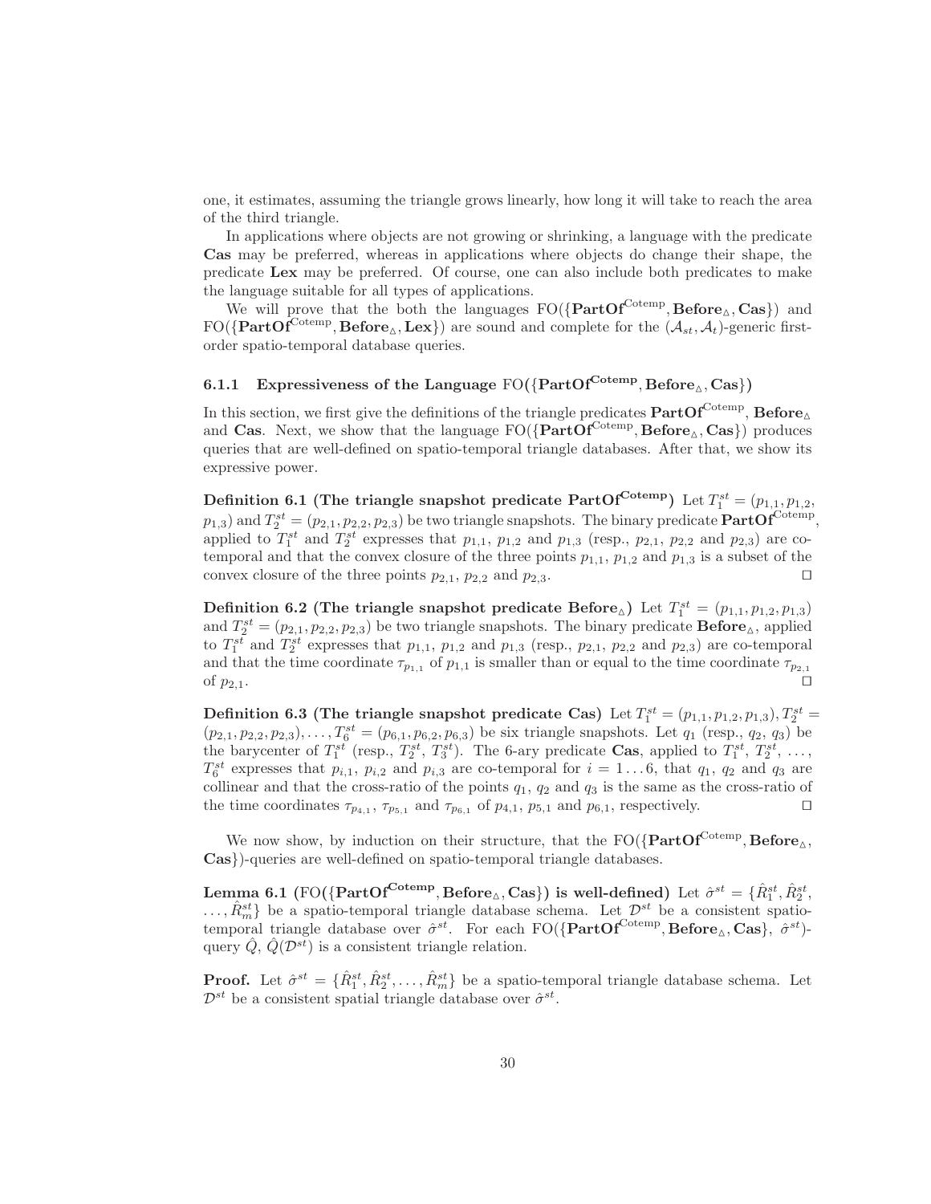one, it estimates, assuming the triangle grows linearly, how long it will take to reach the area of the third triangle.

In applications where objects are not growing or shrinking, a language with the predicate **Cas** may be preferred, whereas in applications where objects do change their shape, the predicate **Lex** may be preferred. Of course, one can also include both predicates to make the language suitable for all types of applications.

We will prove that the both the languages FO($\{\mathbf{PartOf}^{\text{Cotemp}}, \mathbf{Before}_{\triangle}, \mathbf{Cas}\}$) and FO($\{\mathbf{PartOf}^{\text{Cotemp}}, \mathbf{Before}_{\triangle}, \mathbf{Lex}\}$) are sound and complete for the $(\mathcal{A}_{st}, \mathcal{A}_t)$-generic first-order spatio-temporal database queries.

### 6.1.1 Expressiveness of the Language FO($\{\mathbf{PartOf}^{\mathbf{Cotemp}}, \mathbf{Before}_{\triangle}, \mathbf{Cas}\}$)

In this section, we first give the definitions of the triangle predicates $\mathbf{PartOf}^{\text{Cotemp}}$, $\mathbf{Before}_{\triangle}$ and **Cas**. Next, we show that the language FO($\{\mathbf{PartOf}^{\text{Cotemp}}, \mathbf{Before}_{\triangle}, \mathbf{Cas}\}$) produces queries that are well-defined on spatio-temporal triangle databases. After that, we show its expressive power.

**Definition 6.1 (The triangle snapshot predicate $\mathbf{PartOf}^{\mathbf{Cotemp}}$)** Let $T_1^{st} = (p_{1,1}, p_{1,2}, p_{1,3})$ and $T_2^{st} = (p_{2,1}, p_{2,2}, p_{2,3})$ be two triangle snapshots. The binary predicate $\mathbf{PartOf}^{\text{Cotemp}}$, applied to $T_1^{st}$ and $T_2^{st}$ expresses that $p_{1,1}$, $p_{1,2}$ and $p_{1,3}$ (resp., $p_{2,1}$, $p_{2,2}$ and $p_{2,3}$) are co-temporal and that the convex closure of the three points $p_{1,1}$, $p_{1,2}$ and $p_{1,3}$ is a subset of the convex closure of the three points $p_{2,1}$, $p_{2,2}$ and $p_{2,3}$. ◻

**Definition 6.2 (The triangle snapshot predicate $\mathbf{Before}_{\triangle}$)** Let $T_1^{st} = (p_{1,1}, p_{1,2}, p_{1,3})$ and $T_2^{st} = (p_{2,1}, p_{2,2}, p_{2,3})$ be two triangle snapshots. The binary predicate $\mathbf{Before}_{\triangle}$, applied to $T_1^{st}$ and $T_2^{st}$ expresses that $p_{1,1}$, $p_{1,2}$ and $p_{1,3}$ (resp., $p_{2,1}$, $p_{2,2}$ and $p_{2,3}$) are co-temporal and that the time coordinate $\tau_{p_{1,1}}$ of $p_{1,1}$ is smaller than or equal to the time coordinate $\tau_{p_{2,1}}$ of $p_{2,1}$. ◻

**Definition 6.3 (The triangle snapshot predicate Cas)** Let $T_1^{st} = (p_{1,1}, p_{1,2}, p_{1,3}), T_2^{st} = (p_{2,1}, p_{2,2}, p_{2,3}), \ldots, T_6^{st} = (p_{6,1}, p_{6,2}, p_{6,3})$ be six triangle snapshots. Let $q_1$ (resp., $q_2$, $q_3$) be the barycenter of $T_1^{st}$ (resp., $T_2^{st}$, $T_3^{st}$). The 6-ary predicate **Cas**, applied to $T_1^{st}$, $T_2^{st}$, $\ldots$, $T_6^{st}$ expresses that $p_{i,1}$, $p_{i,2}$ and $p_{i,3}$ are co-temporal for $i = 1 \ldots 6$, that $q_1$, $q_2$ and $q_3$ are collinear and that the cross-ratio of the points $q_1$, $q_2$ and $q_3$ is the same as the cross-ratio of the time coordinates $\tau_{p_{4,1}}$, $\tau_{p_{5,1}}$ and $\tau_{p_{6,1}}$ of $p_{4,1}$, $p_{5,1}$ and $p_{6,1}$, respectively. ◻

We now show, by induction on their structure, that the FO($\{\mathbf{PartOf}^{\text{Cotemp}}, \mathbf{Before}_{\triangle}, \mathbf{Cas}\}$)-queries are well-defined on spatio-temporal triangle databases.

**Lemma 6.1 (FO($\{\mathbf{PartOf}^{\mathbf{Cotemp}}, \mathbf{Before}_{\triangle}, \mathbf{Cas}\}$) is well-defined)** Let $\hat{\sigma}^{st} = \{\hat{R}_1^{st}, \hat{R}_2^{st}, \ldots, \hat{R}_m^{st}\}$ be a spatio-temporal triangle database schema. Let $\mathcal{D}^{st}$ be a consistent spatio-temporal triangle database over $\hat{\sigma}^{st}$. For each FO($\{\mathbf{PartOf}^{\text{Cotemp}}, \mathbf{Before}_{\triangle}, \mathbf{Cas}\}$, $\hat{\sigma}^{st}$)-query $\hat{Q}$, $\hat{Q}(\mathcal{D}^{st})$ is a consistent triangle relation.

**Proof.** Let $\hat{\sigma}^{st} = \{\hat{R}_1^{st}, \hat{R}_2^{st}, \ldots, \hat{R}_m^{st}\}$ be a spatio-temporal triangle database schema. Let $\mathcal{D}^{st}$ be a consistent spatial triangle database over $\hat{\sigma}^{st}$.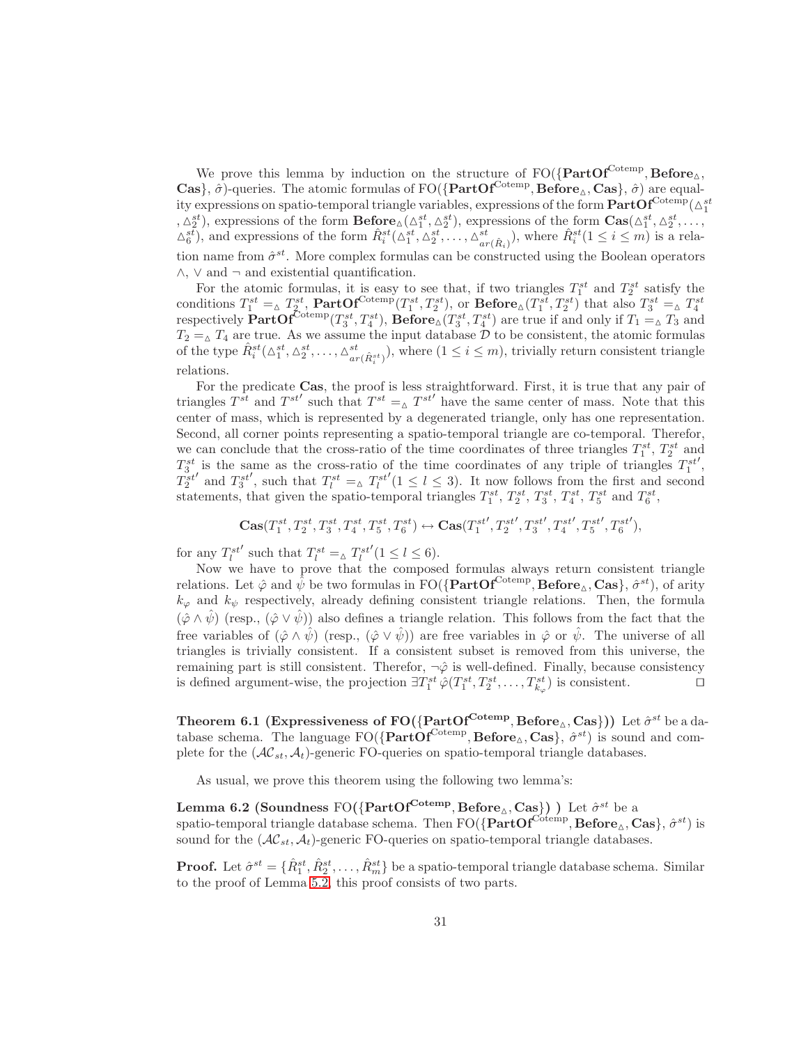We prove this lemma by induction on the structure of FO($\{\mathbf{PartOf}^{\text{Cotemp}}, \mathbf{Before}_\vartriangle, \mathbf{Cas}\}$, $\hat{\sigma}$)-queries. The atomic formulas of FO($\{\mathbf{PartOf}^{\text{Cotemp}}, \mathbf{Before}_\vartriangle, \mathbf{Cas}\}$, $\hat{\sigma}$) are equality expressions on spatio-temporal triangle variables, expressions of the form $\mathbf{PartOf}^{\text{Cotemp}}(\vartriangle_1^{st}, \vartriangle_2^{st})$, expressions of the form $\mathbf{Before}_\vartriangle(\vartriangle_1^{st}, \vartriangle_2^{st})$, expressions of the form $\mathbf{Cas}(\vartriangle_1^{st}, \vartriangle_2^{st}, \ldots, \vartriangle_6^{st})$, and expressions of the form $\hat{R}_i^{st}(\vartriangle_1^{st}, \vartriangle_2^{st}, \ldots, \vartriangle_{ar(\hat{R}_i)}^{st})$, where $\hat{R}_i^{st}(1 \leq i \leq m)$ is a relation name from $\hat{\sigma}^{st}$. More complex formulas can be constructed using the Boolean operators $\wedge$, $\vee$ and $\neg$ and existential quantification.

For the atomic formulas, it is easy to see that, if two triangles $T_1^{st}$ and $T_2^{st}$ satisfy the conditions $T_1^{st} =_\vartriangle T_2^{st}$, $\mathbf{PartOf}^{\text{Cotemp}}(T_1^{st}, T_2^{st})$, or $\mathbf{Before}_\vartriangle(T_1^{st}, T_2^{st})$ that also $T_3^{st} =_\vartriangle T_4^{st}$ respectively $\mathbf{PartOf}^{\text{Cotemp}}(T_3^{st}, T_4^{st})$, $\mathbf{Before}_\vartriangle(T_3^{st}, T_4^{st})$ are true if and only if $T_1 =_\vartriangle T_3$ and $T_2 =_\vartriangle T_4$ are true. As we assume the input database $\mathcal{D}$ to be consistent, the atomic formulas of the type $\hat{R}_i^{st}(\vartriangle_1^{st}, \vartriangle_2^{st}, \ldots, \vartriangle_{ar(\hat{R}_i^{st})}^{st})$, where $(1 \leq i \leq m)$, trivially return consistent triangle relations.

For the predicate $\mathbf{Cas}$, the proof is less straightforward. First, it is true that any pair of triangles $T^{st}$ and $T^{st'}$ such that $T^{st} =_\vartriangle T^{st'}$ have the same center of mass. Note that this center of mass, which is represented by a degenerated triangle, only has one representation. Second, all corner points representing a spatio-temporal triangle are co-temporal. Therefor, we can conclude that the cross-ratio of the time coordinates of three triangles $T_1^{st}$, $T_2^{st}$ and $T_3^{st}$ is the same as the cross-ratio of the time coordinates of any triple of triangles $T_1^{st'}$, $T_2^{st'}$ and $T_3^{st'}$, such that $T_l^{st} =_\vartriangle T_l^{st'}(1 \leq l \leq 3)$. It now follows from the first and second statements, that given the spatio-temporal triangles $T_1^{st}$, $T_2^{st}$, $T_3^{st}$, $T_4^{st}$, $T_5^{st}$ and $T_6^{st}$,

$$\mathbf{Cas}(T_1^{st}, T_2^{st}, T_3^{st}, T_4^{st}, T_5^{st}, T_6^{st}) \leftrightarrow \mathbf{Cas}(T_1^{st'}, T_2^{st'}, T_3^{st'}, T_4^{st'}, T_5^{st'}, T_6^{st'}),$$

for any $T_l^{st'}$ such that $T_l^{st} =_\vartriangle T_l^{st'}(1 \leq l \leq 6)$.

Now we have to prove that the composed formulas always return consistent triangle relations. Let $\hat{\varphi}$ and $\hat{\psi}$ be two formulas in FO($\{\mathbf{PartOf}^{\text{Cotemp}}, \mathbf{Before}_\vartriangle, \mathbf{Cas}\}$, $\hat{\sigma}^{st}$), of arity $k_\varphi$ and $k_\psi$ respectively, already defining consistent triangle relations. Then, the formula $(\hat{\varphi} \wedge \hat{\psi})$ (resp., $(\hat{\varphi} \vee \hat{\psi})$) also defines a triangle relation. This follows from the fact that the free variables of $(\hat{\varphi} \wedge \hat{\psi})$ (resp., $(\hat{\varphi} \vee \hat{\psi})$) are free variables in $\hat{\varphi}$ or $\hat{\psi}$. The universe of all triangles is trivially consistent. If a consistent subset is removed from this universe, the remaining part is still consistent. Therefor, $\neg\hat{\varphi}$ is well-defined. Finally, because consistency is defined argument-wise, the projection $\exists T_1^{st}\, \hat{\varphi}(T_1^{st}, T_2^{st}, \ldots, T_{k_\varphi}^{st})$ is consistent. $\square$

**Theorem 6.1 (Expressiveness of FO($\{\mathbf{PartOf}^{\text{Cotemp}}, \mathbf{Before}_\vartriangle, \mathbf{Cas}\}$))** Let $\hat{\sigma}^{st}$ be a database schema. The language FO($\{\mathbf{PartOf}^{\text{Cotemp}}, \mathbf{Before}_\vartriangle, \mathbf{Cas}\}$, $\hat{\sigma}^{st}$) is sound and complete for the $(\mathcal{AC}_{st}, \mathcal{A}_t)$-generic FO-queries on spatio-temporal triangle databases.

As usual, we prove this theorem using the following two lemma's:

**Lemma 6.2 (Soundness FO($\{\mathbf{PartOf}^{\text{Cotemp}}, \mathbf{Before}_\vartriangle, \mathbf{Cas}\}$) )** Let $\hat{\sigma}^{st}$ be a spatio-temporal triangle database schema. Then FO($\{\mathbf{PartOf}^{\text{Cotemp}}, \mathbf{Before}_\vartriangle, \mathbf{Cas}\}$, $\hat{\sigma}^{st}$) is sound for the $(\mathcal{AC}_{st}, \mathcal{A}_t)$-generic FO-queries on spatio-temporal triangle databases.

**Proof.** Let $\hat{\sigma}^{st} = \{\hat{R}_1^{st}, \hat{R}_2^{st}, \ldots, \hat{R}_m^{st}\}$ be a spatio-temporal triangle database schema. Similar to the proof of Lemma 5.2, this proof consists of two parts.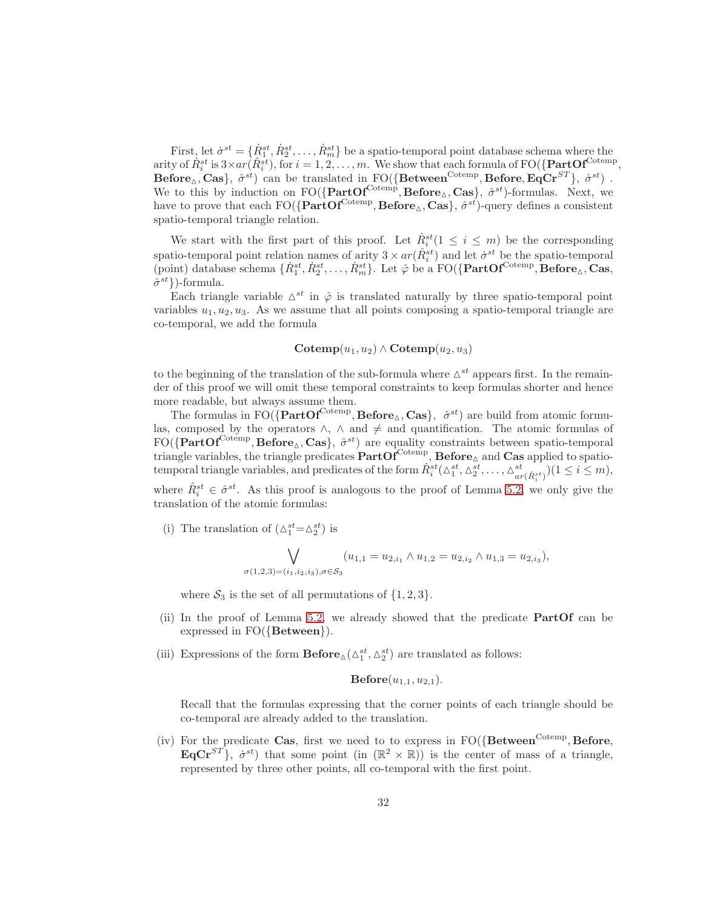First, let $\dot{\sigma}^{st} = \{\dot{R}_1^{st}, \dot{R}_2^{st}, \ldots, \dot{R}_m^{st}\}$ be a spatio-temporal point database schema where the arity of $\dot{R}_i^{st}$ is $3\times ar(\hat{R}_i^{st})$, for $i = 1, 2, \ldots, m$. We show that each formula of FO($\{\mathbf{PartOf}^{\text{Cotemp}}, \mathbf{Before}_{\vartriangle}, \mathbf{Cas}\}$, $\hat{\sigma}^{st}$) can be translated in FO($\{\mathbf{Between}^{\text{Cotemp}}, \mathbf{Before}, \mathbf{EqCr}^{ST}\}$, $\dot{\sigma}^{st}$) . We to this by induction on FO($\{\mathbf{PartOf}^{\text{Cotemp}}, \mathbf{Before}_{\vartriangle}, \mathbf{Cas}\}$, $\hat{\sigma}^{st}$)-formulas. Next, we have to prove that each FO($\{\mathbf{PartOf}^{\text{Cotemp}}, \mathbf{Before}_{\vartriangle}, \mathbf{Cas}\}$, $\hat{\sigma}^{st}$)-query defines a consistent spatio-temporal triangle relation.

We start with the first part of this proof. Let $\dot{R}_i^{st} (1 \le i \le m)$ be the corresponding spatio-temporal point relation names of arity $3 \times ar(\hat{R}_i^{st})$ and let $\dot{\sigma}^{st}$ be the spatio-temporal (point) database schema $\{\dot{R}_1^{st}, \dot{R}_2^{st}, \ldots, \dot{R}_m^{st}\}$. Let $\hat{\varphi}$ be a FO($\{\mathbf{PartOf}^{\text{Cotemp}}, \mathbf{Before}_{\vartriangle}, \mathbf{Cas}$, $\hat{\sigma}^{st}\}$)-formula.

Each triangle variable $\vartriangle^{st}$ in $\hat{\varphi}$ is translated naturally by three spatio-temporal point variables $u_1, u_2, u_3$. As we assume that all points composing a spatio-temporal triangle are co-temporal, we add the formula

$$\mathbf{Cotemp}(u_1, u_2) \wedge \mathbf{Cotemp}(u_2, u_3)$$

to the beginning of the translation of the sub-formula where $\vartriangle^{st}$ appears first. In the remainder of this proof we will omit these temporal constraints to keep formulas shorter and hence more readable, but always assume them.

The formulas in FO($\{\mathbf{PartOf}^{\text{Cotemp}}, \mathbf{Before}_{\vartriangle}, \mathbf{Cas}\}$, $\hat{\sigma}^{st}$) are build from atomic formulas, composed by the operators $\wedge$, $\wedge$ and $\neq$ and quantification. The atomic formulas of FO($\{\mathbf{PartOf}^{\text{Cotemp}}, \mathbf{Before}_{\vartriangle}, \mathbf{Cas}\}$, $\hat{\sigma}^{st}$) are equality constraints between spatio-temporal triangle variables, the triangle predicates $\mathbf{PartOf}^{\text{Cotemp}}$, $\mathbf{Before}_{\vartriangle}$ and $\mathbf{Cas}$ applied to spatio-temporal triangle variables, and predicates of the form $\hat{R}_i^{st}(\vartriangle_1^{st}, \vartriangle_2^{st}, \ldots, \vartriangle_{ar(\hat{R}_i^{st})}^{st}) (1 \le i \le m)$, where $\hat{R}_i^{st} \in \hat{\sigma}^{st}$. As this proof is analogous to the proof of Lemma 5.2, we only give the translation of the atomic formulas:

(i) The translation of $(\vartriangle_1^{st} = \vartriangle_2^{st})$ is

$$\bigvee_{\sigma(1,2,3)=(i_1,i_2,i_3), \sigma \in \mathcal{S}_3} (u_{1,1} = u_{2,i_1} \wedge u_{1,2} = u_{2,i_2} \wedge u_{1,3} = u_{2,i_3}),$$

where $\mathcal{S}_3$ is the set of all permutations of $\{1, 2, 3\}$.

(ii) In the proof of Lemma 5.2, we already showed that the predicate $\mathbf{PartOf}$ can be expressed in FO($\{\mathbf{Between}\}$).

(iii) Expressions of the form $\mathbf{Before}_{\vartriangle}(\vartriangle_1^{st}, \vartriangle_2^{st})$ are translated as follows:

$$\mathbf{Before}(u_{1,1}, u_{2,1}).$$

Recall that the formulas expressing that the corner points of each triangle should be co-temporal are already added to the translation.

(iv) For the predicate $\mathbf{Cas}$, first we need to to express in FO($\{\mathbf{Between}^{\text{Cotemp}}, \mathbf{Before}$, $\mathbf{EqCr}^{ST}\}$, $\dot{\sigma}^{st}$) that some point (in $(\mathbb{R}^2 \times \mathbb{R})$) is the center of mass of a triangle, represented by three other points, all co-temporal with the first point.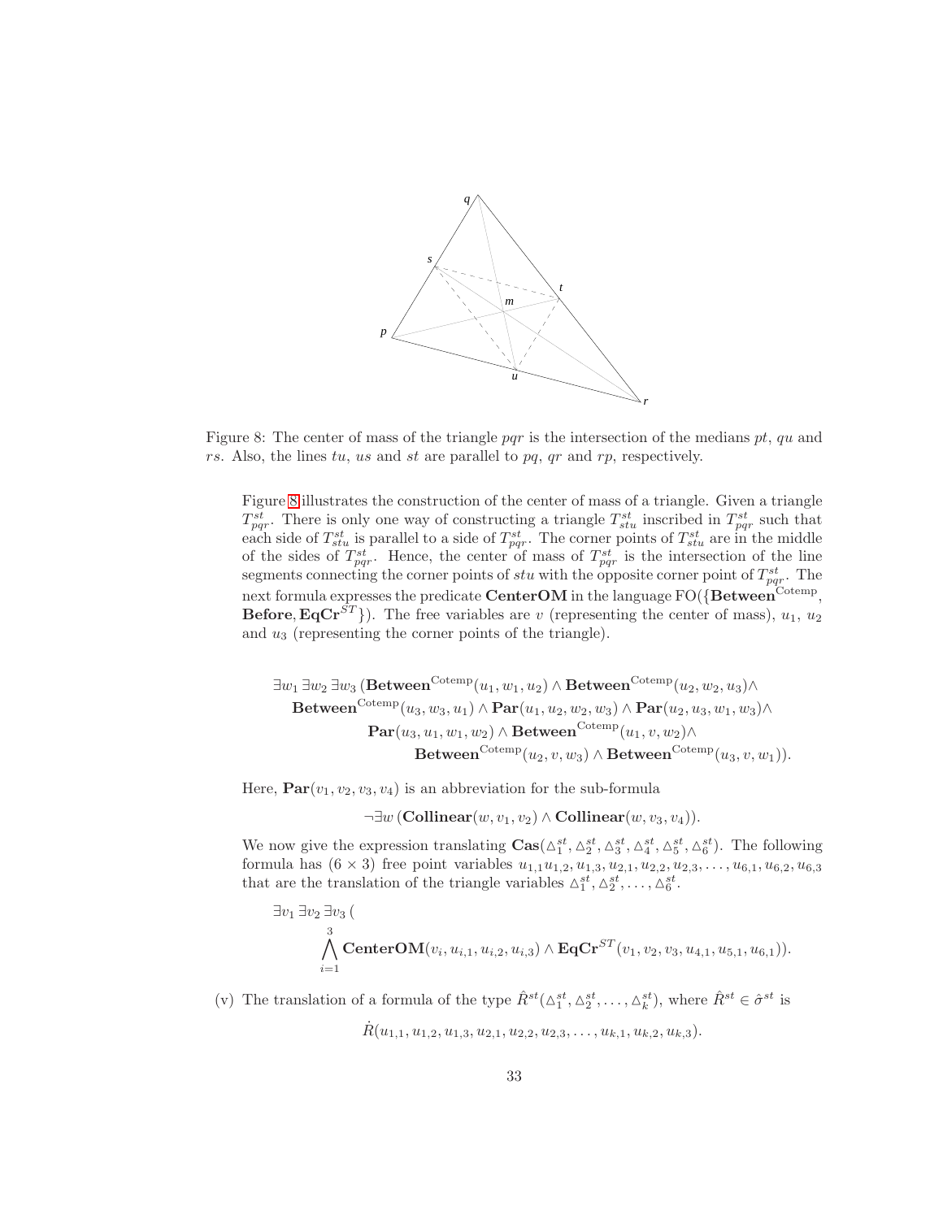Figure 8: The center of mass of the triangle $pqr$ is the intersection of the medians $pt$, $qu$ and $rs$. Also, the lines $tu$, $us$ and $st$ are parallel to $pq$, $qr$ and $rp$, respectively.

Figure 8 illustrates the construction of the center of mass of a triangle. Given a triangle $T^{st}_{pqr}$. There is only one way of constructing a triangle $T^{st}_{stu}$ inscribed in $T^{st}_{pqr}$ such that each side of $T^{st}_{stu}$ is parallel to a side of $T^{st}_{pqr}$. The corner points of $T^{st}_{stu}$ are in the middle of the sides of $T^{st}_{pqr}$. Hence, the center of mass of $T^{st}_{pqr}$ is the intersection of the line segments connecting the corner points of $stu$ with the opposite corner point of $T^{st}_{pqr}$. The next formula expresses the predicate **CenterOM** in the language FO($\{\mathbf{Between}^{\text{Cotemp}}, \mathbf{Before}, \mathbf{EqCr}^{ST}\}$). The free variables are $v$ (representing the center of mass), $u_1$, $u_2$ and $u_3$ (representing the corner points of the triangle).

$$
\begin{aligned}
\exists w_1\, \exists w_2\, \exists w_3\, (&\mathbf{Between}^{\text{Cotemp}}(u_1, w_1, u_2) \wedge \mathbf{Between}^{\text{Cotemp}}(u_2, w_2, u_3) \wedge \\
&\mathbf{Between}^{\text{Cotemp}}(u_3, w_3, u_1) \wedge \mathbf{Par}(u_1, u_2, w_2, w_3) \wedge \mathbf{Par}(u_2, u_3, w_1, w_3) \wedge \\
&\mathbf{Par}(u_3, u_1, w_1, w_2) \wedge \mathbf{Between}^{\text{Cotemp}}(u_1, v, w_2) \wedge \\
&\mathbf{Between}^{\text{Cotemp}}(u_2, v, w_3) \wedge \mathbf{Between}^{\text{Cotemp}}(u_3, v, w_1)).
\end{aligned}
$$

Here, $\mathbf{Par}(v_1, v_2, v_3, v_4)$ is an abbreviation for the sub-formula

$$
\neg \exists w\, (\mathbf{Collinear}(w, v_1, v_2) \wedge \mathbf{Collinear}(w, v_3, v_4)).
$$

We now give the expression translating $\mathbf{Cas}(\triangle^{st}_1, \triangle^{st}_2, \triangle^{st}_3, \triangle^{st}_4, \triangle^{st}_5, \triangle^{st}_6)$. The following formula has $(6 \times 3)$ free point variables $u_{1,1}u_{1,2}, u_{1,3}, u_{2,1}, u_{2,2}, u_{2,3}, \ldots, u_{6,1}, u_{6,2}, u_{6,3}$ that are the translation of the triangle variables $\triangle^{st}_1, \triangle^{st}_2, \ldots, \triangle^{st}_6$.

$$
\exists v_1\, \exists v_2\, \exists v_3\, ( \bigwedge_{i=1}^{3} \mathbf{CenterOM}(v_i, u_{i,1}, u_{i,2}, u_{i,3}) \wedge \mathbf{EqCr}^{ST}(v_1, v_2, v_3, u_{4,1}, u_{5,1}, u_{6,1})).
$$

(v) The translation of a formula of the type $\hat{R}^{st}(\triangle^{st}_1, \triangle^{st}_2, \ldots, \triangle^{st}_k)$, where $\hat{R}^{st} \in \hat{\sigma}^{st}$ is

$$
\dot{R}(u_{1,1}, u_{1,2}, u_{1,3}, u_{2,1}, u_{2,2}, u_{2,3}, \ldots, u_{k,1}, u_{k,2}, u_{k,3}).
$$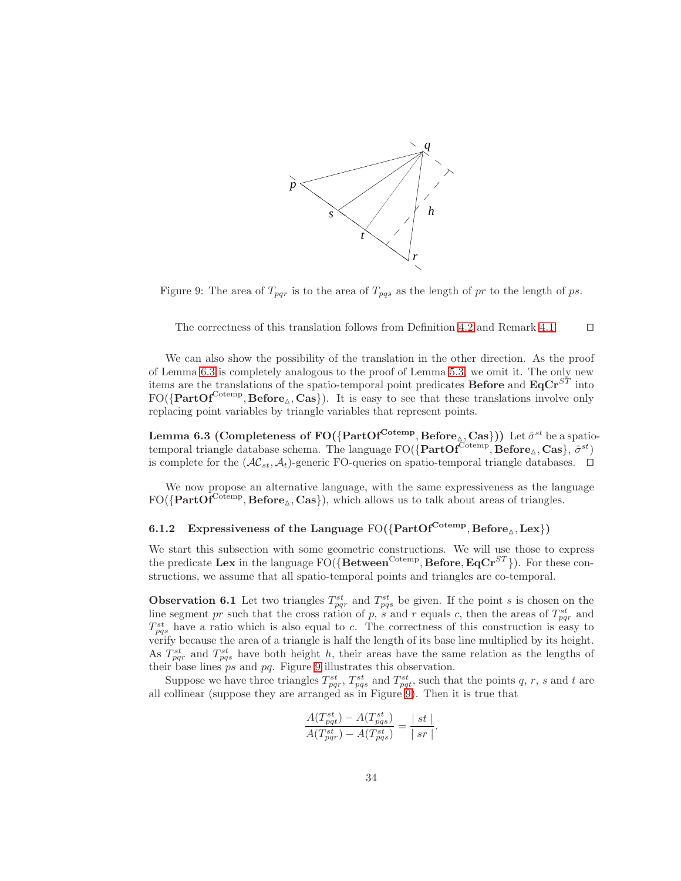Figure 9: The area of $T_{pqr}$ is to the area of $T_{pqs}$ as the length of $pr$ to the length of $ps$.

The correctness of this translation follows from Definition 4.2 and Remark 4.1. $\square$

We can also show the possibility of the translation in the other direction. As the proof of Lemma 6.3 is completely analogous to the proof of Lemma 5.3, we omit it. The only new items are the translations of the spatio-temporal point predicates **Before** and $\mathbf{EqCr}^{ST}$ into $\text{FO}(\{\mathbf{PartOf}^{\text{Cotemp}}, \mathbf{Before}_{\vartriangle}, \mathbf{Cas}\})$. It is easy to see that these translations involve only replacing point variables by triangle variables that represent points.

**Lemma 6.3 (Completeness of $\text{FO}(\{\mathbf{PartOf}^{\mathbf{Cotemp}}, \mathbf{Before}_{\vartriangle}, \mathbf{Cas}\})$)** Let $\hat{\sigma}^{st}$ be a spatio-temporal triangle database schema. The language $\text{FO}(\{\mathbf{PartOf}^{\text{Cotemp}}, \mathbf{Before}_{\vartriangle}, \mathbf{Cas}\}, \hat{\sigma}^{st})$ is complete for the $(\mathcal{AC}_{st}, \mathcal{A}_t)$-generic FO-queries on spatio-temporal triangle databases. $\square$

We now propose an alternative language, with the same expressiveness as the language $\text{FO}(\{\mathbf{PartOf}^{\text{Cotemp}}, \mathbf{Before}_{\vartriangle}, \mathbf{Cas}\})$, which allows us to talk about areas of triangles.

### 6.1.2 Expressiveness of the Language $\text{FO}(\{\mathbf{PartOf}^{\mathbf{Cotemp}}, \mathbf{Before}_{\vartriangle}, \mathbf{Lex}\})$

We start this subsection with some geometric constructions. We will use those to express the predicate **Lex** in the language $\text{FO}(\{\mathbf{Between}^{\text{Cotemp}}, \mathbf{Before}, \mathbf{EqCr}^{ST}\})$. For these constructions, we assume that all spatio-temporal points and triangles are co-temporal.

**Observation 6.1** Let two triangles $T^{st}_{pqr}$ and $T^{st}_{pqs}$ be given. If the point $s$ is chosen on the line segment $pr$ such that the cross ration of $p$, $s$ and $r$ equals $c$, then the areas of $T^{st}_{pqr}$ and $T^{st}_{pqs}$ have a ratio which is also equal to $c$. The correctness of this construction is easy to verify because the area of a triangle is half the length of its base line multiplied by its height. As $T^{st}_{pqr}$ and $T^{st}_{pqs}$ have both height $h$, their areas have the same relation as the lengths of their base lines $ps$ and $pq$. Figure 9 illustrates this observation.

Suppose we have three triangles $T^{st}_{pqr}$, $T^{st}_{pqs}$ and $T^{st}_{pqt}$, such that the points $q$, $r$, $s$ and $t$ are all collinear (suppose they are arranged as in Figure 9). Then it is true that

$$\frac{A(T^{st}_{pqt}) - A(T^{st}_{pqs})}{A(T^{st}_{pqr}) - A(T^{st}_{pqs})} = \frac{|\ st\ |}{|\ sr\ |}.$$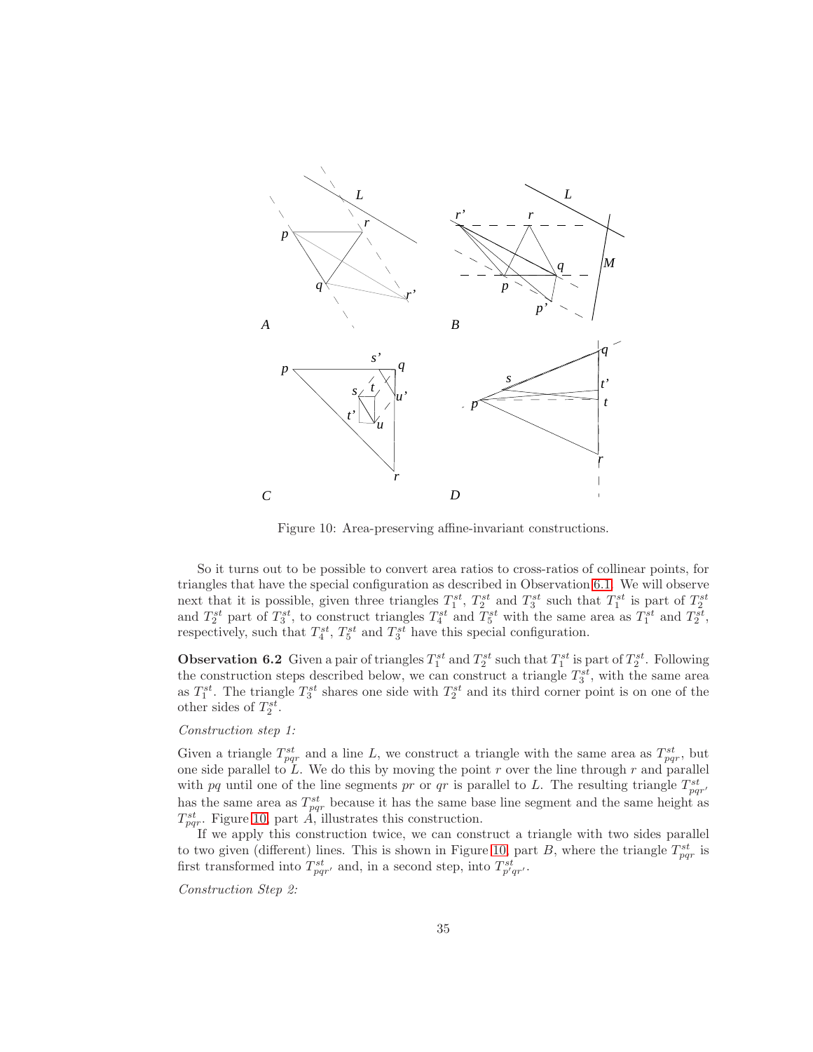Figure 10: Area-preserving affine-invariant constructions.

So it turns out to be possible to convert area ratios to cross-ratios of collinear points, for triangles that have the special configuration as described in Observation 6.1. We will observe next that it is possible, given three triangles $T_1^{st}$, $T_2^{st}$ and $T_3^{st}$ such that $T_1^{st}$ is part of $T_2^{st}$ and $T_2^{st}$ part of $T_3^{st}$, to construct triangles $T_4^{st}$ and $T_5^{st}$ with the same area as $T_1^{st}$ and $T_2^{st}$, respectively, such that $T_4^{st}$, $T_5^{st}$ and $T_3^{st}$ have this special configuration.

**Observation 6.2** Given a pair of triangles $T_1^{st}$ and $T_2^{st}$ such that $T_1^{st}$ is part of $T_2^{st}$. Following the construction steps described below, we can construct a triangle $T_3^{st}$, with the same area as $T_1^{st}$. The triangle $T_3^{st}$ shares one side with $T_2^{st}$ and its third corner point is on one of the other sides of $T_2^{st}$.

*Construction step 1:*

Given a triangle $T_{pqr}^{st}$ and a line $L$, we construct a triangle with the same area as $T_{pqr}^{st}$, but one side parallel to $L$. We do this by moving the point $r$ over the line through $r$ and parallel with $pq$ until one of the line segments $pr$ or $qr$ is parallel to $L$. The resulting triangle $T_{pqr'}^{st}$ has the same area as $T_{pqr}^{st}$ because it has the same base line segment and the same height as $T_{pqr}^{st}$. Figure 10, part $A$, illustrates this construction.

If we apply this construction twice, we can construct a triangle with two sides parallel to two given (different) lines. This is shown in Figure 10, part $B$, where the triangle $T_{pqr}^{st}$ is first transformed into $T_{pqr'}^{st}$ and, in a second step, into $T_{p'qr'}^{st}$.

*Construction Step 2:*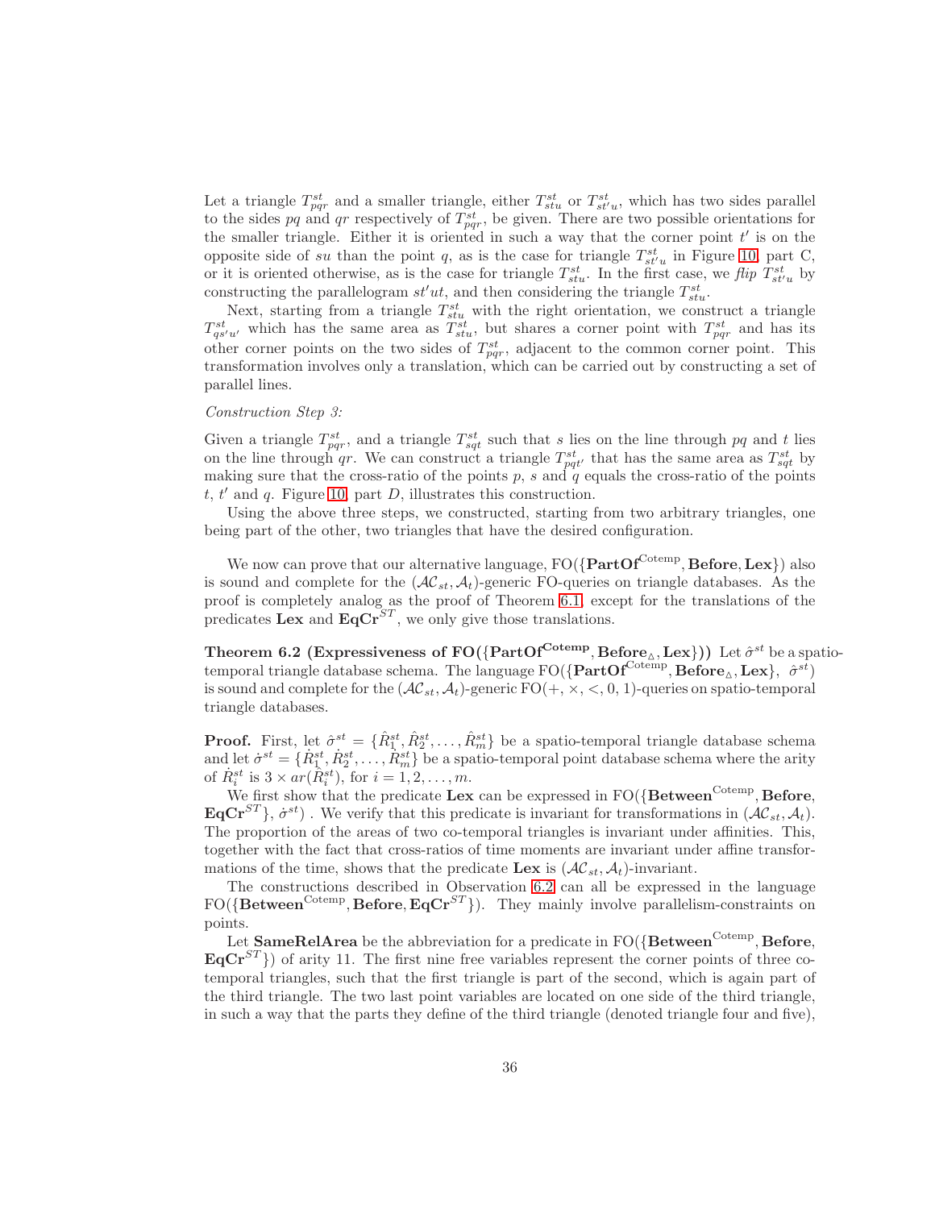Let a triangle $T^{st}_{pqr}$ and a smaller triangle, either $T^{st}_{stu}$ or $T^{st}_{st'u}$, which has two sides parallel to the sides $pq$ and $qr$ respectively of $T^{st}_{pqr}$, be given. There are two possible orientations for the smaller triangle. Either it is oriented in such a way that the corner point $t'$ is on the opposite side of $su$ than the point $q$, as is the case for triangle $T^{st}_{st'u}$ in Figure 10, part C, or it is oriented otherwise, as is the case for triangle $T^{st}_{stu}$. In the first case, we *flip* $T^{st}_{st'u}$ by constructing the parallelogram $st'ut$, and then considering the triangle $T^{st}_{stu}$.

Next, starting from a triangle $T^{st}_{stu}$ with the right orientation, we construct a triangle $T^{st}_{qs'u'}$ which has the same area as $T^{st}_{stu}$, but shares a corner point with $T^{st}_{pqr}$ and has its other corner points on the two sides of $T^{st}_{pqr}$, adjacent to the common corner point. This transformation involves only a translation, which can be carried out by constructing a set of parallel lines.

*Construction Step 3:*

Given a triangle $T^{st}_{pqr}$, and a triangle $T^{st}_{sqt}$ such that $s$ lies on the line through $pq$ and $t$ lies on the line through $qr$. We can construct a triangle $T^{st}_{pqt'}$ that has the same area as $T^{st}_{sqt}$ by making sure that the cross-ratio of the points $p$, $s$ and $q$ equals the cross-ratio of the points $t$, $t'$ and $q$. Figure 10, part $D$, illustrates this construction.

Using the above three steps, we constructed, starting from two arbitrary triangles, one being part of the other, two triangles that have the desired configuration.

We now can prove that our alternative language, $\text{FO}(\{\mathbf{PartOf}^{\text{Cotemp}}, \mathbf{Before}, \mathbf{Lex}\})$ also is sound and complete for the $(\mathcal{AC}_{st}, \mathcal{A}_t)$-generic FO-queries on triangle databases. As the proof is completely analog as the proof of Theorem 6.1, except for the translations of the predicates **Lex** and $\mathbf{EqCr}^{ST}$, we only give those translations.

**Theorem 6.2 (Expressiveness of $\text{FO}(\{\mathbf{PartOf}^{\mathbf{Cotemp}}, \mathbf{Before}_{\triangle}, \mathbf{Lex}\})$)** Let $\hat{\sigma}^{st}$ be a spatio-temporal triangle database schema. The language $\text{FO}(\{\mathbf{PartOf}^{\text{Cotemp}}, \mathbf{Before}_{\triangle}, \mathbf{Lex}\},\ \hat{\sigma}^{st})$ is sound and complete for the $(\mathcal{AC}_{st}, \mathcal{A}_t)$-generic $\text{FO}(+, \times, <, 0, 1)$-queries on spatio-temporal triangle databases.

**Proof.** First, let $\hat{\sigma}^{st} = \{\hat{R}^{st}_1, \hat{R}^{st}_2, \ldots, \hat{R}^{st}_m\}$ be a spatio-temporal triangle database schema and let $\dot{\sigma}^{st} = \{\dot{R}^{st}_1, \dot{R}^{st}_2, \ldots, \dot{R}^{st}_m\}$ be a spatio-temporal point database schema where the arity of $\dot{R}^{st}_i$ is $3 \times ar(\hat{R}^{st}_i)$, for $i = 1, 2, \ldots, m$.

We first show that the predicate **Lex** can be expressed in $\text{FO}(\{\mathbf{Between}^{\text{Cotemp}}, \mathbf{Before}, \mathbf{EqCr}^{ST}\}, \dot{\sigma}^{st})$ . We verify that this predicate is invariant for transformations in $(\mathcal{AC}_{st}, \mathcal{A}_t)$. The proportion of the areas of two co-temporal triangles is invariant under affinities. This, together with the fact that cross-ratios of time moments are invariant under affine transformations of the time, shows that the predicate **Lex** is $(\mathcal{AC}_{st}, \mathcal{A}_t)$-invariant.

The constructions described in Observation 6.2 can all be expressed in the language $\text{FO}(\{\mathbf{Between}^{\text{Cotemp}}, \mathbf{Before}, \mathbf{EqCr}^{ST}\})$. They mainly involve parallelism-constraints on points.

Let **SameRelArea** be the abbreviation for a predicate in $\text{FO}(\{\mathbf{Between}^{\text{Cotemp}}, \mathbf{Before}, \mathbf{EqCr}^{ST}\})$ of arity 11. The first nine free variables represent the corner points of three co-temporal triangles, such that the first triangle is part of the second, which is again part of the third triangle. The two last point variables are located on one side of the third triangle, in such a way that the parts they define of the third triangle (denoted triangle four and five),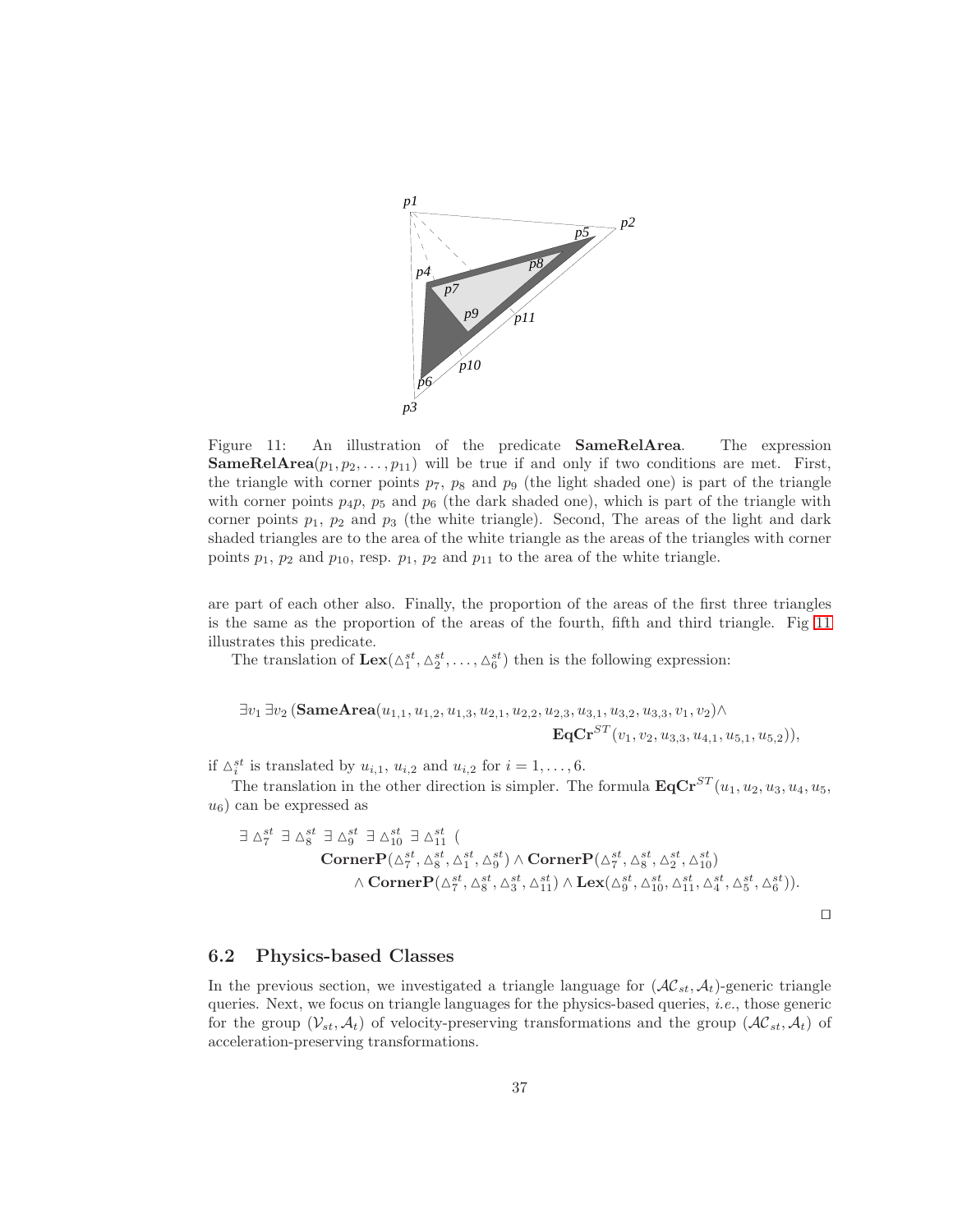Figure 11: An illustration of the predicate **SameRelArea**. The expression **SameRelArea**$(p_1, p_2, \ldots, p_{11})$ will be true if and only if two conditions are met. First, the triangle with corner points $p_7$, $p_8$ and $p_9$ (the light shaded one) is part of the triangle with corner points $p_4p$, $p_5$ and $p_6$ (the dark shaded one), which is part of the triangle with corner points $p_1$, $p_2$ and $p_3$ (the white triangle). Second, The areas of the light and dark shaded triangles are to the area of the white triangle as the areas of the triangles with corner points $p_1$, $p_2$ and $p_{10}$, resp. $p_1$, $p_2$ and $p_{11}$ to the area of the white triangle.

are part of each other also. Finally, the proportion of the areas of the first three triangles is the same as the proportion of the areas of the fourth, fifth and third triangle. Fig 11 illustrates this predicate.

The translation of $\mathbf{Lex}(\triangle_1^{st}, \triangle_2^{st}, \ldots, \triangle_6^{st})$ then is the following expression:

$$\exists v_1 \, \exists v_2 \, (\mathbf{SameArea}(u_{1,1}, u_{1,2}, u_{1,3}, u_{2,1}, u_{2,2}, u_{2,3}, u_{3,1}, u_{3,2}, u_{3,3}, v_1, v_2) \wedge \mathbf{EqCr}^{ST}(v_1, v_2, u_{3,3}, u_{4,1}, u_{5,1}, u_{5,2})),$$

if $\triangle_i^{st}$ is translated by $u_{i,1}$, $u_{i,2}$ and $u_{i,2}$ for $i = 1, \ldots, 6$.

The translation in the other direction is simpler. The formula $\mathbf{EqCr}^{ST}(u_1, u_2, u_3, u_4, u_5, u_6)$ can be expressed as

$$\exists \triangle_7^{st} \; \exists \triangle_8^{st} \; \exists \triangle_9^{st} \; \exists \triangle_{10}^{st} \; \exists \triangle_{11}^{st} \; ( \mathbf{CornerP}(\triangle_7^{st}, \triangle_8^{st}, \triangle_1^{st}, \triangle_9^{st}) \wedge \mathbf{CornerP}(\triangle_7^{st}, \triangle_8^{st}, \triangle_2^{st}, \triangle_{10}^{st}) \wedge \mathbf{CornerP}(\triangle_7^{st}, \triangle_8^{st}, \triangle_3^{st}, \triangle_{11}^{st}) \wedge \mathbf{Lex}(\triangle_9^{st}, \triangle_{10}^{st}, \triangle_{11}^{st}, \triangle_4^{st}, \triangle_5^{st}, \triangle_6^{st})).$$

□

## 6.2 Physics-based Classes

In the previous section, we investigated a triangle language for $(\mathcal{AC}_{st}, \mathcal{A}_t)$-generic triangle queries. Next, we focus on triangle languages for the physics-based queries, *i.e.*, those generic for the group $(\mathcal{V}_{st}, \mathcal{A}_t)$ of velocity-preserving transformations and the group $(\mathcal{AC}_{st}, \mathcal{A}_t)$ of acceleration-preserving transformations.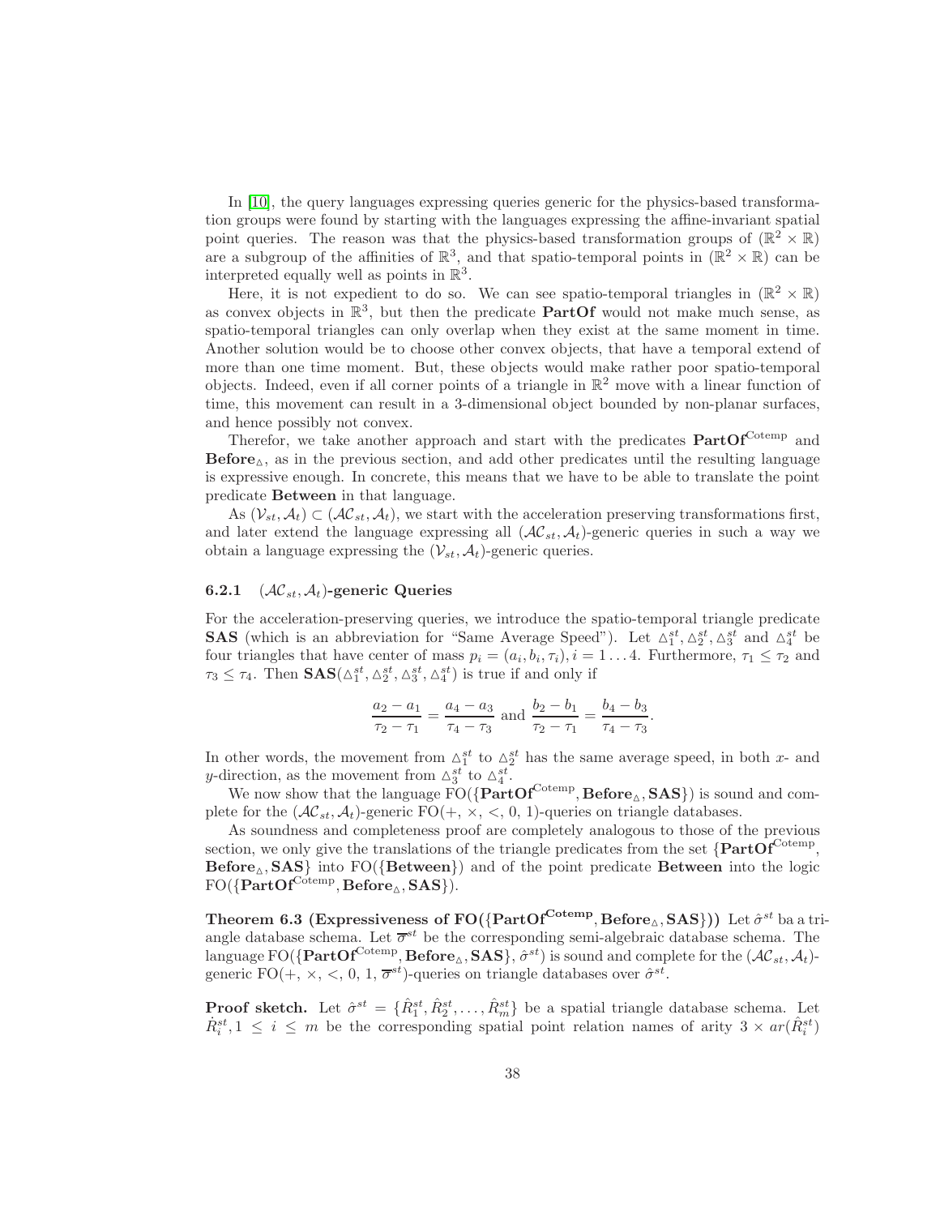In [10], the query languages expressing queries generic for the physics-based transformation groups were found by starting with the languages expressing the affine-invariant spatial point queries. The reason was that the physics-based transformation groups of $(\mathbb{R}^2 \times \mathbb{R})$ are a subgroup of the affinities of $\mathbb{R}^3$, and that spatio-temporal points in $(\mathbb{R}^2 \times \mathbb{R})$ can be interpreted equally well as points in $\mathbb{R}^3$.

Here, it is not expedient to do so. We can see spatio-temporal triangles in $(\mathbb{R}^2 \times \mathbb{R})$ as convex objects in $\mathbb{R}^3$, but then the predicate **PartOf** would not make much sense, as spatio-temporal triangles can only overlap when they exist at the same moment in time. Another solution would be to choose other convex objects, that have a temporal extend of more than one time moment. But, these objects would make rather poor spatio-temporal objects. Indeed, even if all corner points of a triangle in $\mathbb{R}^2$ move with a linear function of time, this movement can result in a 3-dimensional object bounded by non-planar surfaces, and hence possibly not convex.

Therefor, we take another approach and start with the predicates $\mathbf{PartOf}^{\text{Cotemp}}$ and $\mathbf{Before}_{\triangle}$, as in the previous section, and add other predicates until the resulting language is expressive enough. In concrete, this means that we have to be able to translate the point predicate **Between** in that language.

As $(\mathcal{V}_{st}, \mathcal{A}_t) \subset (\mathcal{AC}_{st}, \mathcal{A}_t)$, we start with the acceleration preserving transformations first, and later extend the language expressing all $(\mathcal{AC}_{st}, \mathcal{A}_t)$-generic queries in such a way we obtain a language expressing the $(\mathcal{V}_{st}, \mathcal{A}_t)$-generic queries.

### 6.2.1 $(\mathcal{AC}_{st}, \mathcal{A}_t)$-generic Queries

For the acceleration-preserving queries, we introduce the spatio-temporal triangle predicate **SAS** (which is an abbreviation for "Same Average Speed"). Let $\triangle_1^{st}, \triangle_2^{st}, \triangle_3^{st}$ and $\triangle_4^{st}$ be four triangles that have center of mass $p_i = (a_i, b_i, \tau_i), i = 1 \ldots 4$. Furthermore, $\tau_1 \leq \tau_2$ and $\tau_3 \leq \tau_4$. Then $\mathbf{SAS}(\triangle_1^{st}, \triangle_2^{st}, \triangle_3^{st}, \triangle_4^{st})$ is true if and only if

$$\frac{a_2 - a_1}{\tau_2 - \tau_1} = \frac{a_4 - a_3}{\tau_4 - \tau_3} \text{ and } \frac{b_2 - b_1}{\tau_2 - \tau_1} = \frac{b_4 - b_3}{\tau_4 - \tau_3}.$$

In other words, the movement from $\triangle_1^{st}$ to $\triangle_2^{st}$ has the same average speed, in both $x$- and $y$-direction, as the movement from $\triangle_3^{st}$ to $\triangle_4^{st}$.

We now show that the language $\text{FO}(\{\mathbf{PartOf}^{\text{Cotemp}}, \mathbf{Before}_{\triangle}, \mathbf{SAS}\})$ is sound and complete for the $(\mathcal{AC}_{st}, \mathcal{A}_t)$-generic $\text{FO}(+, \times, <, 0, 1)$-queries on triangle databases.

As soundness and completeness proof are completely analogous to those of the previous section, we only give the translations of the triangle predicates from the set $\{\mathbf{PartOf}^{\text{Cotemp}}, \mathbf{Before}_{\triangle}, \mathbf{SAS}\}$ into $\text{FO}(\{\mathbf{Between}\})$ and of the point predicate **Between** into the logic $\text{FO}(\{\mathbf{PartOf}^{\text{Cotemp}}, \mathbf{Before}_{\triangle}, \mathbf{SAS}\})$.

**Theorem 6.3 (Expressiveness of $\text{FO}(\{\mathbf{PartOf}^{\text{Cotemp}}, \mathbf{Before}_{\triangle}, \mathbf{SAS}\})$)** Let $\hat{\sigma}^{st}$ ba a triangle database schema. Let $\overline{\sigma}^{st}$ be the corresponding semi-algebraic database schema. The language $\text{FO}(\{\mathbf{PartOf}^{\text{Cotemp}}, \mathbf{Before}_{\triangle}, \mathbf{SAS}\}, \hat{\sigma}^{st})$ is sound and complete for the $(\mathcal{AC}_{st}, \mathcal{A}_t)$-generic $\text{FO}(+, \times, <, 0, 1, \overline{\sigma}^{st})$-queries on triangle databases over $\hat{\sigma}^{st}$.

**Proof sketch.** Let $\hat{\sigma}^{st} = \{\hat{R}_1^{st}, \hat{R}_2^{st}, \ldots, \hat{R}_m^{st}\}$ be a spatial triangle database schema. Let $\dot{R}_i^{st}, 1 \leq i \leq m$ be the corresponding spatial point relation names of arity $3 \times ar(\hat{R}_i^{st})$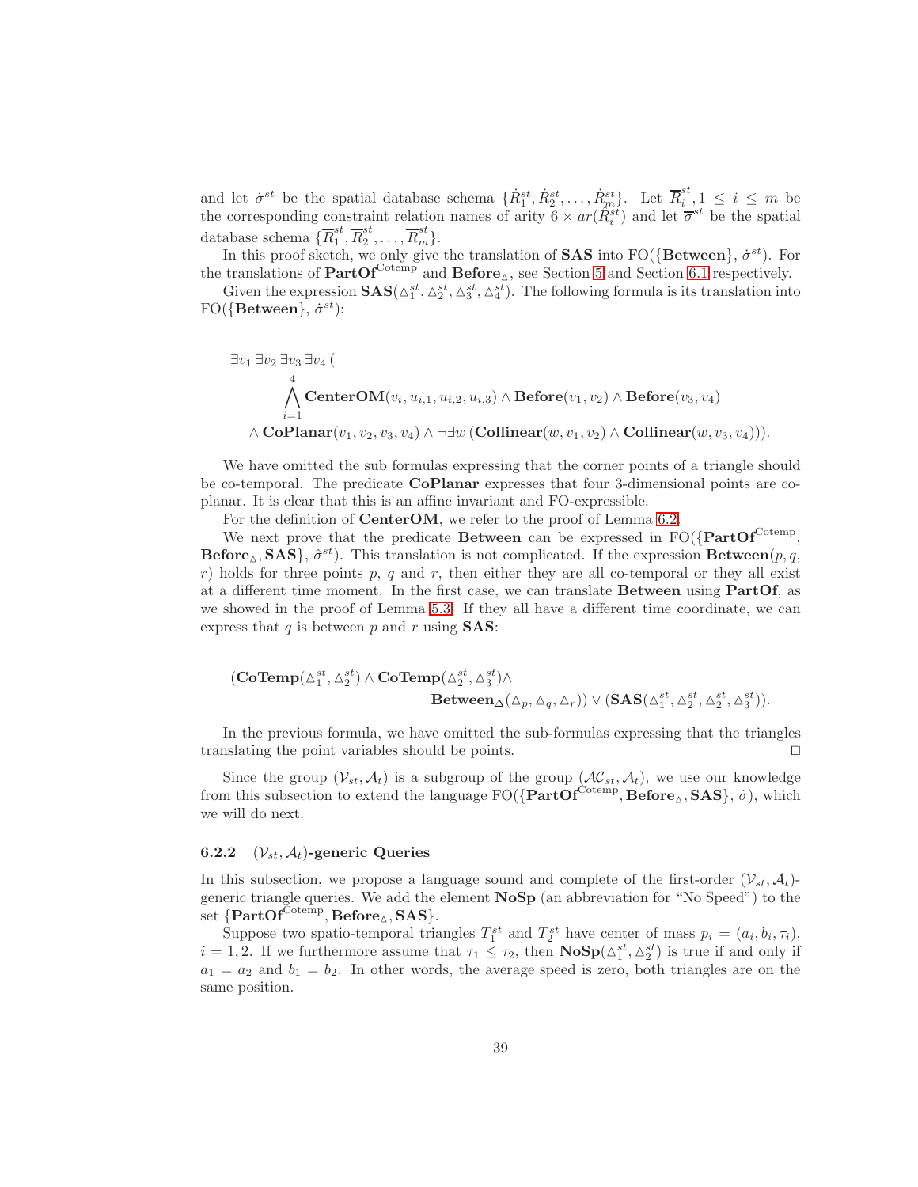and let $\dot{\sigma}^{st}$ be the spatial database schema $\{\dot{R}_1^{st}, \dot{R}_2^{st}, \ldots, \dot{R}_m^{st}\}$. Let $\overline{R}_i^{st}, 1 \leq i \leq m$ be the corresponding constraint relation names of arity $6 \times ar(\dot{R}_i^{st})$ and let $\overline{\sigma}^{st}$ be the spatial database schema $\{\overline{R}_1^{st}, \overline{R}_2^{st}, \ldots, \overline{R}_m^{st}\}$.

In this proof sketch, we only give the translation of **SAS** into FO($\{$**Between**$\}$, $\dot{\sigma}^{st}$). For the translations of $\mathbf{PartOf}^{\text{Cotemp}}$ and $\mathbf{Before}_{\vartriangle}$, see Section 5 and Section 6.1 respectively.

Given the expression $\mathbf{SAS}(\vartriangle_1^{st}, \vartriangle_2^{st}, \vartriangle_3^{st}, \vartriangle_4^{st})$. The following formula is its translation into FO($\{$**Between**$\}$, $\dot{\sigma}^{st}$):

$$
\begin{aligned}
&\exists v_1\, \exists v_2\, \exists v_3\, \exists v_4\, ( \\
&\qquad \bigwedge_{i=1}^{4} \mathbf{CenterOM}(v_i, u_{i,1}, u_{i,2}, u_{i,3}) \wedge \mathbf{Before}(v_1, v_2) \wedge \mathbf{Before}(v_3, v_4) \\
&\quad \wedge \mathbf{CoPlanar}(v_1, v_2, v_3, v_4) \wedge \neg \exists w\, (\mathbf{Collinear}(w, v_1, v_2) \wedge \mathbf{Collinear}(w, v_3, v_4))).
\end{aligned}
$$

We have omitted the sub formulas expressing that the corner points of a triangle should be co-temporal. The predicate **CoPlanar** expresses that four 3-dimensional points are co-planar. It is clear that this is an affine invariant and FO-expressible.

For the definition of **CenterOM**, we refer to the proof of Lemma 6.2.

We next prove that the predicate **Between** can be expressed in FO($\{\mathbf{PartOf}^{\text{Cotemp}}$, $\mathbf{Before}_{\vartriangle}, \mathbf{SAS}\}$, $\hat{\sigma}^{st}$). This translation is not complicated. If the expression $\mathbf{Between}(p, q, r)$ holds for three points $p$, $q$ and $r$, then either they are all co-temporal or they all exist at a different time moment. In the first case, we can translate **Between** using **PartOf**, as we showed in the proof of Lemma 5.3. If they all have a different time coordinate, we can express that $q$ is between $p$ and $r$ using **SAS**:

$$
\begin{aligned}
&(\mathbf{CoTemp}(\vartriangle_1^{st}, \vartriangle_2^{st}) \wedge \mathbf{CoTemp}(\vartriangle_2^{st}, \vartriangle_3^{st}) \wedge \\
&\qquad\qquad \mathbf{Between}_{\Delta}(\vartriangle_p, \vartriangle_q, \vartriangle_r)) \vee (\mathbf{SAS}(\vartriangle_1^{st}, \vartriangle_2^{st}, \vartriangle_2^{st}, \vartriangle_3^{st})).
\end{aligned}
$$

In the previous formula, we have omitted the sub-formulas expressing that the triangles translating the point variables should be points. ⊓⊔

Since the group $(\mathcal{V}_{st}, \mathcal{A}_t)$ is a subgroup of the group $(\mathcal{AC}_{st}, \mathcal{A}_t)$, we use our knowledge from this subsection to extend the language FO($\{\mathbf{PartOf}^{\text{Cotemp}}, \mathbf{Before}_{\vartriangle}, \mathbf{SAS}\}$, $\hat{\sigma}$), which we will do next.

### 6.2.2 $(\mathcal{V}_{st}, \mathcal{A}_t)$-generic Queries

In this subsection, we propose a language sound and complete of the first-order $(\mathcal{V}_{st}, \mathcal{A}_t)$-generic triangle queries. We add the element **NoSp** (an abbreviation for "No Speed") to the set $\{\mathbf{PartOf}^{\text{Cotemp}}, \mathbf{Before}_{\vartriangle}, \mathbf{SAS}\}$.

Suppose two spatio-temporal triangles $T_1^{st}$ and $T_2^{st}$ have center of mass $p_i = (a_i, b_i, \tau_i)$, $i = 1, 2$. If we furthermore assume that $\tau_1 \leq \tau_2$, then $\mathbf{NoSp}(\vartriangle_1^{st}, \vartriangle_2^{st})$ is true if and only if $a_1 = a_2$ and $b_1 = b_2$. In other words, the average speed is zero, both triangles are on the same position.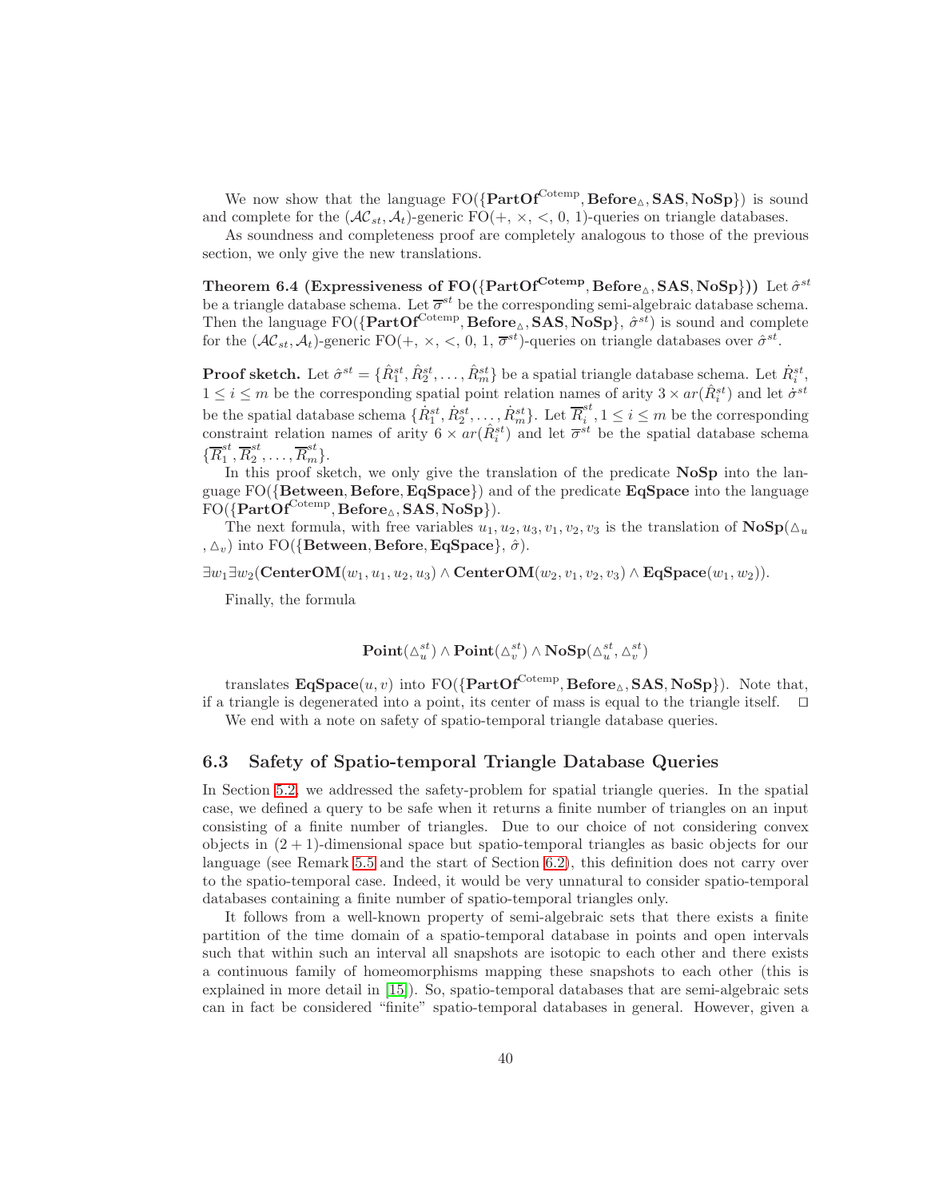We now show that the language FO($\{\mathbf{PartOf}^{\text{Cotemp}}, \mathbf{Before}_{\vartriangle}, \mathbf{SAS}, \mathbf{NoSp}\}$) is sound and complete for the $(\mathcal{AC}_{st}, \mathcal{A}_t)$-generic FO(+, ×, <, 0, 1)-queries on triangle databases.

As soundness and completeness proof are completely analogous to those of the previous section, we only give the new translations.

**Theorem 6.4 (Expressiveness of FO($\{\mathbf{PartOf}^{\mathbf{Cotemp}}, \mathbf{Before}_{\vartriangle}, \mathbf{SAS}, \mathbf{NoSp}\}$))** Let $\hat{\sigma}^{st}$ be a triangle database schema. Let $\overline{\sigma}^{st}$ be the corresponding semi-algebraic database schema. Then the language FO($\{\mathbf{PartOf}^{\text{Cotemp}}, \mathbf{Before}_{\vartriangle}, \mathbf{SAS}, \mathbf{NoSp}\}$, $\hat{\sigma}^{st}$) is sound and complete for the $(\mathcal{AC}_{st}, \mathcal{A}_t)$-generic FO(+, ×, <, 0, 1, $\overline{\sigma}^{st}$)-queries on triangle databases over $\hat{\sigma}^{st}$.

**Proof sketch.** Let $\hat{\sigma}^{st} = \{\hat{R}_1^{st}, \hat{R}_2^{st}, \ldots, \hat{R}_m^{st}\}$ be a spatial triangle database schema. Let $\dot{R}_i^{st}$, $1 \leq i \leq m$ be the corresponding spatial point relation names of arity $3 \times ar(\hat{R}_i^{st})$ and let $\dot{\sigma}^{st}$ be the spatial database schema $\{\dot{R}_1^{st}, \dot{R}_2^{st}, \ldots, \dot{R}_m^{st}\}$. Let $\overline{R}_i^{st}, 1 \leq i \leq m$ be the corresponding constraint relation names of arity $6 \times ar(\hat{R}_i^{st})$ and let $\overline{\sigma}^{st}$ be the spatial database schema $\{\overline{R}_1^{st}, \overline{R}_2^{st}, \ldots, \overline{R}_m^{st}\}$.

In this proof sketch, we only give the translation of the predicate **NoSp** into the language FO($\{\mathbf{Between}, \mathbf{Before}, \mathbf{EqSpace}\}$) and of the predicate **EqSpace** into the language FO($\{\mathbf{PartOf}^{\text{Cotemp}}, \mathbf{Before}_{\vartriangle}, \mathbf{SAS}, \mathbf{NoSp}\}$).

The next formula, with free variables $u_1, u_2, u_3, v_1, v_2, v_3$ is the translation of $\mathbf{NoSp}(\vartriangle_u, \vartriangle_v)$ into FO($\{\mathbf{Between}, \mathbf{Before}, \mathbf{EqSpace}\}$, $\hat{\sigma}$).

$\exists w_1 \exists w_2 (\mathbf{CenterOM}(w_1, u_1, u_2, u_3) \wedge \mathbf{CenterOM}(w_2, v_1, v_2, v_3) \wedge \mathbf{EqSpace}(w_1, w_2))$.

Finally, the formula

$$\mathbf{Point}(\vartriangle_u^{st}) \wedge \mathbf{Point}(\vartriangle_v^{st}) \wedge \mathbf{NoSp}(\vartriangle_u^{st}, \vartriangle_v^{st})$$

translates $\mathbf{EqSpace}(u, v)$ into FO($\{\mathbf{PartOf}^{\text{Cotemp}}, \mathbf{Before}_{\vartriangle}, \mathbf{SAS}, \mathbf{NoSp}\}$). Note that, if a triangle is degenerated into a point, its center of mass is equal to the triangle itself. ◻

We end with a note on safety of spatio-temporal triangle database queries.

### 6.3 Safety of Spatio-temporal Triangle Database Queries

In Section 5.2, we addressed the safety-problem for spatial triangle queries. In the spatial case, we defined a query to be safe when it returns a finite number of triangles on an input consisting of a finite number of triangles. Due to our choice of not considering convex objects in $(2+1)$-dimensional space but spatio-temporal triangles as basic objects for our language (see Remark 5.5 and the start of Section 6.2), this definition does not carry over to the spatio-temporal case. Indeed, it would be very unnatural to consider spatio-temporal databases containing a finite number of spatio-temporal triangles only.

It follows from a well-known property of semi-algebraic sets that there exists a finite partition of the time domain of a spatio-temporal database in points and open intervals such that within such an interval all snapshots are isotopic to each other and there exists a continuous family of homeomorphisms mapping these snapshots to each other (this is explained in more detail in [15]). So, spatio-temporal databases that are semi-algebraic sets can in fact be considered "finite" spatio-temporal databases in general. However, given a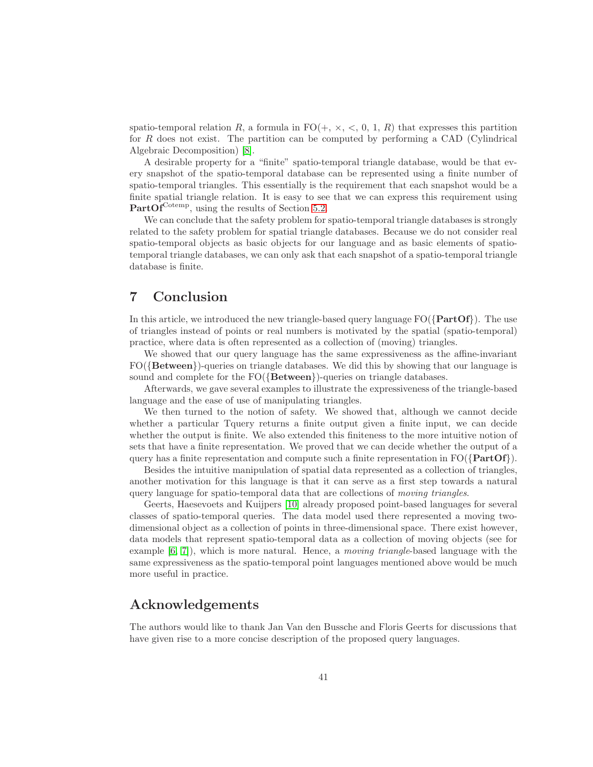spatio-temporal relation $R$, a formula in FO($+$, $\times$, $<$, 0, 1, $R$) that expresses this partition for $R$ does not exist. The partition can be computed by performing a CAD (Cylindrical Algebraic Decomposition) [8].

A desirable property for a "finite" spatio-temporal triangle database, would be that every snapshot of the spatio-temporal database can be represented using a finite number of spatio-temporal triangles. This essentially is the requirement that each snapshot would be a finite spatial triangle relation. It is easy to see that we can express this requirement using $\mathbf{PartOf}^{\mathrm{Cotemp}}$, using the results of Section 5.2.

We can conclude that the safety problem for spatio-temporal triangle databases is strongly related to the safety problem for spatial triangle databases. Because we do not consider real spatio-temporal objects as basic objects for our language and as basic elements of spatio-temporal triangle databases, we can only ask that each snapshot of a spatio-temporal triangle database is finite.

## 7 Conclusion

In this article, we introduced the new triangle-based query language FO({**PartOf**}). The use of triangles instead of points or real numbers is motivated by the spatial (spatio-temporal) practice, where data is often represented as a collection of (moving) triangles.

We showed that our query language has the same expressiveness as the affine-invariant FO({**Between**})-queries on triangle databases. We did this by showing that our language is sound and complete for the FO({**Between**})-queries on triangle databases.

Afterwards, we gave several examples to illustrate the expressiveness of the triangle-based language and the ease of use of manipulating triangles.

We then turned to the notion of safety. We showed that, although we cannot decide whether a particular Tquery returns a finite output given a finite input, we can decide whether the output is finite. We also extended this finiteness to the more intuitive notion of sets that have a finite representation. We proved that we can decide whether the output of a query has a finite representation and compute such a finite representation in FO({**PartOf**}).

Besides the intuitive manipulation of spatial data represented as a collection of triangles, another motivation for this language is that it can serve as a first step towards a natural query language for spatio-temporal data that are collections of *moving triangles*.

Geerts, Haesevoets and Kuijpers [10] already proposed point-based languages for several classes of spatio-temporal queries. The data model used there represented a moving two-dimensional object as a collection of points in three-dimensional space. There exist however, data models that represent spatio-temporal data as a collection of moving objects (see for example [6, 7]), which is more natural. Hence, a *moving triangle*-based language with the same expressiveness as the spatio-temporal point languages mentioned above would be much more useful in practice.

## Acknowledgements

The authors would like to thank Jan Van den Bussche and Floris Geerts for discussions that have given rise to a more concise description of the proposed query languages.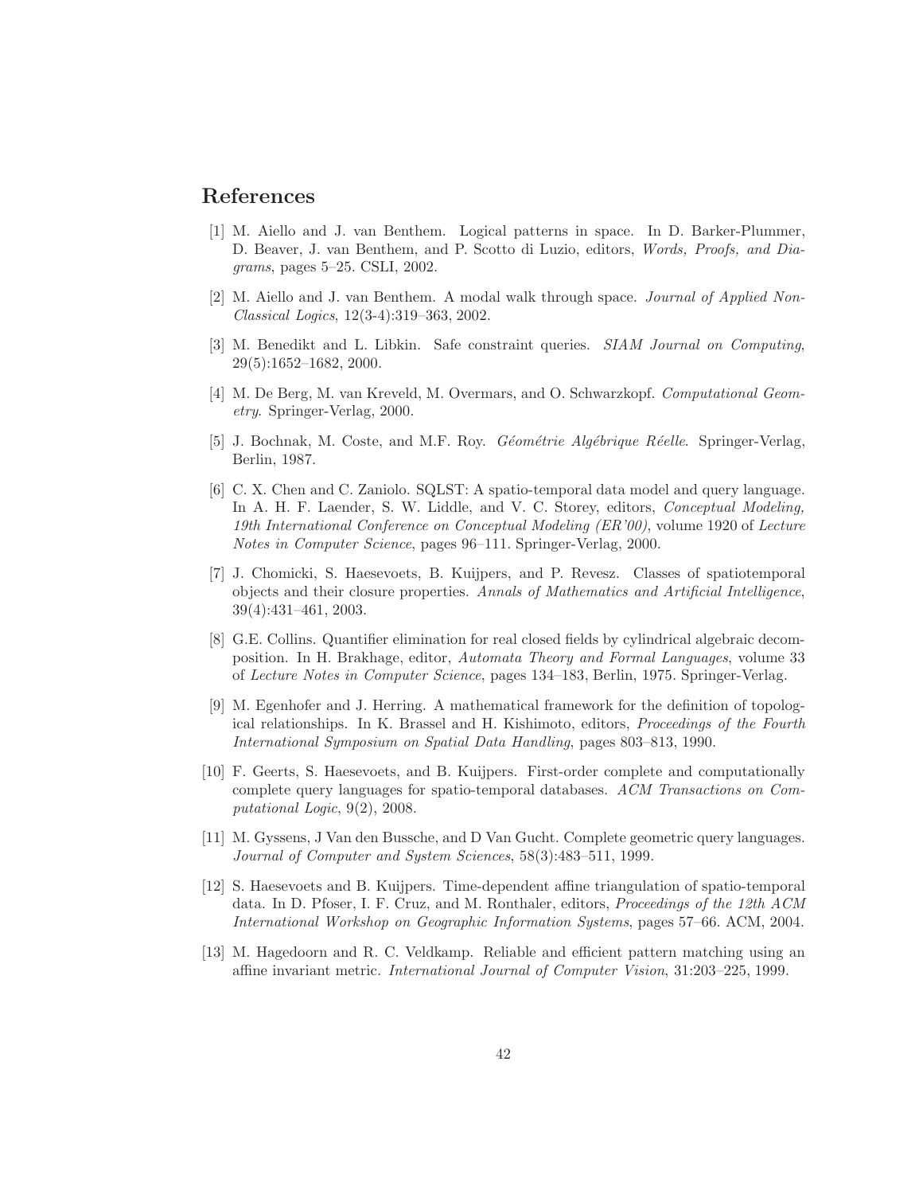## References

[1] M. Aiello and J. van Benthem. Logical patterns in space. In D. Barker-Plummer, D. Beaver, J. van Benthem, and P. Scotto di Luzio, editors, *Words, Proofs, and Diagrams*, pages 5–25. CSLI, 2002.

[2] M. Aiello and J. van Benthem. A modal walk through space. *Journal of Applied Non-Classical Logics*, 12(3-4):319–363, 2002.

[3] M. Benedikt and L. Libkin. Safe constraint queries. *SIAM Journal on Computing*, 29(5):1652–1682, 2000.

[4] M. De Berg, M. van Kreveld, M. Overmars, and O. Schwarzkopf. *Computational Geometry*. Springer-Verlag, 2000.

[5] J. Bochnak, M. Coste, and M.F. Roy. *Géométrie Algébrique Réelle*. Springer-Verlag, Berlin, 1987.

[6] C. X. Chen and C. Zaniolo. SQLST: A spatio-temporal data model and query language. In A. H. F. Laender, S. W. Liddle, and V. C. Storey, editors, *Conceptual Modeling, 19th International Conference on Conceptual Modeling (ER'00)*, volume 1920 of *Lecture Notes in Computer Science*, pages 96–111. Springer-Verlag, 2000.

[7] J. Chomicki, S. Haesevoets, B. Kuijpers, and P. Revesz. Classes of spatiotemporal objects and their closure properties. *Annals of Mathematics and Artificial Intelligence*, 39(4):431–461, 2003.

[8] G.E. Collins. Quantifier elimination for real closed fields by cylindrical algebraic decomposition. In H. Brakhage, editor, *Automata Theory and Formal Languages*, volume 33 of *Lecture Notes in Computer Science*, pages 134–183, Berlin, 1975. Springer-Verlag.

[9] M. Egenhofer and J. Herring. A mathematical framework for the definition of topological relationships. In K. Brassel and H. Kishimoto, editors, *Proceedings of the Fourth International Symposium on Spatial Data Handling*, pages 803–813, 1990.

[10] F. Geerts, S. Haesevoets, and B. Kuijpers. First-order complete and computationally complete query languages for spatio-temporal databases. *ACM Transactions on Computational Logic*, 9(2), 2008.

[11] M. Gyssens, J Van den Bussche, and D Van Gucht. Complete geometric query languages. *Journal of Computer and System Sciences*, 58(3):483–511, 1999.

[12] S. Haesevoets and B. Kuijpers. Time-dependent affine triangulation of spatio-temporal data. In D. Pfoser, I. F. Cruz, and M. Ronthaler, editors, *Proceedings of the 12th ACM International Workshop on Geographic Information Systems*, pages 57–66. ACM, 2004.

[13] M. Hagedoorn and R. C. Veldkamp. Reliable and efficient pattern matching using an affine invariant metric. *International Journal of Computer Vision*, 31:203–225, 1999.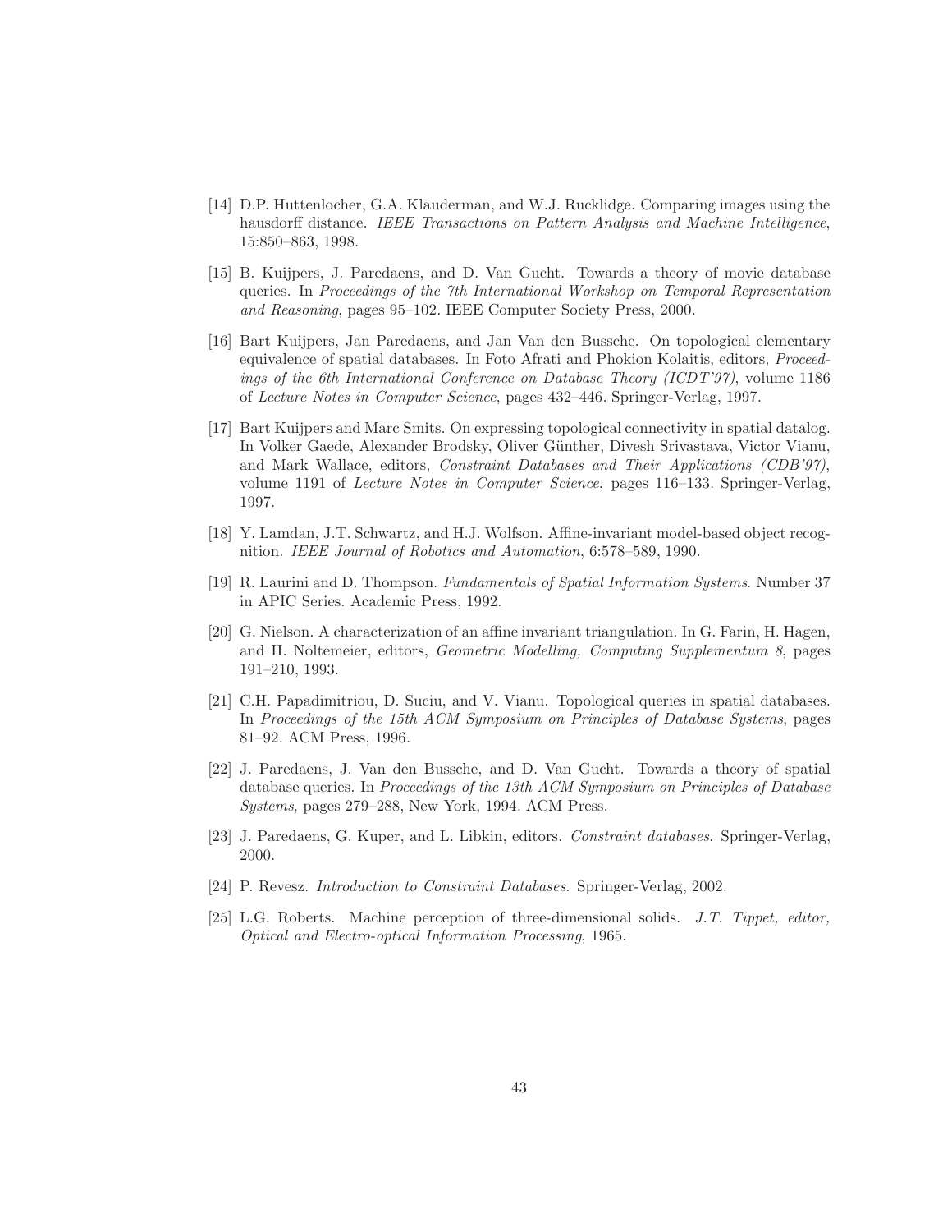[14] D.P. Huttenlocher, G.A. Klauderman, and W.J. Rucklidge. Comparing images using the hausdorff distance. *IEEE Transactions on Pattern Analysis and Machine Intelligence*, 15:850–863, 1998.

[15] B. Kuijpers, J. Paredaens, and D. Van Gucht. Towards a theory of movie database queries. In *Proceedings of the 7th International Workshop on Temporal Representation and Reasoning*, pages 95–102. IEEE Computer Society Press, 2000.

[16] Bart Kuijpers, Jan Paredaens, and Jan Van den Bussche. On topological elementary equivalence of spatial databases. In Foto Afrati and Phokion Kolaitis, editors, *Proceedings of the 6th International Conference on Database Theory (ICDT'97)*, volume 1186 of *Lecture Notes in Computer Science*, pages 432–446. Springer-Verlag, 1997.

[17] Bart Kuijpers and Marc Smits. On expressing topological connectivity in spatial datalog. In Volker Gaede, Alexander Brodsky, Oliver Günther, Divesh Srivastava, Victor Vianu, and Mark Wallace, editors, *Constraint Databases and Their Applications (CDB'97)*, volume 1191 of *Lecture Notes in Computer Science*, pages 116–133. Springer-Verlag, 1997.

[18] Y. Lamdan, J.T. Schwartz, and H.J. Wolfson. Affine-invariant model-based object recognition. *IEEE Journal of Robotics and Automation*, 6:578–589, 1990.

[19] R. Laurini and D. Thompson. *Fundamentals of Spatial Information Systems*. Number 37 in APIC Series. Academic Press, 1992.

[20] G. Nielson. A characterization of an affine invariant triangulation. In G. Farin, H. Hagen, and H. Noltemeier, editors, *Geometric Modelling, Computing Supplementum 8*, pages 191–210, 1993.

[21] C.H. Papadimitriou, D. Suciu, and V. Vianu. Topological queries in spatial databases. In *Proceedings of the 15th ACM Symposium on Principles of Database Systems*, pages 81–92. ACM Press, 1996.

[22] J. Paredaens, J. Van den Bussche, and D. Van Gucht. Towards a theory of spatial database queries. In *Proceedings of the 13th ACM Symposium on Principles of Database Systems*, pages 279–288, New York, 1994. ACM Press.

[23] J. Paredaens, G. Kuper, and L. Libkin, editors. *Constraint databases*. Springer-Verlag, 2000.

[24] P. Revesz. *Introduction to Constraint Databases*. Springer-Verlag, 2002.

[25] L.G. Roberts. Machine perception of three-dimensional solids. *J.T. Tippet, editor, Optical and Electro-optical Information Processing*, 1965.